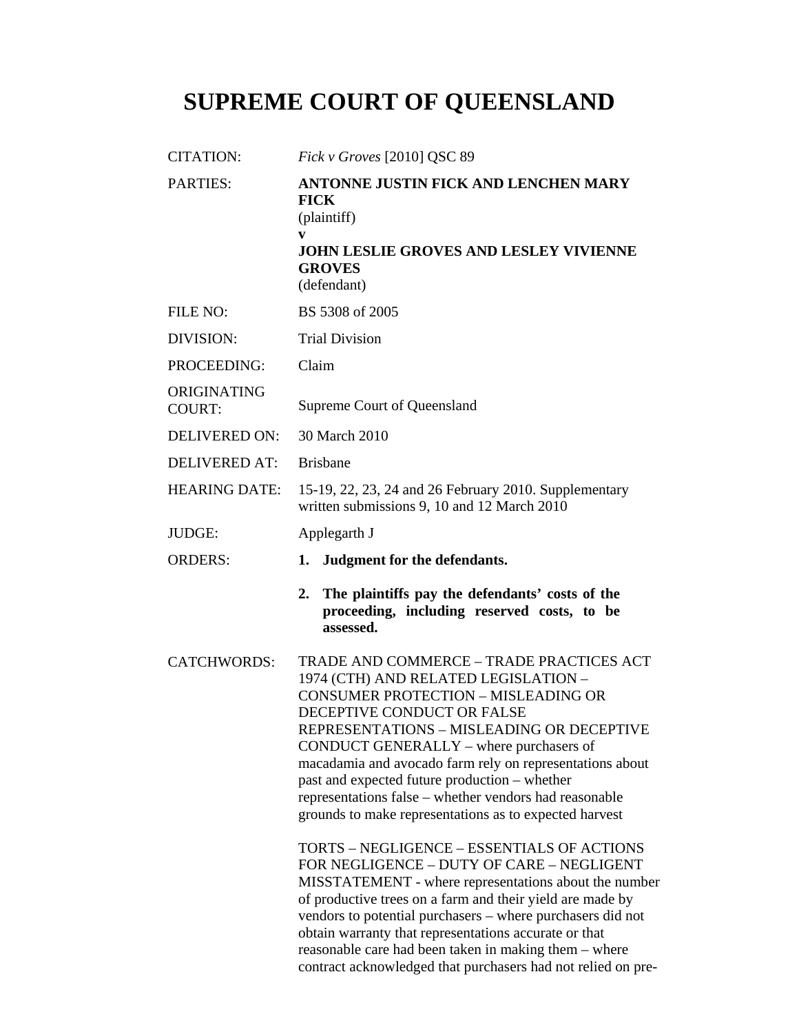# SUPREME COURT OF QUEENSLAND

| | |
|---|---|
| CITATION: | *Fick v Groves* [2010] QSC 89 |
| PARTIES: | **ANTONNE JUSTIN FICK AND LENCHEN MARY FICK**<br>(plaintiff)<br>**v**<br>**JOHN LESLIE GROVES AND LESLEY VIVIENNE GROVES**<br>(defendant) |
| FILE NO: | BS 5308 of 2005 |
| DIVISION: | Trial Division |
| PROCEEDING: | Claim |
| ORIGINATING COURT: | Supreme Court of Queensland |
| DELIVERED ON: | 30 March 2010 |
| DELIVERED AT: | Brisbane |
| HEARING DATE: | 15-19, 22, 23, 24 and 26 February 2010. Supplementary written submissions 9, 10 and 12 March 2010 |
| JUDGE: | Applegarth J |
| ORDERS: | **1. Judgment for the defendants.**<br>**2. The plaintiffs pay the defendants' costs of the proceeding, including reserved costs, to be assessed.** |
| CATCHWORDS: | TRADE AND COMMERCE – TRADE PRACTICES ACT 1974 (CTH) AND RELATED LEGISLATION – CONSUMER PROTECTION – MISLEADING OR DECEPTIVE CONDUCT OR FALSE REPRESENTATIONS – MISLEADING OR DECEPTIVE CONDUCT GENERALLY – where purchasers of macadamia and avocado farm rely on representations about past and expected future production – whether representations false – whether vendors had reasonable grounds to make representations as to expected harvest<br><br>TORTS – NEGLIGENCE – ESSENTIALS OF ACTIONS FOR NEGLIGENCE – DUTY OF CARE – NEGLIGENT MISSTATEMENT - where representations about the number of productive trees on a farm and their yield are made by vendors to potential purchasers – where purchasers did not obtain warranty that representations accurate or that reasonable care had been taken in making them – where contract acknowledged that purchasers had not relied on pre- |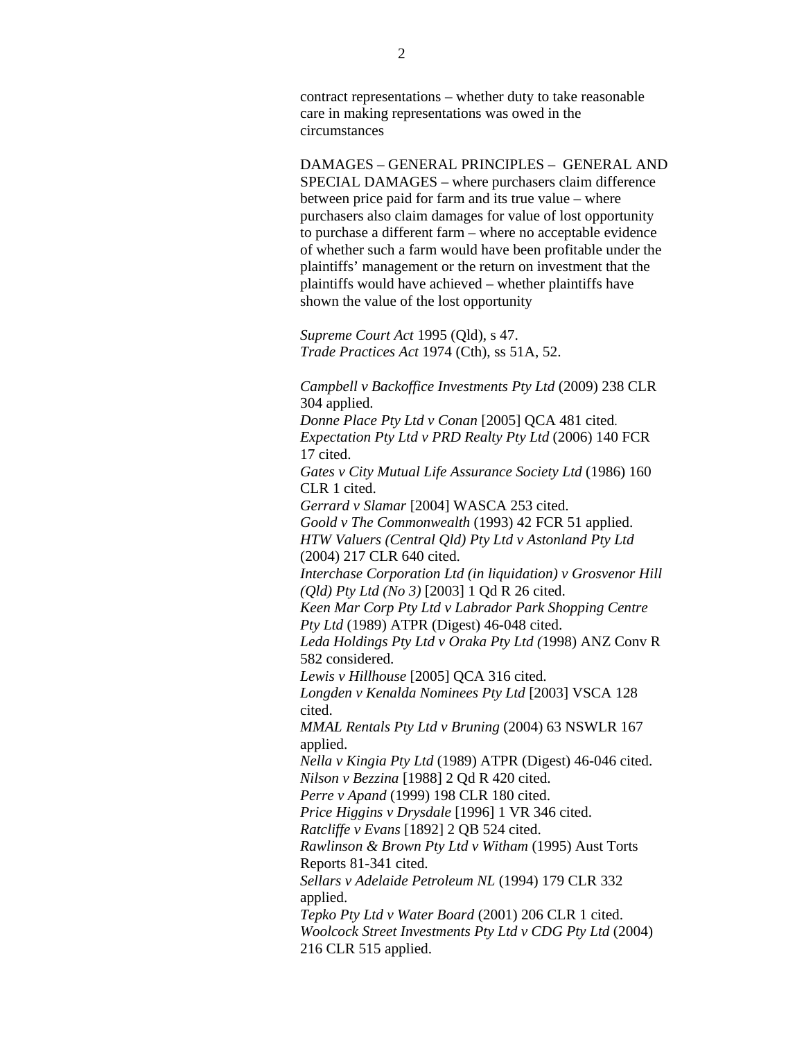contract representations – whether duty to take reasonable care in making representations was owed in the circumstances

DAMAGES – GENERAL PRINCIPLES – GENERAL AND SPECIAL DAMAGES – where purchasers claim difference between price paid for farm and its true value – where purchasers also claim damages for value of lost opportunity to purchase a different farm – where no acceptable evidence of whether such a farm would have been profitable under the plaintiffs' management or the return on investment that the plaintiffs would have achieved – whether plaintiffs have shown the value of the lost opportunity

*Supreme Court Act* 1995 (Qld), s 47.
*Trade Practices Act* 1974 (Cth), ss 51A, 52.

*Campbell v Backoffice Investments Pty Ltd* (2009) 238 CLR 304 applied.
*Donne Place Pty Ltd v Conan* [2005] QCA 481 cited.
*Expectation Pty Ltd v PRD Realty Pty Ltd* (2006) 140 FCR 17 cited.
*Gates v City Mutual Life Assurance Society Ltd* (1986) 160 CLR 1 cited.
*Gerrard v Slamar* [2004] WASCA 253 cited.
*Goold v The Commonwealth* (1993) 42 FCR 51 applied.
*HTW Valuers (Central Qld) Pty Ltd v Astonland Pty Ltd* (2004) 217 CLR 640 cited.
*Interchase Corporation Ltd (in liquidation) v Grosvenor Hill (Qld) Pty Ltd (No 3)* [2003] 1 Qd R 26 cited.
*Keen Mar Corp Pty Ltd v Labrador Park Shopping Centre Pty Ltd* (1989) ATPR (Digest) 46-048 cited.
*Leda Holdings Pty Ltd v Oraka Pty Ltd* (1998) ANZ Conv R 582 considered.
*Lewis v Hillhouse* [2005] QCA 316 cited.
*Longden v Kenalda Nominees Pty Ltd* [2003] VSCA 128 cited.
*MMAL Rentals Pty Ltd v Bruning* (2004) 63 NSWLR 167 applied.
*Nella v Kingia Pty Ltd* (1989) ATPR (Digest) 46-046 cited.
*Nilson v Bezzina* [1988] 2 Qd R 420 cited.
*Perre v Apand* (1999) 198 CLR 180 cited.
*Price Higgins v Drysdale* [1996] 1 VR 346 cited.
*Ratcliffe v Evans* [1892] 2 QB 524 cited.
*Rawlinson & Brown Pty Ltd v Witham* (1995) Aust Torts Reports 81-341 cited.
*Sellars v Adelaide Petroleum NL* (1994) 179 CLR 332 applied.
*Tepko Pty Ltd v Water Board* (2001) 206 CLR 1 cited.
*Woolcock Street Investments Pty Ltd v CDG Pty Ltd* (2004) 216 CLR 515 applied.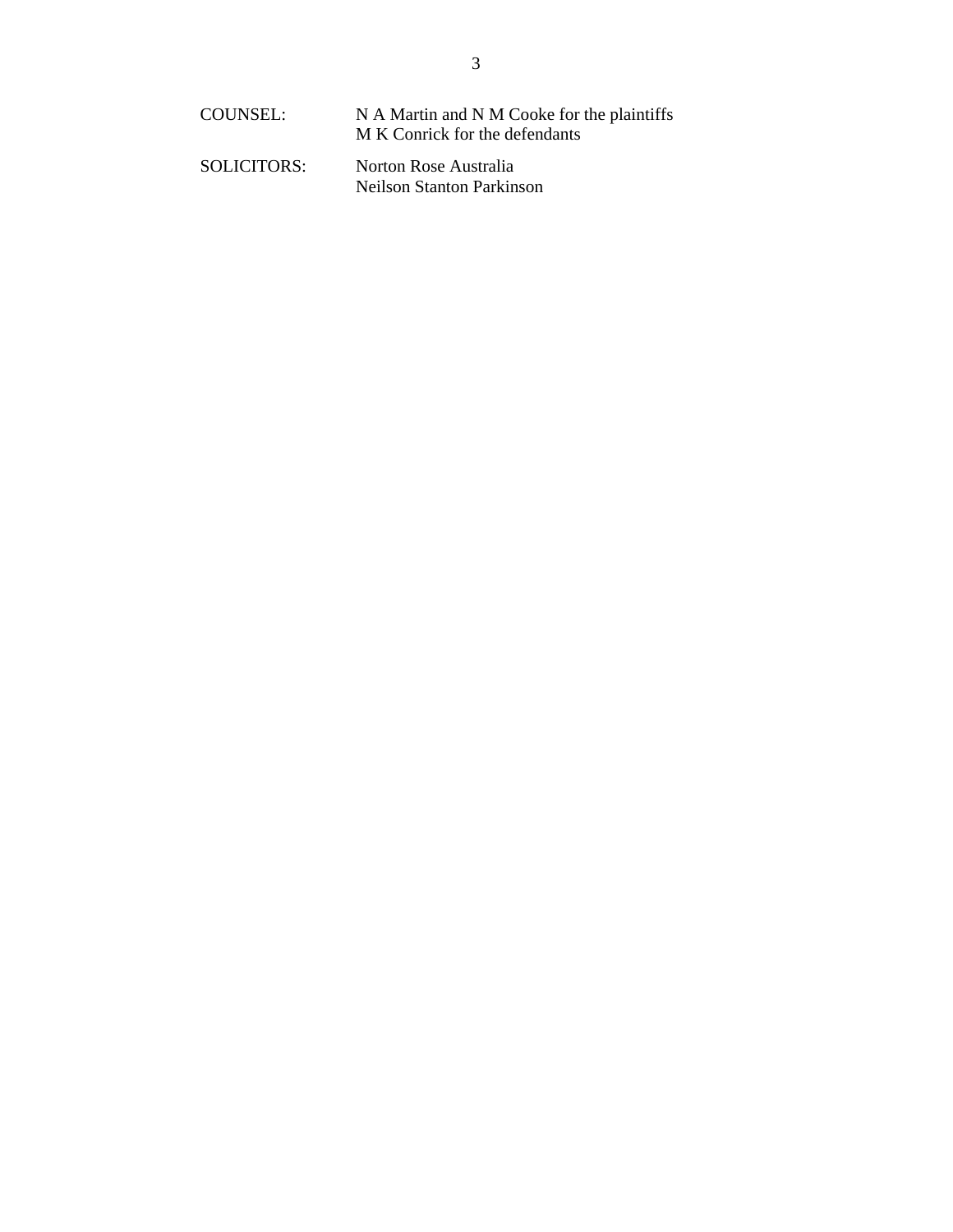| | |
|---|---|
| COUNSEL: | N A Martin and N M Cooke for the plaintiffs<br>M K Conrick for the defendants |
| SOLICITORS: | Norton Rose Australia<br>Neilson Stanton Parkinson |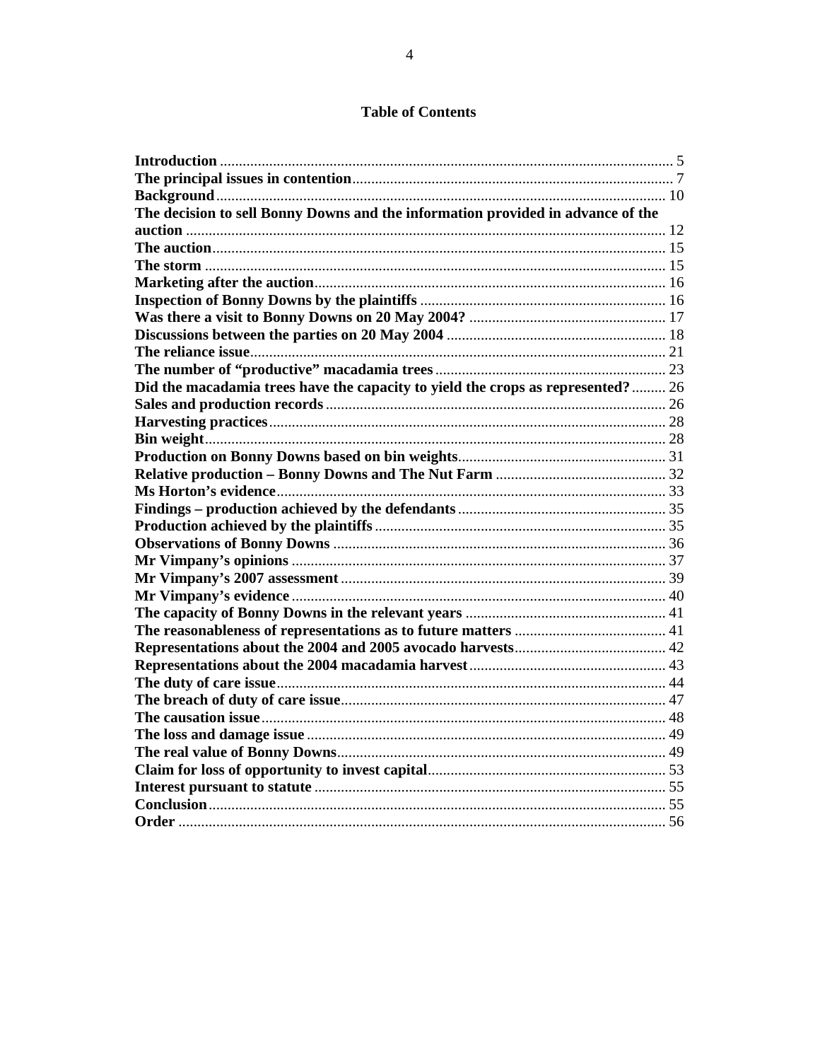## Table of Contents

**Introduction** ........................................................................................................ 5
**The principal issues in contention**................................................................... 7
**Background**...................................................................................................... 10
**The decision to sell Bonny Downs and the information provided in advance of the auction** ............................................................................................................. 12
**The auction**...................................................................................................... 15
**The storm** ........................................................................................................ 15
**Marketing after the auction**............................................................................. 16
**Inspection of Bonny Downs by the plaintiffs** ................................................ 16
**Was there a visit to Bonny Downs on 20 May 2004?** ................................... 17
**Discussions between the parties on 20 May 2004** ......................................... 18
**The reliance issue**............................................................................................ 21
**The number of "productive" macadamia trees** ............................................... 23
**Did the macadamia trees have the capacity to yield the crops as represented?** ......... 26
**Sales and production records** ......................................................................... 26
**Harvesting practices**........................................................................................ 28
**Bin weight**........................................................................................................ 28
**Production on Bonny Downs based on bin weights**....................................... 31
**Relative production – Bonny Downs and The Nut Farm** ............................... 32
**Ms Horton's evidence**...................................................................................... 33
**Findings – production achieved by the defendants** ....................................... 35
**Production achieved by the plaintiffs** ............................................................ 35
**Observations of Bonny Downs** ....................................................................... 36
**Mr Vimpany's opinions** .................................................................................. 37
**Mr Vimpany's 2007 assessment** ..................................................................... 39
**Mr Vimpany's evidence** .................................................................................. 40
**The capacity of Bonny Downs in the relevant years** ..................................... 41
**The reasonableness of representations as to future matters** ........................ 41
**Representations about the 2004 and 2005 avocado harvests**........................ 42
**Representations about the 2004 macadamia harvest** .................................... 43
**The duty of care issue**...................................................................................... 44
**The breach of duty of care issue**..................................................................... 47
**The causation issue**.......................................................................................... 48
**The loss and damage issue** ............................................................................. 49
**The real value of Bonny Downs**...................................................................... 49
**Claim for loss of opportunity to invest capital**............................................... 53
**Interest pursuant to statute** ............................................................................ 55
**Conclusion**....................................................................................................... 55
**Order** ............................................................................................................... 56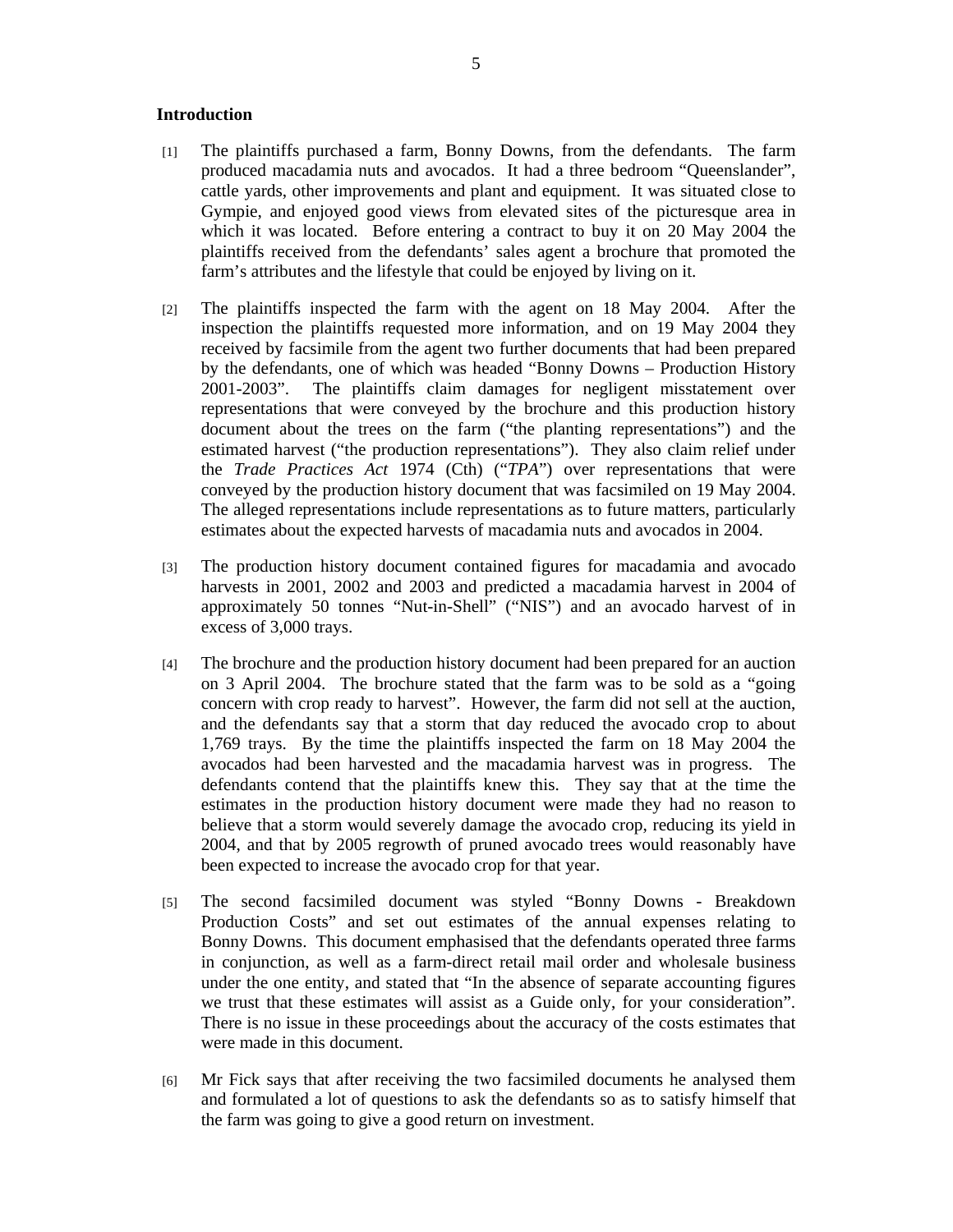## Introduction

[1] The plaintiffs purchased a farm, Bonny Downs, from the defendants. The farm produced macadamia nuts and avocados. It had a three bedroom "Queenslander", cattle yards, other improvements and plant and equipment. It was situated close to Gympie, and enjoyed good views from elevated sites of the picturesque area in which it was located. Before entering a contract to buy it on 20 May 2004 the plaintiffs received from the defendants' sales agent a brochure that promoted the farm's attributes and the lifestyle that could be enjoyed by living on it.

[2] The plaintiffs inspected the farm with the agent on 18 May 2004. After the inspection the plaintiffs requested more information, and on 19 May 2004 they received by facsimile from the agent two further documents that had been prepared by the defendants, one of which was headed "Bonny Downs – Production History 2001-2003". The plaintiffs claim damages for negligent misstatement over representations that were conveyed by the brochure and this production history document about the trees on the farm ("the planting representations") and the estimated harvest ("the production representations"). They also claim relief under the *Trade Practices Act* 1974 (Cth) ("*TPA*") over representations that were conveyed by the production history document that was facsimiled on 19 May 2004. The alleged representations include representations as to future matters, particularly estimates about the expected harvests of macadamia nuts and avocados in 2004.

[3] The production history document contained figures for macadamia and avocado harvests in 2001, 2002 and 2003 and predicted a macadamia harvest in 2004 of approximately 50 tonnes "Nut-in-Shell" ("NIS") and an avocado harvest of in excess of 3,000 trays.

[4] The brochure and the production history document had been prepared for an auction on 3 April 2004. The brochure stated that the farm was to be sold as a "going concern with crop ready to harvest". However, the farm did not sell at the auction, and the defendants say that a storm that day reduced the avocado crop to about 1,769 trays. By the time the plaintiffs inspected the farm on 18 May 2004 the avocados had been harvested and the macadamia harvest was in progress. The defendants contend that the plaintiffs knew this. They say that at the time the estimates in the production history document were made they had no reason to believe that a storm would severely damage the avocado crop, reducing its yield in 2004, and that by 2005 regrowth of pruned avocado trees would reasonably have been expected to increase the avocado crop for that year.

[5] The second facsimiled document was styled "Bonny Downs - Breakdown Production Costs" and set out estimates of the annual expenses relating to Bonny Downs. This document emphasised that the defendants operated three farms in conjunction, as well as a farm-direct retail mail order and wholesale business under the one entity, and stated that "In the absence of separate accounting figures we trust that these estimates will assist as a Guide only, for your consideration". There is no issue in these proceedings about the accuracy of the costs estimates that were made in this document.

[6] Mr Fick says that after receiving the two facsimiled documents he analysed them and formulated a lot of questions to ask the defendants so as to satisfy himself that the farm was going to give a good return on investment.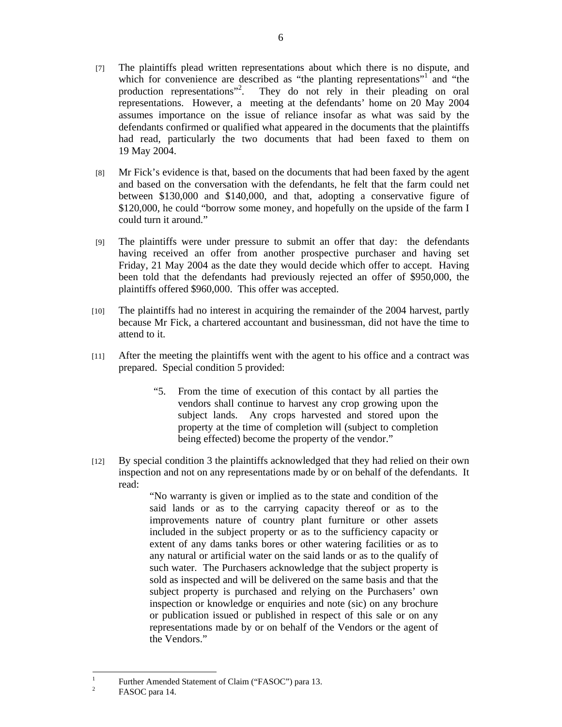[7] The plaintiffs plead written representations about which there is no dispute, and which for convenience are described as "the planting representations"[1] and "the production representations"[2]. They do not rely in their pleading on oral representations. However, a meeting at the defendants' home on 20 May 2004 assumes importance on the issue of reliance insofar as what was said by the defendants confirmed or qualified what appeared in the documents that the plaintiffs had read, particularly the two documents that had been faxed to them on 19 May 2004.

[8] Mr Fick's evidence is that, based on the documents that had been faxed by the agent and based on the conversation with the defendants, he felt that the farm could net between \$130,000 and \$140,000, and that, adopting a conservative figure of \$120,000, he could "borrow some money, and hopefully on the upside of the farm I could turn it around."

[9] The plaintiffs were under pressure to submit an offer that day: the defendants having received an offer from another prospective purchaser and having set Friday, 21 May 2004 as the date they would decide which offer to accept. Having been told that the defendants had previously rejected an offer of \$950,000, the plaintiffs offered \$960,000. This offer was accepted.

[10] The plaintiffs had no interest in acquiring the remainder of the 2004 harvest, partly because Mr Fick, a chartered accountant and businessman, did not have the time to attend to it.

[11] After the meeting the plaintiffs went with the agent to his office and a contract was prepared. Special condition 5 provided:

> "5. From the time of execution of this contact by all parties the vendors shall continue to harvest any crop growing upon the subject lands. Any crops harvested and stored upon the property at the time of completion will (subject to completion being effected) become the property of the vendor."

[12] By special condition 3 the plaintiffs acknowledged that they had relied on their own inspection and not on any representations made by or on behalf of the defendants. It read:

> "No warranty is given or implied as to the state and condition of the said lands or as to the carrying capacity thereof or as to the improvements nature of country plant furniture or other assets included in the subject property or as to the sufficiency capacity or extent of any dams tanks bores or other watering facilities or as to any natural or artificial water on the said lands or as to the qualify of such water. The Purchasers acknowledge that the subject property is sold as inspected and will be delivered on the same basis and that the subject property is purchased and relying on the Purchasers' own inspection or knowledge or enquiries and note (sic) on any brochure or publication issued or published in respect of this sale or on any representations made by or on behalf of the Vendors or the agent of the Vendors."

---

[1] Further Amended Statement of Claim ("FASOC") para 13.

[2] FASOC para 14.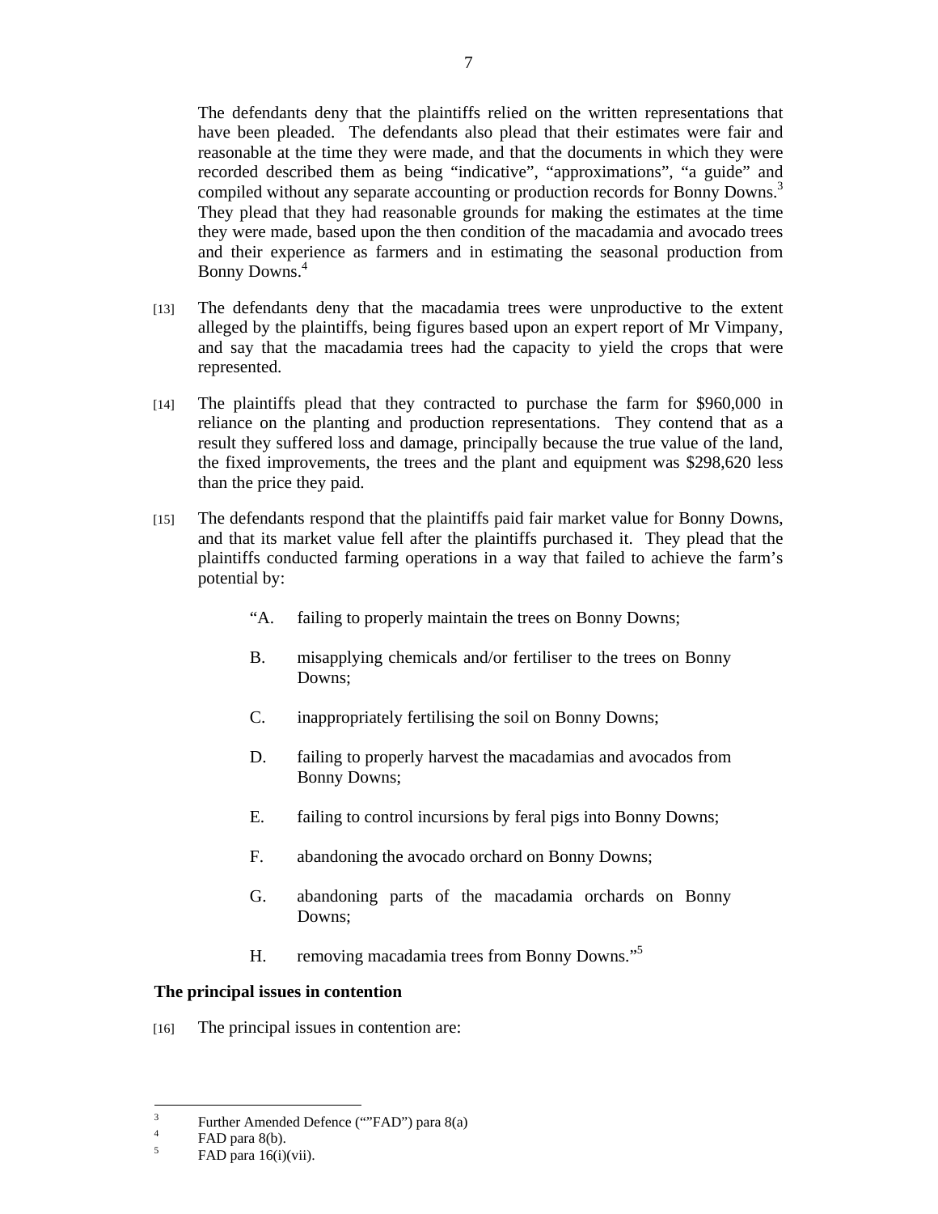The defendants deny that the plaintiffs relied on the written representations that have been pleaded. The defendants also plead that their estimates were fair and reasonable at the time they were made, and that the documents in which they were recorded described them as being "indicative", "approximations", "a guide" and compiled without any separate accounting or production records for Bonny Downs.[3] They plead that they had reasonable grounds for making the estimates at the time they were made, based upon the then condition of the macadamia and avocado trees and their experience as farmers and in estimating the seasonal production from Bonny Downs.[4]

[13] The defendants deny that the macadamia trees were unproductive to the extent alleged by the plaintiffs, being figures based upon an expert report of Mr Vimpany, and say that the macadamia trees had the capacity to yield the crops that were represented.

[14] The plaintiffs plead that they contracted to purchase the farm for $960,000 in reliance on the planting and production representations. They contend that as a result they suffered loss and damage, principally because the true value of the land, the fixed improvements, the trees and the plant and equipment was $298,620 less than the price they paid.

[15] The defendants respond that the plaintiffs paid fair market value for Bonny Downs, and that its market value fell after the plaintiffs purchased it. They plead that the plaintiffs conducted farming operations in a way that failed to achieve the farm's potential by:

> "A. failing to properly maintain the trees on Bonny Downs;
>
> B. misapplying chemicals and/or fertiliser to the trees on Bonny Downs;
>
> C. inappropriately fertilising the soil on Bonny Downs;
>
> D. failing to properly harvest the macadamias and avocados from Bonny Downs;
>
> E. failing to control incursions by feral pigs into Bonny Downs;
>
> F. abandoning the avocado orchard on Bonny Downs;
>
> G. abandoning parts of the macadamia orchards on Bonny Downs;
>
> H. removing macadamia trees from Bonny Downs."[5]

**The principal issues in contention**

[16] The principal issues in contention are:

---

[3] Further Amended Defence (""FAD") para 8(a)

[4] FAD para 8(b).

[5] FAD para 16(i)(vii).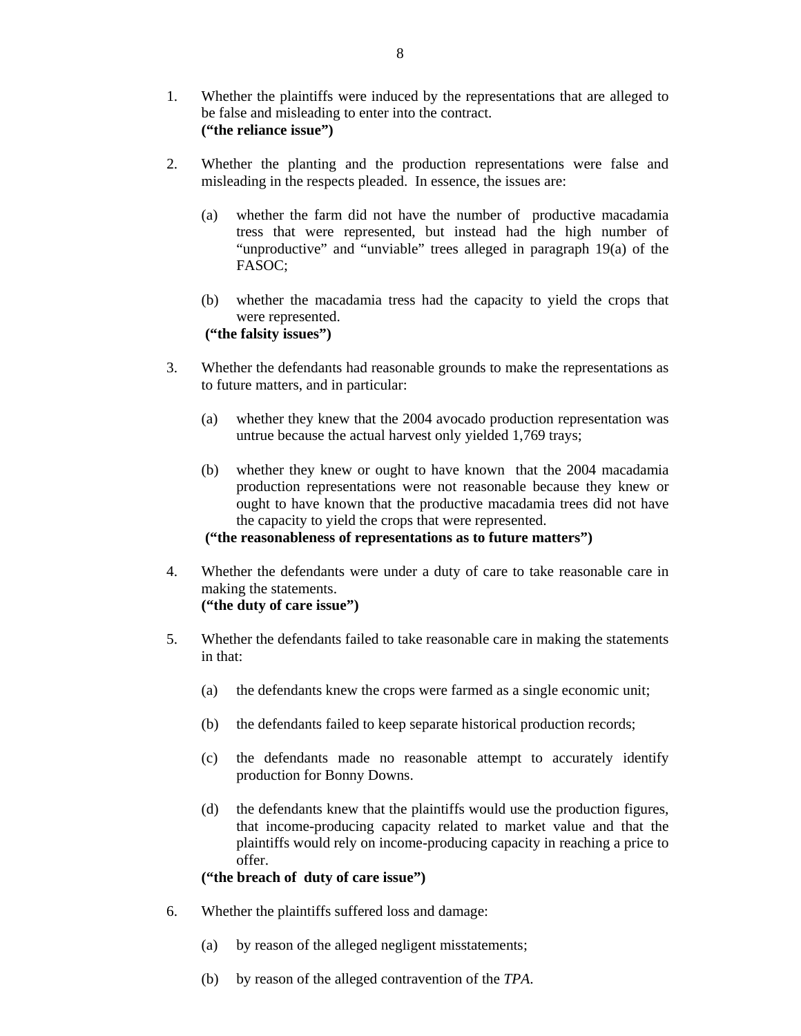1. Whether the plaintiffs were induced by the representations that are alleged to be false and misleading to enter into the contract.
   **("the reliance issue")**

2. Whether the planting and the production representations were false and misleading in the respects pleaded. In essence, the issues are:

   (a) whether the farm did not have the number of productive macadamia tress that were represented, but instead had the high number of "unproductive" and "unviable" trees alleged in paragraph 19(a) of the FASOC;

   (b) whether the macadamia tress had the capacity to yield the crops that were represented.

   **("the falsity issues")**

3. Whether the defendants had reasonable grounds to make the representations as to future matters, and in particular:

   (a) whether they knew that the 2004 avocado production representation was untrue because the actual harvest only yielded 1,769 trays;

   (b) whether they knew or ought to have known that the 2004 macadamia production representations were not reasonable because they knew or ought to have known that the productive macadamia trees did not have the capacity to yield the crops that were represented.

   **("the reasonableness of representations as to future matters")**

4. Whether the defendants were under a duty of care to take reasonable care in making the statements.
   **("the duty of care issue")**

5. Whether the defendants failed to take reasonable care in making the statements in that:

   (a) the defendants knew the crops were farmed as a single economic unit;

   (b) the defendants failed to keep separate historical production records;

   (c) the defendants made no reasonable attempt to accurately identify production for Bonny Downs.

   (d) the defendants knew that the plaintiffs would use the production figures, that income-producing capacity related to market value and that the plaintiffs would rely on income-producing capacity in reaching a price to offer.

   **("the breach of duty of care issue")**

6. Whether the plaintiffs suffered loss and damage:

   (a) by reason of the alleged negligent misstatements;

   (b) by reason of the alleged contravention of the *TPA*.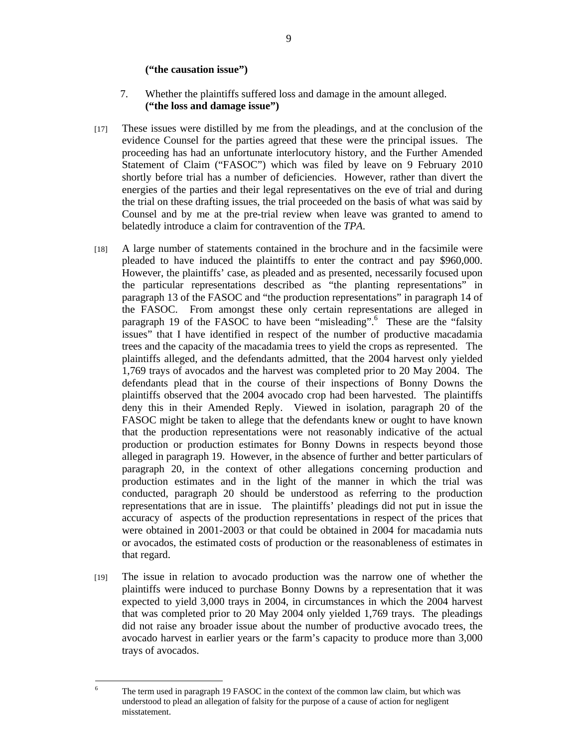**("the causation issue")**

7. Whether the plaintiffs suffered loss and damage in the amount alleged. **("the loss and damage issue")**

[17] These issues were distilled by me from the pleadings, and at the conclusion of the evidence Counsel for the parties agreed that these were the principal issues. The proceeding has had an unfortunate interlocutory history, and the Further Amended Statement of Claim ("FASOC") which was filed by leave on 9 February 2010 shortly before trial has a number of deficiencies. However, rather than divert the energies of the parties and their legal representatives on the eve of trial and during the trial on these drafting issues, the trial proceeded on the basis of what was said by Counsel and by me at the pre-trial review when leave was granted to amend to belatedly introduce a claim for contravention of the *TPA*.

[18] A large number of statements contained in the brochure and in the facsimile were pleaded to have induced the plaintiffs to enter the contract and pay $960,000. However, the plaintiffs' case, as pleaded and as presented, necessarily focused upon the particular representations described as "the planting representations" in paragraph 13 of the FASOC and "the production representations" in paragraph 14 of the FASOC. From amongst these only certain representations are alleged in paragraph 19 of the FASOC to have been "misleading".[6] These are the "falsity issues" that I have identified in respect of the number of productive macadamia trees and the capacity of the macadamia trees to yield the crops as represented. The plaintiffs alleged, and the defendants admitted, that the 2004 harvest only yielded 1,769 trays of avocados and the harvest was completed prior to 20 May 2004. The defendants plead that in the course of their inspections of Bonny Downs the plaintiffs observed that the 2004 avocado crop had been harvested. The plaintiffs deny this in their Amended Reply. Viewed in isolation, paragraph 20 of the FASOC might be taken to allege that the defendants knew or ought to have known that the production representations were not reasonably indicative of the actual production or production estimates for Bonny Downs in respects beyond those alleged in paragraph 19. However, in the absence of further and better particulars of paragraph 20, in the context of other allegations concerning production and production estimates and in the light of the manner in which the trial was conducted, paragraph 20 should be understood as referring to the production representations that are in issue. The plaintiffs' pleadings did not put in issue the accuracy of aspects of the production representations in respect of the prices that were obtained in 2001-2003 or that could be obtained in 2004 for macadamia nuts or avocados, the estimated costs of production or the reasonableness of estimates in that regard.

[19] The issue in relation to avocado production was the narrow one of whether the plaintiffs were induced to purchase Bonny Downs by a representation that it was expected to yield 3,000 trays in 2004, in circumstances in which the 2004 harvest that was completed prior to 20 May 2004 only yielded 1,769 trays. The pleadings did not raise any broader issue about the number of productive avocado trees, the avocado harvest in earlier years or the farm's capacity to produce more than 3,000 trays of avocados.

---

[6] The term used in paragraph 19 FASOC in the context of the common law claim, but which was understood to plead an allegation of falsity for the purpose of a cause of action for negligent misstatement.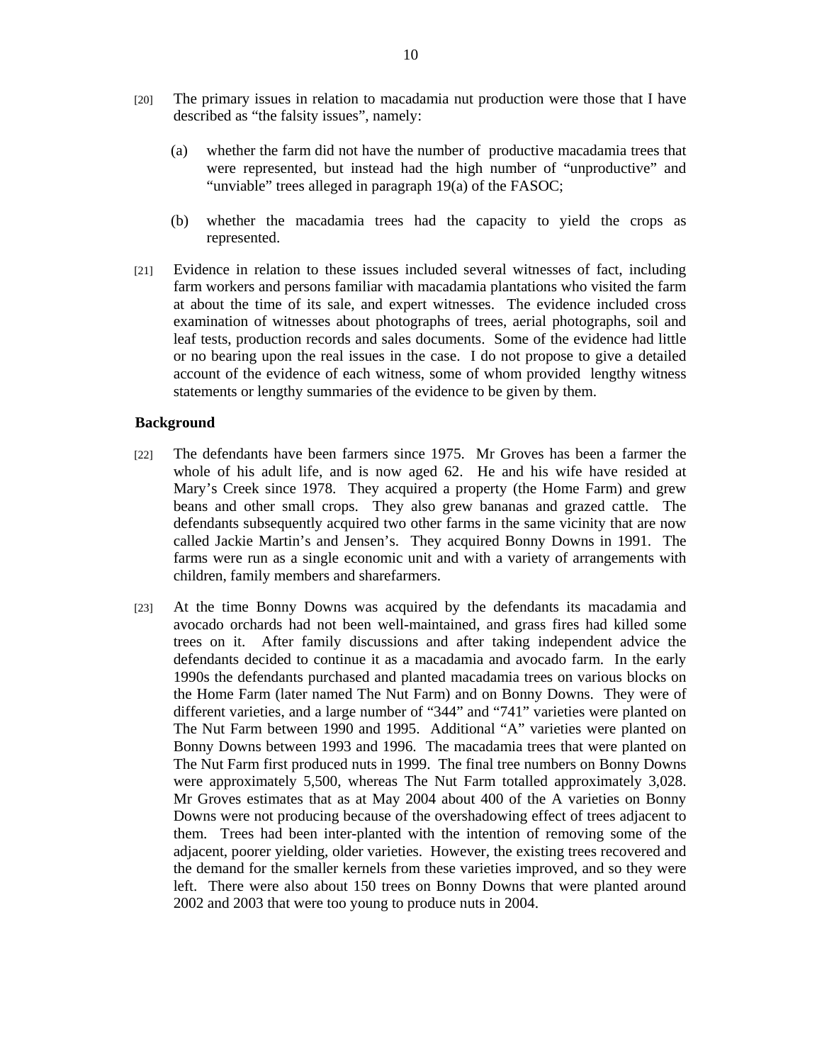[20] The primary issues in relation to macadamia nut production were those that I have described as "the falsity issues", namely:

(a) whether the farm did not have the number of productive macadamia trees that were represented, but instead had the high number of "unproductive" and "unviable" trees alleged in paragraph 19(a) of the FASOC;

(b) whether the macadamia trees had the capacity to yield the crops as represented.

[21] Evidence in relation to these issues included several witnesses of fact, including farm workers and persons familiar with macadamia plantations who visited the farm at about the time of its sale, and expert witnesses. The evidence included cross examination of witnesses about photographs of trees, aerial photographs, soil and leaf tests, production records and sales documents. Some of the evidence had little or no bearing upon the real issues in the case. I do not propose to give a detailed account of the evidence of each witness, some of whom provided lengthy witness statements or lengthy summaries of the evidence to be given by them.

### Background

[22] The defendants have been farmers since 1975. Mr Groves has been a farmer the whole of his adult life, and is now aged 62. He and his wife have resided at Mary's Creek since 1978. They acquired a property (the Home Farm) and grew beans and other small crops. They also grew bananas and grazed cattle. The defendants subsequently acquired two other farms in the same vicinity that are now called Jackie Martin's and Jensen's. They acquired Bonny Downs in 1991. The farms were run as a single economic unit and with a variety of arrangements with children, family members and sharefarmers.

[23] At the time Bonny Downs was acquired by the defendants its macadamia and avocado orchards had not been well-maintained, and grass fires had killed some trees on it. After family discussions and after taking independent advice the defendants decided to continue it as a macadamia and avocado farm. In the early 1990s the defendants purchased and planted macadamia trees on various blocks on the Home Farm (later named The Nut Farm) and on Bonny Downs. They were of different varieties, and a large number of "344" and "741" varieties were planted on The Nut Farm between 1990 and 1995. Additional "A" varieties were planted on Bonny Downs between 1993 and 1996. The macadamia trees that were planted on The Nut Farm first produced nuts in 1999. The final tree numbers on Bonny Downs were approximately 5,500, whereas The Nut Farm totalled approximately 3,028. Mr Groves estimates that as at May 2004 about 400 of the A varieties on Bonny Downs were not producing because of the overshadowing effect of trees adjacent to them. Trees had been inter-planted with the intention of removing some of the adjacent, poorer yielding, older varieties. However, the existing trees recovered and the demand for the smaller kernels from these varieties improved, and so they were left. There were also about 150 trees on Bonny Downs that were planted around 2002 and 2003 that were too young to produce nuts in 2004.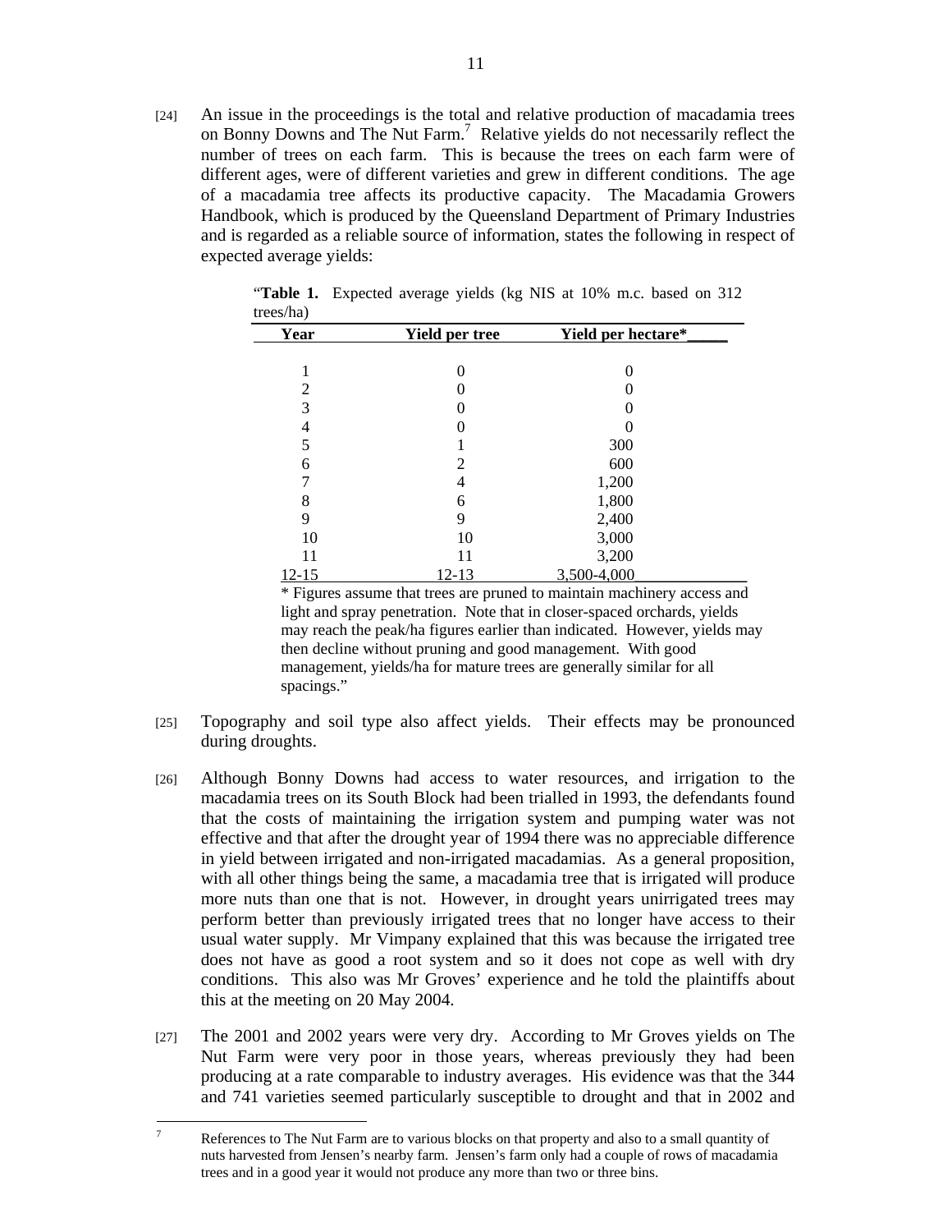[24] An issue in the proceedings is the total and relative production of macadamia trees on Bonny Downs and The Nut Farm.[7] Relative yields do not necessarily reflect the number of trees on each farm. This is because the trees on each farm were of different ages, were of different varieties and grew in different conditions. The age of a macadamia tree affects its productive capacity. The Macadamia Growers Handbook, which is produced by the Queensland Department of Primary Industries and is regarded as a reliable source of information, states the following in respect of expected average yields:

> "**Table 1.** Expected average yields (kg NIS at 10% m.c. based on 312 trees/ha)
>
> | Year | Yield per tree | Yield per hectare* |
> |---|---|---|
> | 1 | 0 | 0 |
> | 2 | 0 | 0 |
> | 3 | 0 | 0 |
> | 4 | 0 | 0 |
> | 5 | 1 | 300 |
> | 6 | 2 | 600 |
> | 7 | 4 | 1,200 |
> | 8 | 6 | 1,800 |
> | 9 | 9 | 2,400 |
> | 10 | 10 | 3,000 |
> | 11 | 11 | 3,200 |
> | 12-15 | 12-13 | 3,500-4,000 |
>
> * Figures assume that trees are pruned to maintain machinery access and light and spray penetration. Note that in closer-spaced orchards, yields may reach the peak/ha figures earlier than indicated. However, yields may then decline without pruning and good management. With good management, yields/ha for mature trees are generally similar for all spacings."

[25] Topography and soil type also affect yields. Their effects may be pronounced during droughts.

[26] Although Bonny Downs had access to water resources, and irrigation to the macadamia trees on its South Block had been trialled in 1993, the defendants found that the costs of maintaining the irrigation system and pumping water was not effective and that after the drought year of 1994 there was no appreciable difference in yield between irrigated and non-irrigated macadamias. As a general proposition, with all other things being the same, a macadamia tree that is irrigated will produce more nuts than one that is not. However, in drought years unirrigated trees may perform better than previously irrigated trees that no longer have access to their usual water supply. Mr Vimpany explained that this was because the irrigated tree does not have as good a root system and so it does not cope as well with dry conditions. This also was Mr Groves' experience and he told the plaintiffs about this at the meeting on 20 May 2004.

[27] The 2001 and 2002 years were very dry. According to Mr Groves yields on The Nut Farm were very poor in those years, whereas previously they had been producing at a rate comparable to industry averages. His evidence was that the 344 and 741 varieties seemed particularly susceptible to drought and that in 2002 and

---

[7] References to The Nut Farm are to various blocks on that property and also to a small quantity of nuts harvested from Jensen's nearby farm. Jensen's farm only had a couple of rows of macadamia trees and in a good year it would not produce any more than two or three bins.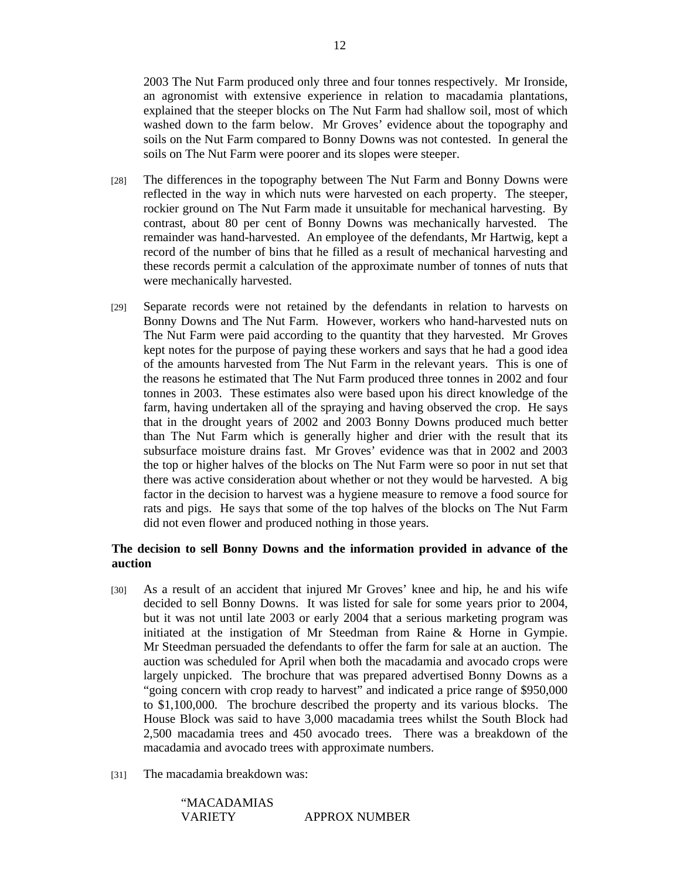2003 The Nut Farm produced only three and four tonnes respectively. Mr Ironside, an agronomist with extensive experience in relation to macadamia plantations, explained that the steeper blocks on The Nut Farm had shallow soil, most of which washed down to the farm below. Mr Groves' evidence about the topography and soils on the Nut Farm compared to Bonny Downs was not contested. In general the soils on The Nut Farm were poorer and its slopes were steeper.

[28] The differences in the topography between The Nut Farm and Bonny Downs were reflected in the way in which nuts were harvested on each property. The steeper, rockier ground on The Nut Farm made it unsuitable for mechanical harvesting. By contrast, about 80 per cent of Bonny Downs was mechanically harvested. The remainder was hand-harvested. An employee of the defendants, Mr Hartwig, kept a record of the number of bins that he filled as a result of mechanical harvesting and these records permit a calculation of the approximate number of tonnes of nuts that were mechanically harvested.

[29] Separate records were not retained by the defendants in relation to harvests on Bonny Downs and The Nut Farm. However, workers who hand-harvested nuts on The Nut Farm were paid according to the quantity that they harvested. Mr Groves kept notes for the purpose of paying these workers and says that he had a good idea of the amounts harvested from The Nut Farm in the relevant years. This is one of the reasons he estimated that The Nut Farm produced three tonnes in 2002 and four tonnes in 2003. These estimates also were based upon his direct knowledge of the farm, having undertaken all of the spraying and having observed the crop. He says that in the drought years of 2002 and 2003 Bonny Downs produced much better than The Nut Farm which is generally higher and drier with the result that its subsurface moisture drains fast. Mr Groves' evidence was that in 2002 and 2003 the top or higher halves of the blocks on The Nut Farm were so poor in nut set that there was active consideration about whether or not they would be harvested. A big factor in the decision to harvest was a hygiene measure to remove a food source for rats and pigs. He says that some of the top halves of the blocks on The Nut Farm did not even flower and produced nothing in those years.

**The decision to sell Bonny Downs and the information provided in advance of the auction**

[30] As a result of an accident that injured Mr Groves' knee and hip, he and his wife decided to sell Bonny Downs. It was listed for sale for some years prior to 2004, but it was not until late 2003 or early 2004 that a serious marketing program was initiated at the instigation of Mr Steedman from Raine & Horne in Gympie. Mr Steedman persuaded the defendants to offer the farm for sale at an auction. The auction was scheduled for April when both the macadamia and avocado crops were largely unpicked. The brochure that was prepared advertised Bonny Downs as a "going concern with crop ready to harvest" and indicated a price range of $950,000 to $1,100,000. The brochure described the property and its various blocks. The House Block was said to have 3,000 macadamia trees whilst the South Block had 2,500 macadamia trees and 450 avocado trees. There was a breakdown of the macadamia and avocado trees with approximate numbers.

[31] The macadamia breakdown was:

"MACADAMIAS
VARIETY APPROX NUMBER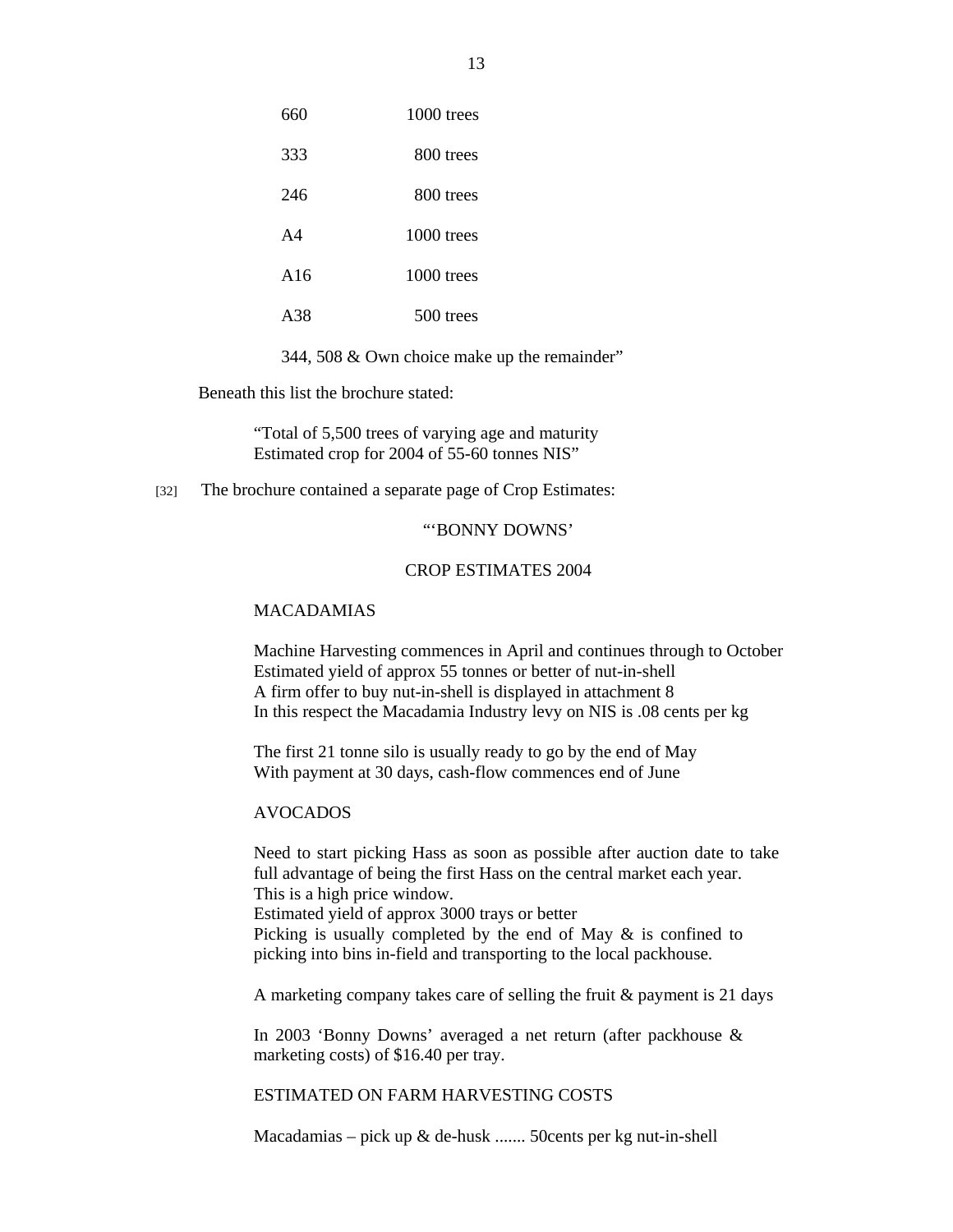| | |
|---|---|
| 660 | 1000 trees |
| 333 | 800 trees |
| 246 | 800 trees |
| A4 | 1000 trees |
| A16 | 1000 trees |
| A38 | 500 trees |

344, 508 & Own choice make up the remainder"

Beneath this list the brochure stated:

> "Total of 5,500 trees of varying age and maturity
> Estimated crop for 2004 of 55-60 tonnes NIS"

[32] The brochure contained a separate page of Crop Estimates:

> "'BONNY DOWNS'
>
> CROP ESTIMATES 2004
>
> MACADAMIAS
>
> Machine Harvesting commences in April and continues through to October
> Estimated yield of approx 55 tonnes or better of nut-in-shell
> A firm offer to buy nut-in-shell is displayed in attachment 8
> In this respect the Macadamia Industry levy on NIS is .08 cents per kg
>
> The first 21 tonne silo is usually ready to go by the end of May
> With payment at 30 days, cash-flow commences end of June
>
> AVOCADOS
>
> Need to start picking Hass as soon as possible after auction date to take full advantage of being the first Hass on the central market each year.
> This is a high price window.
> Estimated yield of approx 3000 trays or better
> Picking is usually completed by the end of May & is confined to picking into bins in-field and transporting to the local packhouse.
>
> A marketing company takes care of selling the fruit & payment is 21 days
>
> In 2003 'Bonny Downs' averaged a net return (after packhouse & marketing costs) of $16.40 per tray.
>
> ESTIMATED ON FARM HARVESTING COSTS
>
> Macadamias – pick up & de-husk ....... 50cents per kg nut-in-shell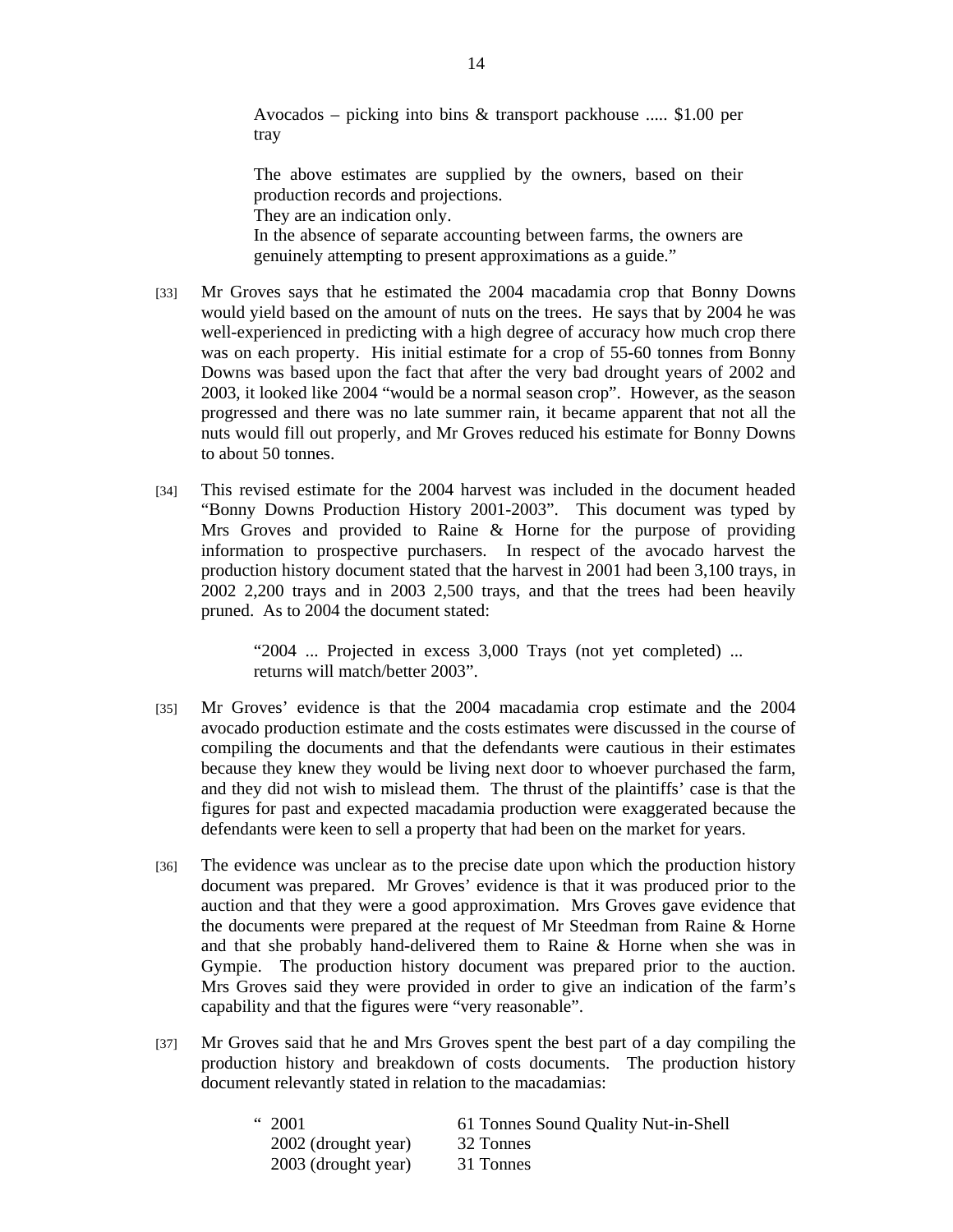> Avocados – picking into bins & transport packhouse ..... $1.00 per tray
>
> The above estimates are supplied by the owners, based on their production records and projections.
> They are an indication only.
> In the absence of separate accounting between farms, the owners are genuinely attempting to present approximations as a guide."

[33] Mr Groves says that he estimated the 2004 macadamia crop that Bonny Downs would yield based on the amount of nuts on the trees. He says that by 2004 he was well-experienced in predicting with a high degree of accuracy how much crop there was on each property. His initial estimate for a crop of 55-60 tonnes from Bonny Downs was based upon the fact that after the very bad drought years of 2002 and 2003, it looked like 2004 "would be a normal season crop". However, as the season progressed and there was no late summer rain, it became apparent that not all the nuts would fill out properly, and Mr Groves reduced his estimate for Bonny Downs to about 50 tonnes.

[34] This revised estimate for the 2004 harvest was included in the document headed "Bonny Downs Production History 2001-2003". This document was typed by Mrs Groves and provided to Raine & Horne for the purpose of providing information to prospective purchasers. In respect of the avocado harvest the production history document stated that the harvest in 2001 had been 3,100 trays, in 2002 2,200 trays and in 2003 2,500 trays, and that the trees had been heavily pruned. As to 2004 the document stated:

> "2004 ... Projected in excess 3,000 Trays (not yet completed) ... returns will match/better 2003".

[35] Mr Groves' evidence is that the 2004 macadamia crop estimate and the 2004 avocado production estimate and the costs estimates were discussed in the course of compiling the documents and that the defendants were cautious in their estimates because they knew they would be living next door to whoever purchased the farm, and they did not wish to mislead them. The thrust of the plaintiffs' case is that the figures for past and expected macadamia production were exaggerated because the defendants were keen to sell a property that had been on the market for years.

[36] The evidence was unclear as to the precise date upon which the production history document was prepared. Mr Groves' evidence is that it was produced prior to the auction and that they were a good approximation. Mrs Groves gave evidence that the documents were prepared at the request of Mr Steedman from Raine & Horne and that she probably hand-delivered them to Raine & Horne when she was in Gympie. The production history document was prepared prior to the auction. Mrs Groves said they were provided in order to give an indication of the farm's capability and that the figures were "very reasonable".

[37] Mr Groves said that he and Mrs Groves spent the best part of a day compiling the production history and breakdown of costs documents. The production history document relevantly stated in relation to the macadamias:

> " 2001 — 61 Tonnes Sound Quality Nut-in-Shell
> 2002 (drought year) — 32 Tonnes
> 2003 (drought year) — 31 Tonnes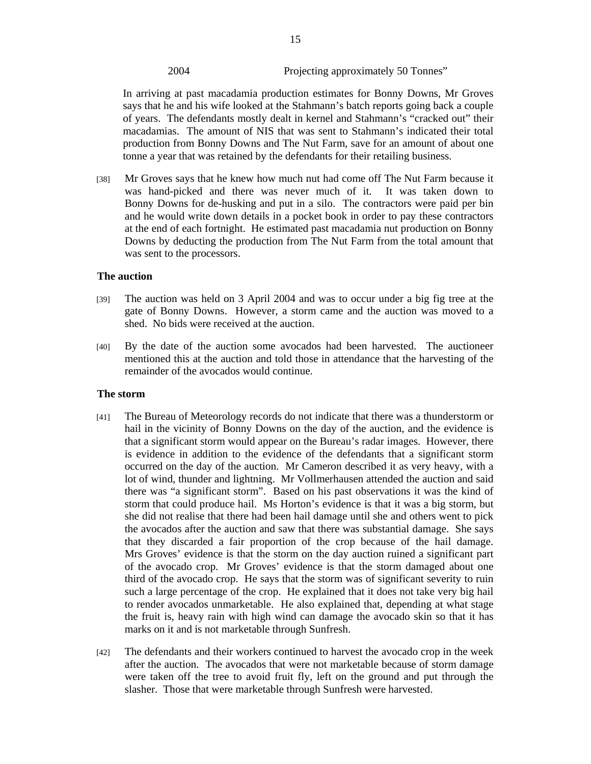2004 Projecting approximately 50 Tonnes"

In arriving at past macadamia production estimates for Bonny Downs, Mr Groves says that he and his wife looked at the Stahmann's batch reports going back a couple of years. The defendants mostly dealt in kernel and Stahmann's "cracked out" their macadamias. The amount of NIS that was sent to Stahmann's indicated their total production from Bonny Downs and The Nut Farm, save for an amount of about one tonne a year that was retained by the defendants for their retailing business.

[38] Mr Groves says that he knew how much nut had come off The Nut Farm because it was hand-picked and there was never much of it. It was taken down to Bonny Downs for de-husking and put in a silo. The contractors were paid per bin and he would write down details in a pocket book in order to pay these contractors at the end of each fortnight. He estimated past macadamia nut production on Bonny Downs by deducting the production from The Nut Farm from the total amount that was sent to the processors.

### The auction

[39] The auction was held on 3 April 2004 and was to occur under a big fig tree at the gate of Bonny Downs. However, a storm came and the auction was moved to a shed. No bids were received at the auction.

[40] By the date of the auction some avocados had been harvested. The auctioneer mentioned this at the auction and told those in attendance that the harvesting of the remainder of the avocados would continue.

### The storm

[41] The Bureau of Meteorology records do not indicate that there was a thunderstorm or hail in the vicinity of Bonny Downs on the day of the auction, and the evidence is that a significant storm would appear on the Bureau's radar images. However, there is evidence in addition to the evidence of the defendants that a significant storm occurred on the day of the auction. Mr Cameron described it as very heavy, with a lot of wind, thunder and lightning. Mr Vollmerhausen attended the auction and said there was "a significant storm". Based on his past observations it was the kind of storm that could produce hail. Ms Horton's evidence is that it was a big storm, but she did not realise that there had been hail damage until she and others went to pick the avocados after the auction and saw that there was substantial damage. She says that they discarded a fair proportion of the crop because of the hail damage. Mrs Groves' evidence is that the storm on the day auction ruined a significant part of the avocado crop. Mr Groves' evidence is that the storm damaged about one third of the avocado crop. He says that the storm was of significant severity to ruin such a large percentage of the crop. He explained that it does not take very big hail to render avocados unmarketable. He also explained that, depending at what stage the fruit is, heavy rain with high wind can damage the avocado skin so that it has marks on it and is not marketable through Sunfresh.

[42] The defendants and their workers continued to harvest the avocado crop in the week after the auction. The avocados that were not marketable because of storm damage were taken off the tree to avoid fruit fly, left on the ground and put through the slasher. Those that were marketable through Sunfresh were harvested.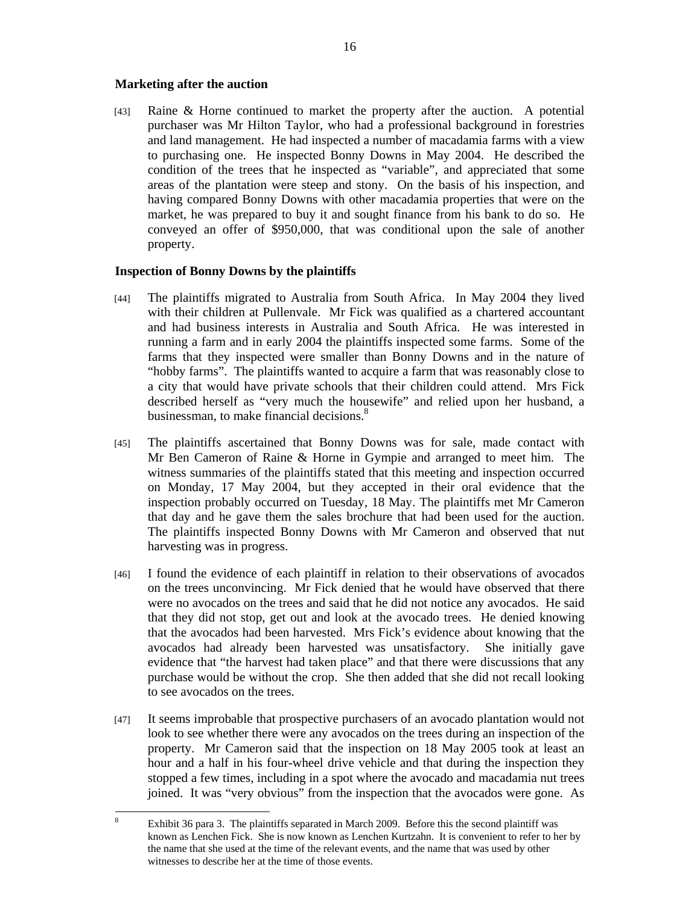**Marketing after the auction**

[43] Raine & Horne continued to market the property after the auction. A potential purchaser was Mr Hilton Taylor, who had a professional background in forestries and land management. He had inspected a number of macadamia farms with a view to purchasing one. He inspected Bonny Downs in May 2004. He described the condition of the trees that he inspected as "variable", and appreciated that some areas of the plantation were steep and stony. On the basis of his inspection, and having compared Bonny Downs with other macadamia properties that were on the market, he was prepared to buy it and sought finance from his bank to do so. He conveyed an offer of $950,000, that was conditional upon the sale of another property.

**Inspection of Bonny Downs by the plaintiffs**

[44] The plaintiffs migrated to Australia from South Africa. In May 2004 they lived with their children at Pullenvale. Mr Fick was qualified as a chartered accountant and had business interests in Australia and South Africa. He was interested in running a farm and in early 2004 the plaintiffs inspected some farms. Some of the farms that they inspected were smaller than Bonny Downs and in the nature of "hobby farms". The plaintiffs wanted to acquire a farm that was reasonably close to a city that would have private schools that their children could attend. Mrs Fick described herself as "very much the housewife" and relied upon her husband, a businessman, to make financial decisions.[8]

[45] The plaintiffs ascertained that Bonny Downs was for sale, made contact with Mr Ben Cameron of Raine & Horne in Gympie and arranged to meet him. The witness summaries of the plaintiffs stated that this meeting and inspection occurred on Monday, 17 May 2004, but they accepted in their oral evidence that the inspection probably occurred on Tuesday, 18 May. The plaintiffs met Mr Cameron that day and he gave them the sales brochure that had been used for the auction. The plaintiffs inspected Bonny Downs with Mr Cameron and observed that nut harvesting was in progress.

[46] I found the evidence of each plaintiff in relation to their observations of avocados on the trees unconvincing. Mr Fick denied that he would have observed that there were no avocados on the trees and said that he did not notice any avocados. He said that they did not stop, get out and look at the avocado trees. He denied knowing that the avocados had been harvested. Mrs Fick's evidence about knowing that the avocados had already been harvested was unsatisfactory. She initially gave evidence that "the harvest had taken place" and that there were discussions that any purchase would be without the crop. She then added that she did not recall looking to see avocados on the trees.

[47] It seems improbable that prospective purchasers of an avocado plantation would not look to see whether there were any avocados on the trees during an inspection of the property. Mr Cameron said that the inspection on 18 May 2005 took at least an hour and a half in his four-wheel drive vehicle and that during the inspection they stopped a few times, including in a spot where the avocado and macadamia nut trees joined. It was "very obvious" from the inspection that the avocados were gone. As

---

[8] Exhibit 36 para 3. The plaintiffs separated in March 2009. Before this the second plaintiff was known as Lenchen Fick. She is now known as Lenchen Kurtzahn. It is convenient to refer to her by the name that she used at the time of the relevant events, and the name that was used by other witnesses to describe her at the time of those events.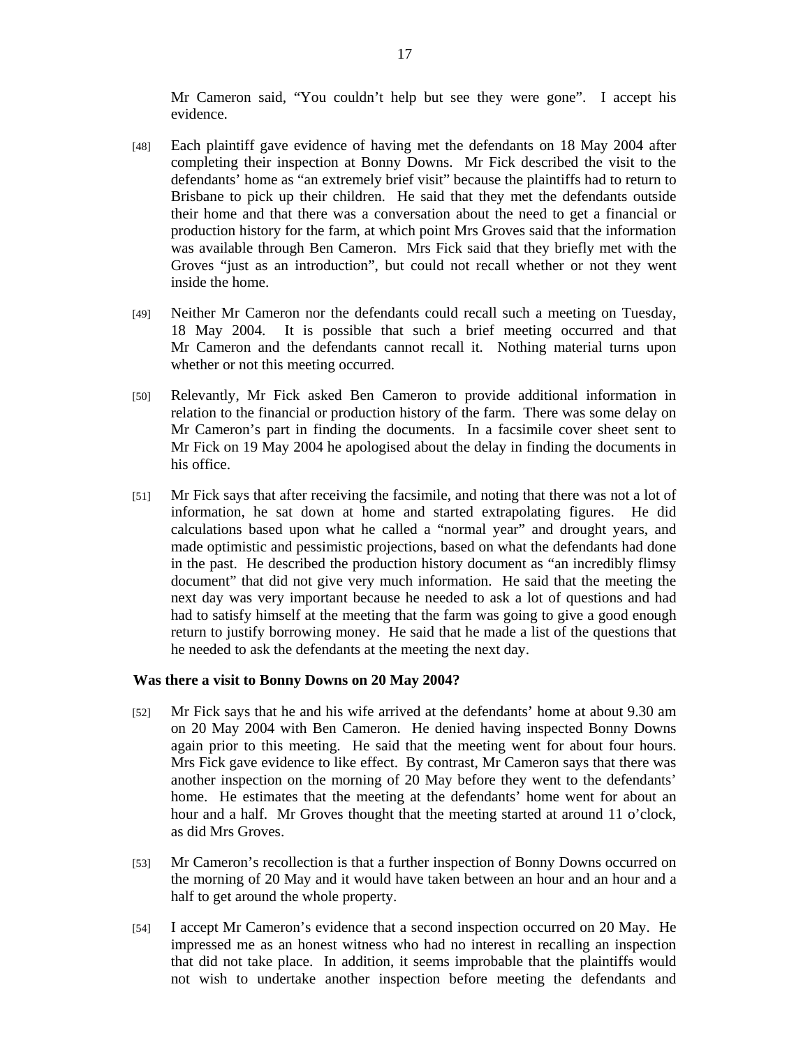Mr Cameron said, “You couldn’t help but see they were gone”. I accept his evidence.

[48] Each plaintiff gave evidence of having met the defendants on 18 May 2004 after completing their inspection at Bonny Downs. Mr Fick described the visit to the defendants’ home as “an extremely brief visit” because the plaintiffs had to return to Brisbane to pick up their children. He said that they met the defendants outside their home and that there was a conversation about the need to get a financial or production history for the farm, at which point Mrs Groves said that the information was available through Ben Cameron. Mrs Fick said that they briefly met with the Groves “just as an introduction”, but could not recall whether or not they went inside the home.

[49] Neither Mr Cameron nor the defendants could recall such a meeting on Tuesday, 18 May 2004. It is possible that such a brief meeting occurred and that Mr Cameron and the defendants cannot recall it. Nothing material turns upon whether or not this meeting occurred.

[50] Relevantly, Mr Fick asked Ben Cameron to provide additional information in relation to the financial or production history of the farm. There was some delay on Mr Cameron’s part in finding the documents. In a facsimile cover sheet sent to Mr Fick on 19 May 2004 he apologised about the delay in finding the documents in his office.

[51] Mr Fick says that after receiving the facsimile, and noting that there was not a lot of information, he sat down at home and started extrapolating figures. He did calculations based upon what he called a “normal year” and drought years, and made optimistic and pessimistic projections, based on what the defendants had done in the past. He described the production history document as “an incredibly flimsy document” that did not give very much information. He said that the meeting the next day was very important because he needed to ask a lot of questions and had had to satisfy himself at the meeting that the farm was going to give a good enough return to justify borrowing money. He said that he made a list of the questions that he needed to ask the defendants at the meeting the next day.

### Was there a visit to Bonny Downs on 20 May 2004?

[52] Mr Fick says that he and his wife arrived at the defendants’ home at about 9.30 am on 20 May 2004 with Ben Cameron. He denied having inspected Bonny Downs again prior to this meeting. He said that the meeting went for about four hours. Mrs Fick gave evidence to like effect. By contrast, Mr Cameron says that there was another inspection on the morning of 20 May before they went to the defendants’ home. He estimates that the meeting at the defendants’ home went for about an hour and a half. Mr Groves thought that the meeting started at around 11 o’clock, as did Mrs Groves.

[53] Mr Cameron’s recollection is that a further inspection of Bonny Downs occurred on the morning of 20 May and it would have taken between an hour and an hour and a half to get around the whole property.

[54] I accept Mr Cameron’s evidence that a second inspection occurred on 20 May. He impressed me as an honest witness who had no interest in recalling an inspection that did not take place. In addition, it seems improbable that the plaintiffs would not wish to undertake another inspection before meeting the defendants and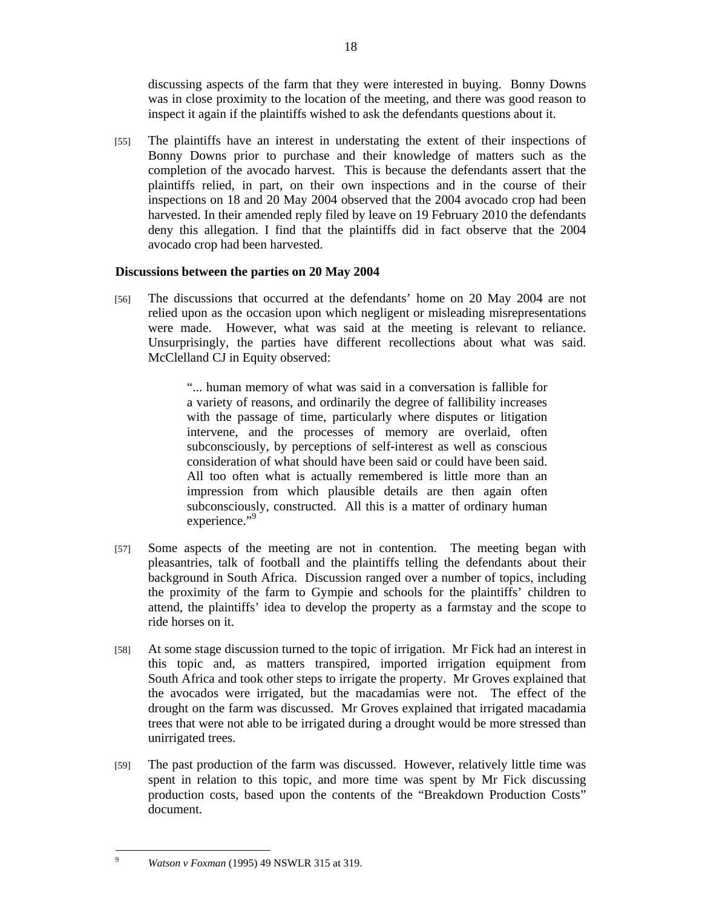discussing aspects of the farm that they were interested in buying. Bonny Downs was in close proximity to the location of the meeting, and there was good reason to inspect it again if the plaintiffs wished to ask the defendants questions about it.

[55] The plaintiffs have an interest in understating the extent of their inspections of Bonny Downs prior to purchase and their knowledge of matters such as the completion of the avocado harvest. This is because the defendants assert that the plaintiffs relied, in part, on their own inspections and in the course of their inspections on 18 and 20 May 2004 observed that the 2004 avocado crop had been harvested. In their amended reply filed by leave on 19 February 2010 the defendants deny this allegation. I find that the plaintiffs did in fact observe that the 2004 avocado crop had been harvested.

**Discussions between the parties on 20 May 2004**

[56] The discussions that occurred at the defendants' home on 20 May 2004 are not relied upon as the occasion upon which negligent or misleading misrepresentations were made. However, what was said at the meeting is relevant to reliance. Unsurprisingly, the parties have different recollections about what was said. McClelland CJ in Equity observed:

> "... human memory of what was said in a conversation is fallible for a variety of reasons, and ordinarily the degree of fallibility increases with the passage of time, particularly where disputes or litigation intervene, and the processes of memory are overlaid, often subconsciously, by perceptions of self-interest as well as conscious consideration of what should have been said or could have been said. All too often what is actually remembered is little more than an impression from which plausible details are then again often subconsciously, constructed. All this is a matter of ordinary human experience."[9]

[57] Some aspects of the meeting are not in contention. The meeting began with pleasantries, talk of football and the plaintiffs telling the defendants about their background in South Africa. Discussion ranged over a number of topics, including the proximity of the farm to Gympie and schools for the plaintiffs' children to attend, the plaintiffs' idea to develop the property as a farmstay and the scope to ride horses on it.

[58] At some stage discussion turned to the topic of irrigation. Mr Fick had an interest in this topic and, as matters transpired, imported irrigation equipment from South Africa and took other steps to irrigate the property. Mr Groves explained that the avocados were irrigated, but the macadamias were not. The effect of the drought on the farm was discussed. Mr Groves explained that irrigated macadamia trees that were not able to be irrigated during a drought would be more stressed than unirrigated trees.

[59] The past production of the farm was discussed. However, relatively little time was spent in relation to this topic, and more time was spent by Mr Fick discussing production costs, based upon the contents of the "Breakdown Production Costs" document.

---

[9] *Watson v Foxman* (1995) 49 NSWLR 315 at 319.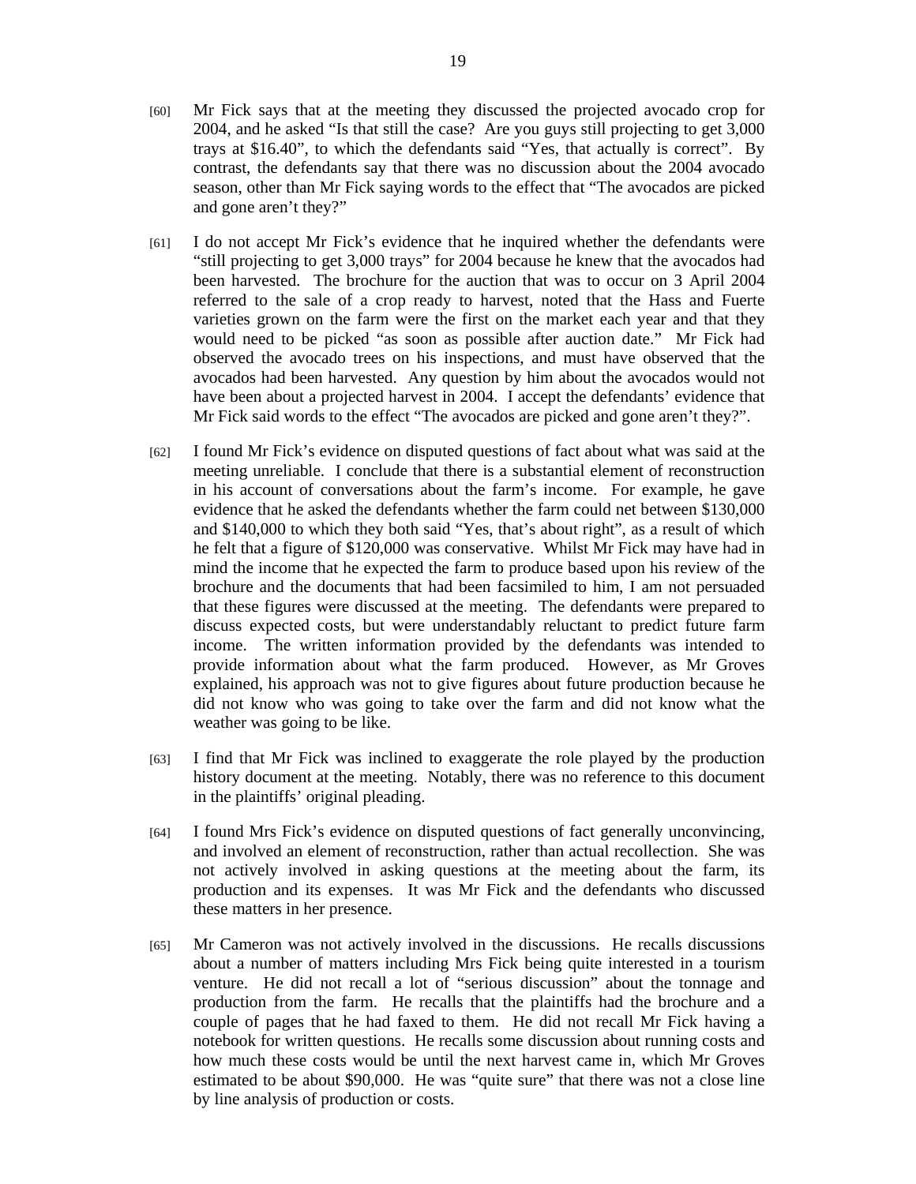[60] Mr Fick says that at the meeting they discussed the projected avocado crop for 2004, and he asked "Is that still the case? Are you guys still projecting to get 3,000 trays at $16.40", to which the defendants said "Yes, that actually is correct". By contrast, the defendants say that there was no discussion about the 2004 avocado season, other than Mr Fick saying words to the effect that "The avocados are picked and gone aren't they?"

[61] I do not accept Mr Fick's evidence that he inquired whether the defendants were "still projecting to get 3,000 trays" for 2004 because he knew that the avocados had been harvested. The brochure for the auction that was to occur on 3 April 2004 referred to the sale of a crop ready to harvest, noted that the Hass and Fuerte varieties grown on the farm were the first on the market each year and that they would need to be picked "as soon as possible after auction date." Mr Fick had observed the avocado trees on his inspections, and must have observed that the avocados had been harvested. Any question by him about the avocados would not have been about a projected harvest in 2004. I accept the defendants' evidence that Mr Fick said words to the effect "The avocados are picked and gone aren't they?".

[62] I found Mr Fick's evidence on disputed questions of fact about what was said at the meeting unreliable. I conclude that there is a substantial element of reconstruction in his account of conversations about the farm's income. For example, he gave evidence that he asked the defendants whether the farm could net between $130,000 and $140,000 to which they both said "Yes, that's about right", as a result of which he felt that a figure of $120,000 was conservative. Whilst Mr Fick may have had in mind the income that he expected the farm to produce based upon his review of the brochure and the documents that had been facsimiled to him, I am not persuaded that these figures were discussed at the meeting. The defendants were prepared to discuss expected costs, but were understandably reluctant to predict future farm income. The written information provided by the defendants was intended to provide information about what the farm produced. However, as Mr Groves explained, his approach was not to give figures about future production because he did not know who was going to take over the farm and did not know what the weather was going to be like.

[63] I find that Mr Fick was inclined to exaggerate the role played by the production history document at the meeting. Notably, there was no reference to this document in the plaintiffs' original pleading.

[64] I found Mrs Fick's evidence on disputed questions of fact generally unconvincing, and involved an element of reconstruction, rather than actual recollection. She was not actively involved in asking questions at the meeting about the farm, its production and its expenses. It was Mr Fick and the defendants who discussed these matters in her presence.

[65] Mr Cameron was not actively involved in the discussions. He recalls discussions about a number of matters including Mrs Fick being quite interested in a tourism venture. He did not recall a lot of "serious discussion" about the tonnage and production from the farm. He recalls that the plaintiffs had the brochure and a couple of pages that he had faxed to them. He did not recall Mr Fick having a notebook for written questions. He recalls some discussion about running costs and how much these costs would be until the next harvest came in, which Mr Groves estimated to be about $90,000. He was "quite sure" that there was not a close line by line analysis of production or costs.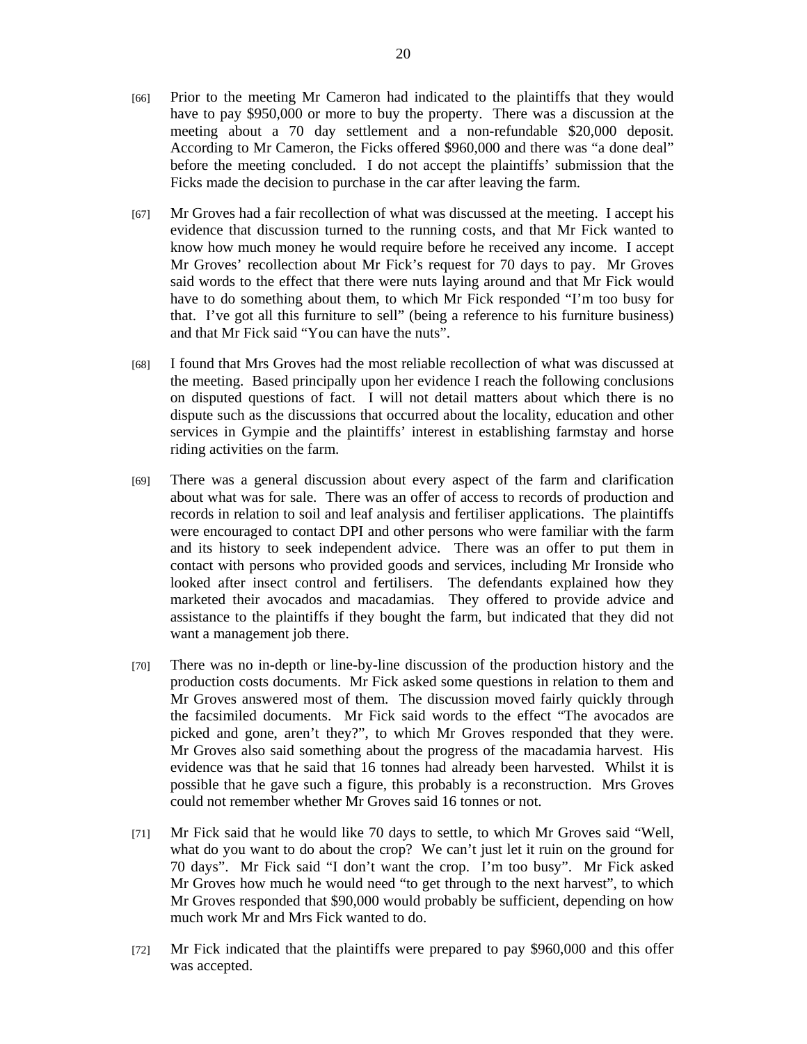[66] Prior to the meeting Mr Cameron had indicated to the plaintiffs that they would have to pay $950,000 or more to buy the property. There was a discussion at the meeting about a 70 day settlement and a non-refundable $20,000 deposit. According to Mr Cameron, the Ficks offered $960,000 and there was "a done deal" before the meeting concluded. I do not accept the plaintiffs' submission that the Ficks made the decision to purchase in the car after leaving the farm.

[67] Mr Groves had a fair recollection of what was discussed at the meeting. I accept his evidence that discussion turned to the running costs, and that Mr Fick wanted to know how much money he would require before he received any income. I accept Mr Groves' recollection about Mr Fick's request for 70 days to pay. Mr Groves said words to the effect that there were nuts laying around and that Mr Fick would have to do something about them, to which Mr Fick responded "I'm too busy for that. I've got all this furniture to sell" (being a reference to his furniture business) and that Mr Fick said "You can have the nuts".

[68] I found that Mrs Groves had the most reliable recollection of what was discussed at the meeting. Based principally upon her evidence I reach the following conclusions on disputed questions of fact. I will not detail matters about which there is no dispute such as the discussions that occurred about the locality, education and other services in Gympie and the plaintiffs' interest in establishing farmstay and horse riding activities on the farm.

[69] There was a general discussion about every aspect of the farm and clarification about what was for sale. There was an offer of access to records of production and records in relation to soil and leaf analysis and fertiliser applications. The plaintiffs were encouraged to contact DPI and other persons who were familiar with the farm and its history to seek independent advice. There was an offer to put them in contact with persons who provided goods and services, including Mr Ironside who looked after insect control and fertilisers. The defendants explained how they marketed their avocados and macadamias. They offered to provide advice and assistance to the plaintiffs if they bought the farm, but indicated that they did not want a management job there.

[70] There was no in-depth or line-by-line discussion of the production history and the production costs documents. Mr Fick asked some questions in relation to them and Mr Groves answered most of them. The discussion moved fairly quickly through the facsimiled documents. Mr Fick said words to the effect "The avocados are picked and gone, aren't they?", to which Mr Groves responded that they were. Mr Groves also said something about the progress of the macadamia harvest. His evidence was that he said that 16 tonnes had already been harvested. Whilst it is possible that he gave such a figure, this probably is a reconstruction. Mrs Groves could not remember whether Mr Groves said 16 tonnes or not.

[71] Mr Fick said that he would like 70 days to settle, to which Mr Groves said "Well, what do you want to do about the crop? We can't just let it ruin on the ground for 70 days". Mr Fick said "I don't want the crop. I'm too busy". Mr Fick asked Mr Groves how much he would need "to get through to the next harvest", to which Mr Groves responded that $90,000 would probably be sufficient, depending on how much work Mr and Mrs Fick wanted to do.

[72] Mr Fick indicated that the plaintiffs were prepared to pay $960,000 and this offer was accepted.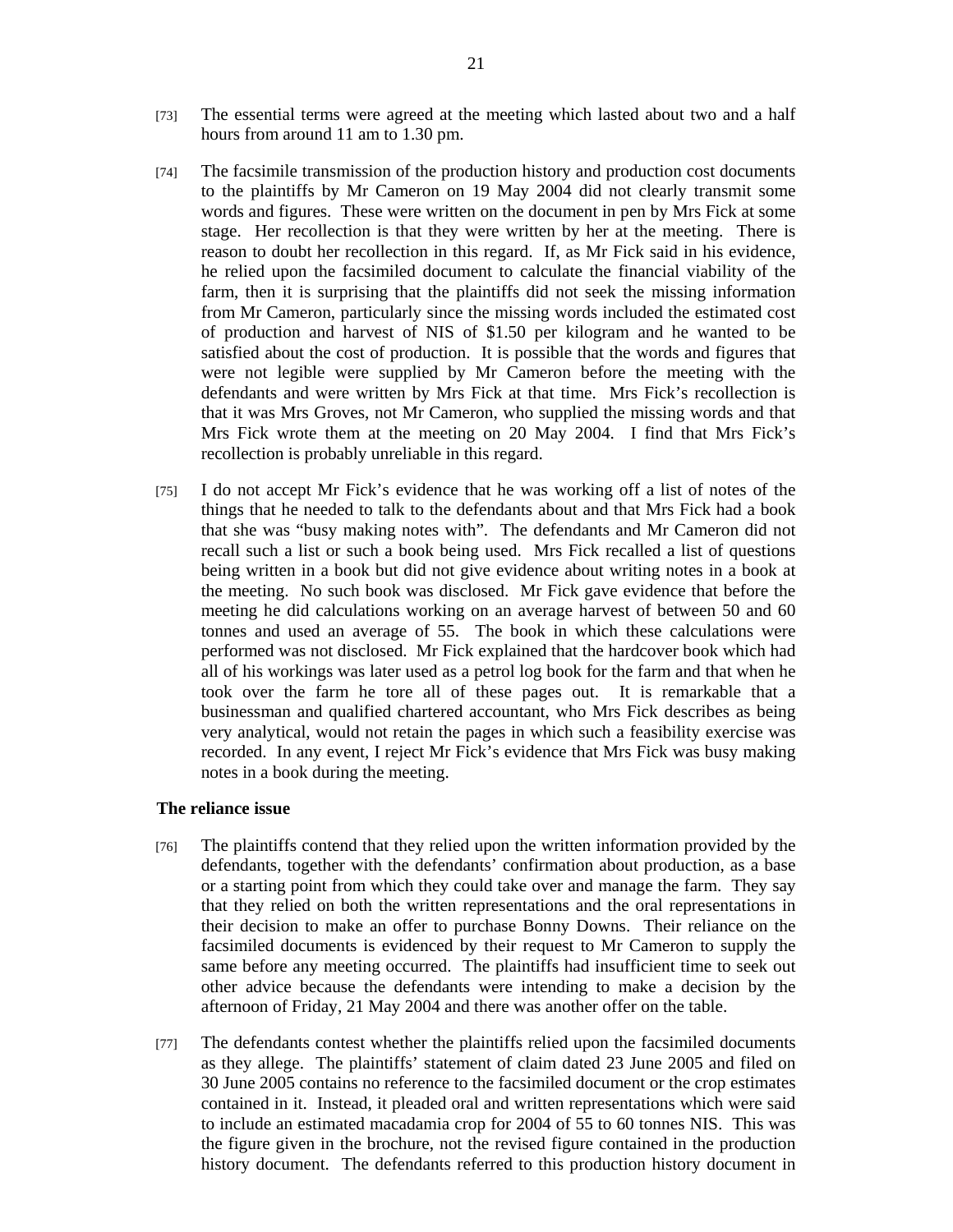[73] The essential terms were agreed at the meeting which lasted about two and a half hours from around 11 am to 1.30 pm.

[74] The facsimile transmission of the production history and production cost documents to the plaintiffs by Mr Cameron on 19 May 2004 did not clearly transmit some words and figures. These were written on the document in pen by Mrs Fick at some stage. Her recollection is that they were written by her at the meeting. There is reason to doubt her recollection in this regard. If, as Mr Fick said in his evidence, he relied upon the facsimiled document to calculate the financial viability of the farm, then it is surprising that the plaintiffs did not seek the missing information from Mr Cameron, particularly since the missing words included the estimated cost of production and harvest of NIS of $1.50 per kilogram and he wanted to be satisfied about the cost of production. It is possible that the words and figures that were not legible were supplied by Mr Cameron before the meeting with the defendants and were written by Mrs Fick at that time. Mrs Fick's recollection is that it was Mrs Groves, not Mr Cameron, who supplied the missing words and that Mrs Fick wrote them at the meeting on 20 May 2004. I find that Mrs Fick's recollection is probably unreliable in this regard.

[75] I do not accept Mr Fick's evidence that he was working off a list of notes of the things that he needed to talk to the defendants about and that Mrs Fick had a book that she was "busy making notes with". The defendants and Mr Cameron did not recall such a list or such a book being used. Mrs Fick recalled a list of questions being written in a book but did not give evidence about writing notes in a book at the meeting. No such book was disclosed. Mr Fick gave evidence that before the meeting he did calculations working on an average harvest of between 50 and 60 tonnes and used an average of 55. The book in which these calculations were performed was not disclosed. Mr Fick explained that the hardcover book which had all of his workings was later used as a petrol log book for the farm and that when he took over the farm he tore all of these pages out. It is remarkable that a businessman and qualified chartered accountant, who Mrs Fick describes as being very analytical, would not retain the pages in which such a feasibility exercise was recorded. In any event, I reject Mr Fick's evidence that Mrs Fick was busy making notes in a book during the meeting.

### The reliance issue

[76] The plaintiffs contend that they relied upon the written information provided by the defendants, together with the defendants' confirmation about production, as a base or a starting point from which they could take over and manage the farm. They say that they relied on both the written representations and the oral representations in their decision to make an offer to purchase Bonny Downs. Their reliance on the facsimiled documents is evidenced by their request to Mr Cameron to supply the same before any meeting occurred. The plaintiffs had insufficient time to seek out other advice because the defendants were intending to make a decision by the afternoon of Friday, 21 May 2004 and there was another offer on the table.

[77] The defendants contest whether the plaintiffs relied upon the facsimiled documents as they allege. The plaintiffs' statement of claim dated 23 June 2005 and filed on 30 June 2005 contains no reference to the facsimiled document or the crop estimates contained in it. Instead, it pleaded oral and written representations which were said to include an estimated macadamia crop for 2004 of 55 to 60 tonnes NIS. This was the figure given in the brochure, not the revised figure contained in the production history document. The defendants referred to this production history document in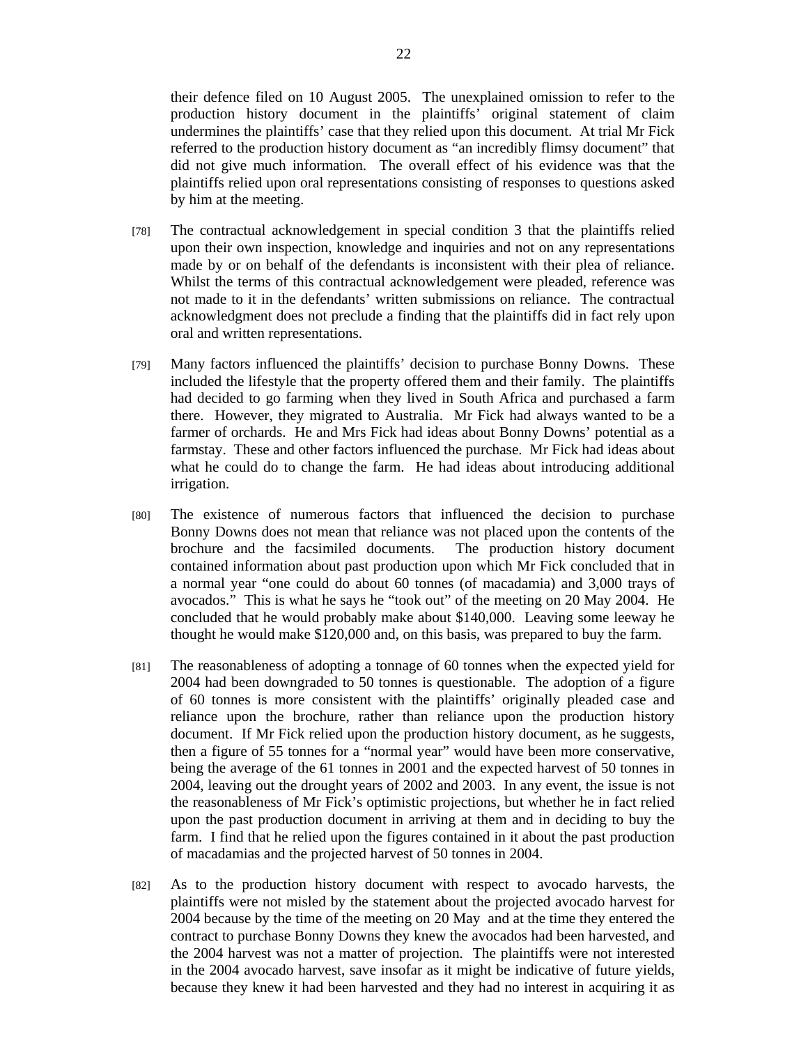their defence filed on 10 August 2005. The unexplained omission to refer to the production history document in the plaintiffs' original statement of claim undermines the plaintiffs' case that they relied upon this document. At trial Mr Fick referred to the production history document as "an incredibly flimsy document" that did not give much information. The overall effect of his evidence was that the plaintiffs relied upon oral representations consisting of responses to questions asked by him at the meeting.

[78] The contractual acknowledgement in special condition 3 that the plaintiffs relied upon their own inspection, knowledge and inquiries and not on any representations made by or on behalf of the defendants is inconsistent with their plea of reliance. Whilst the terms of this contractual acknowledgement were pleaded, reference was not made to it in the defendants' written submissions on reliance. The contractual acknowledgment does not preclude a finding that the plaintiffs did in fact rely upon oral and written representations.

[79] Many factors influenced the plaintiffs' decision to purchase Bonny Downs. These included the lifestyle that the property offered them and their family. The plaintiffs had decided to go farming when they lived in South Africa and purchased a farm there. However, they migrated to Australia. Mr Fick had always wanted to be a farmer of orchards. He and Mrs Fick had ideas about Bonny Downs' potential as a farmstay. These and other factors influenced the purchase. Mr Fick had ideas about what he could do to change the farm. He had ideas about introducing additional irrigation.

[80] The existence of numerous factors that influenced the decision to purchase Bonny Downs does not mean that reliance was not placed upon the contents of the brochure and the facsimiled documents. The production history document contained information about past production upon which Mr Fick concluded that in a normal year "one could do about 60 tonnes (of macadamia) and 3,000 trays of avocados." This is what he says he "took out" of the meeting on 20 May 2004. He concluded that he would probably make about $140,000. Leaving some leeway he thought he would make $120,000 and, on this basis, was prepared to buy the farm.

[81] The reasonableness of adopting a tonnage of 60 tonnes when the expected yield for 2004 had been downgraded to 50 tonnes is questionable. The adoption of a figure of 60 tonnes is more consistent with the plaintiffs' originally pleaded case and reliance upon the brochure, rather than reliance upon the production history document. If Mr Fick relied upon the production history document, as he suggests, then a figure of 55 tonnes for a "normal year" would have been more conservative, being the average of the 61 tonnes in 2001 and the expected harvest of 50 tonnes in 2004, leaving out the drought years of 2002 and 2003. In any event, the issue is not the reasonableness of Mr Fick's optimistic projections, but whether he in fact relied upon the past production document in arriving at them and in deciding to buy the farm. I find that he relied upon the figures contained in it about the past production of macadamias and the projected harvest of 50 tonnes in 2004.

[82] As to the production history document with respect to avocado harvests, the plaintiffs were not misled by the statement about the projected avocado harvest for 2004 because by the time of the meeting on 20 May and at the time they entered the contract to purchase Bonny Downs they knew the avocados had been harvested, and the 2004 harvest was not a matter of projection. The plaintiffs were not interested in the 2004 avocado harvest, save insofar as it might be indicative of future yields, because they knew it had been harvested and they had no interest in acquiring it as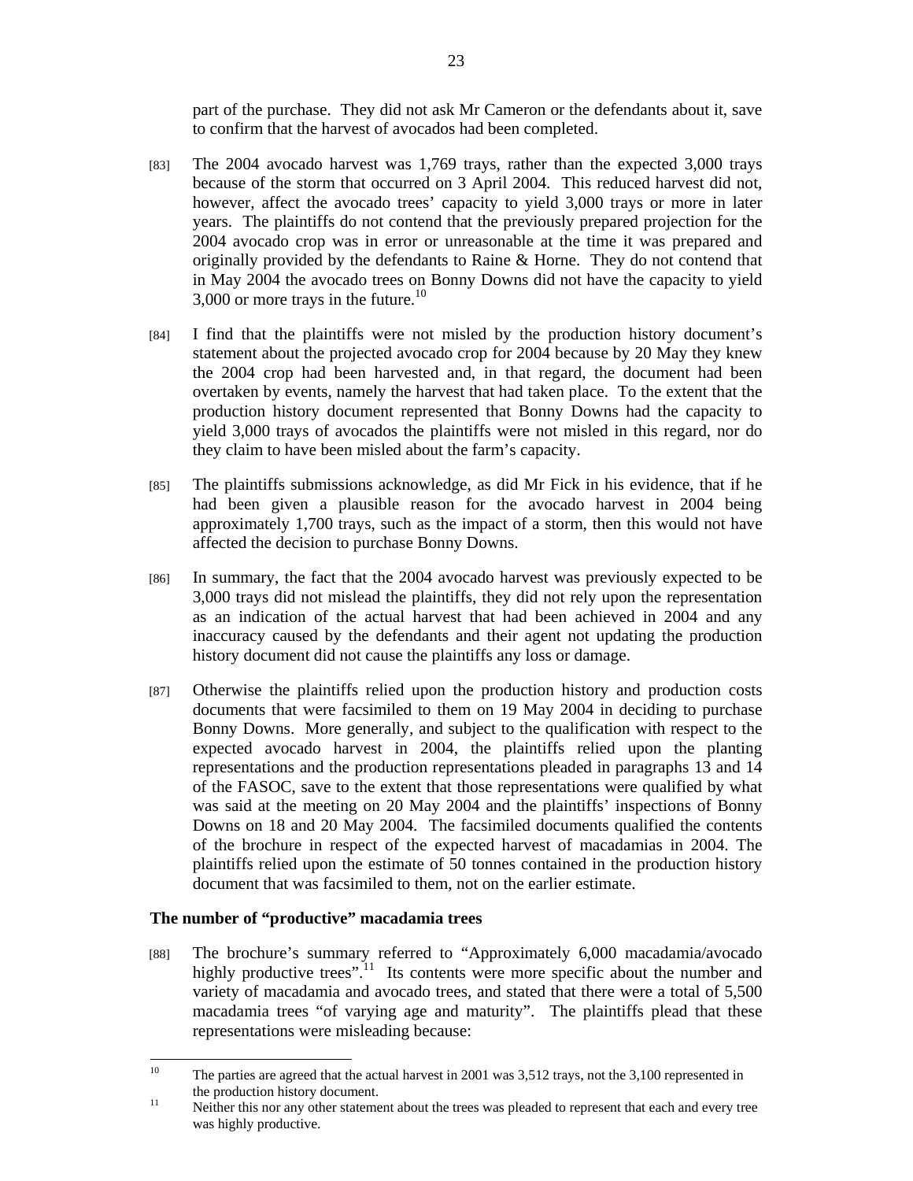part of the purchase. They did not ask Mr Cameron or the defendants about it, save to confirm that the harvest of avocados had been completed.

[83] The 2004 avocado harvest was 1,769 trays, rather than the expected 3,000 trays because of the storm that occurred on 3 April 2004. This reduced harvest did not, however, affect the avocado trees' capacity to yield 3,000 trays or more in later years. The plaintiffs do not contend that the previously prepared projection for the 2004 avocado crop was in error or unreasonable at the time it was prepared and originally provided by the defendants to Raine & Horne. They do not contend that in May 2004 the avocado trees on Bonny Downs did not have the capacity to yield 3,000 or more trays in the future.[10]

[84] I find that the plaintiffs were not misled by the production history document's statement about the projected avocado crop for 2004 because by 20 May they knew the 2004 crop had been harvested and, in that regard, the document had been overtaken by events, namely the harvest that had taken place. To the extent that the production history document represented that Bonny Downs had the capacity to yield 3,000 trays of avocados the plaintiffs were not misled in this regard, nor do they claim to have been misled about the farm's capacity.

[85] The plaintiffs submissions acknowledge, as did Mr Fick in his evidence, that if he had been given a plausible reason for the avocado harvest in 2004 being approximately 1,700 trays, such as the impact of a storm, then this would not have affected the decision to purchase Bonny Downs.

[86] In summary, the fact that the 2004 avocado harvest was previously expected to be 3,000 trays did not mislead the plaintiffs, they did not rely upon the representation as an indication of the actual harvest that had been achieved in 2004 and any inaccuracy caused by the defendants and their agent not updating the production history document did not cause the plaintiffs any loss or damage.

[87] Otherwise the plaintiffs relied upon the production history and production costs documents that were facsimiled to them on 19 May 2004 in deciding to purchase Bonny Downs. More generally, and subject to the qualification with respect to the expected avocado harvest in 2004, the plaintiffs relied upon the planting representations and the production representations pleaded in paragraphs 13 and 14 of the FASOC, save to the extent that those representations were qualified by what was said at the meeting on 20 May 2004 and the plaintiffs' inspections of Bonny Downs on 18 and 20 May 2004. The facsimiled documents qualified the contents of the brochure in respect of the expected harvest of macadamias in 2004. The plaintiffs relied upon the estimate of 50 tonnes contained in the production history document that was facsimiled to them, not on the earlier estimate.

**The number of "productive" macadamia trees**

[88] The brochure's summary referred to "Approximately 6,000 macadamia/avocado highly productive trees".[11] Its contents were more specific about the number and variety of macadamia and avocado trees, and stated that there were a total of 5,500 macadamia trees "of varying age and maturity". The plaintiffs plead that these representations were misleading because:

---

[10] The parties are agreed that the actual harvest in 2001 was 3,512 trays, not the 3,100 represented in the production history document.

[11] Neither this nor any other statement about the trees was pleaded to represent that each and every tree was highly productive.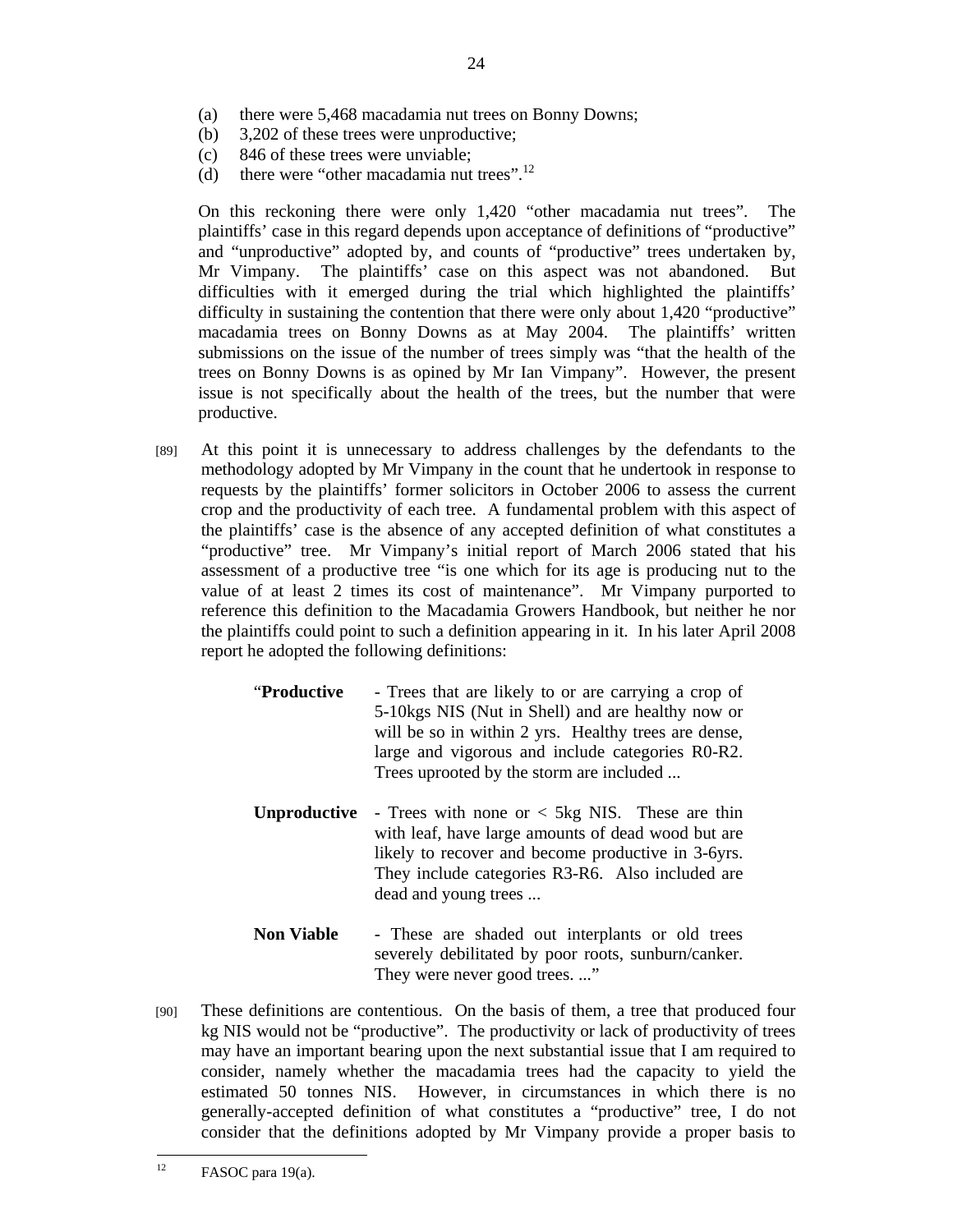(a) there were 5,468 macadamia nut trees on Bonny Downs;
(b) 3,202 of these trees were unproductive;
(c) 846 of these trees were unviable;
(d) there were "other macadamia nut trees".[12]

On this reckoning there were only 1,420 "other macadamia nut trees". The plaintiffs' case in this regard depends upon acceptance of definitions of "productive" and "unproductive" adopted by, and counts of "productive" trees undertaken by, Mr Vimpany. The plaintiffs' case on this aspect was not abandoned. But difficulties with it emerged during the trial which highlighted the plaintiffs' difficulty in sustaining the contention that there were only about 1,420 "productive" macadamia trees on Bonny Downs as at May 2004. The plaintiffs' written submissions on the issue of the number of trees simply was "that the health of the trees on Bonny Downs is as opined by Mr Ian Vimpany". However, the present issue is not specifically about the health of the trees, but the number that were productive.

[89] At this point it is unnecessary to address challenges by the defendants to the methodology adopted by Mr Vimpany in the count that he undertook in response to requests by the plaintiffs' former solicitors in October 2006 to assess the current crop and the productivity of each tree. A fundamental problem with this aspect of the plaintiffs' case is the absence of any accepted definition of what constitutes a "productive" tree. Mr Vimpany's initial report of March 2006 stated that his assessment of a productive tree "is one which for its age is producing nut to the value of at least 2 times its cost of maintenance". Mr Vimpany purported to reference this definition to the Macadamia Growers Handbook, but neither he nor the plaintiffs could point to such a definition appearing in it. In his later April 2008 report he adopted the following definitions:

> "**Productive** - Trees that are likely to or are carrying a crop of 5-10kgs NIS (Nut in Shell) and are healthy now or will be so in within 2 yrs. Healthy trees are dense, large and vigorous and include categories R0-R2. Trees uprooted by the storm are included ...
>
> **Unproductive** - Trees with none or < 5kg NIS. These are thin with leaf, have large amounts of dead wood but are likely to recover and become productive in 3-6yrs. They include categories R3-R6. Also included are dead and young trees ...
>
> **Non Viable** - These are shaded out interplants or old trees severely debilitated by poor roots, sunburn/canker. They were never good trees. ..."

[90] These definitions are contentious. On the basis of them, a tree that produced four kg NIS would not be "productive". The productivity or lack of productivity of trees may have an important bearing upon the next substantial issue that I am required to consider, namely whether the macadamia trees had the capacity to yield the estimated 50 tonnes NIS. However, in circumstances in which there is no generally-accepted definition of what constitutes a "productive" tree, I do not consider that the definitions adopted by Mr Vimpany provide a proper basis to

---

[12] FASOC para 19(a).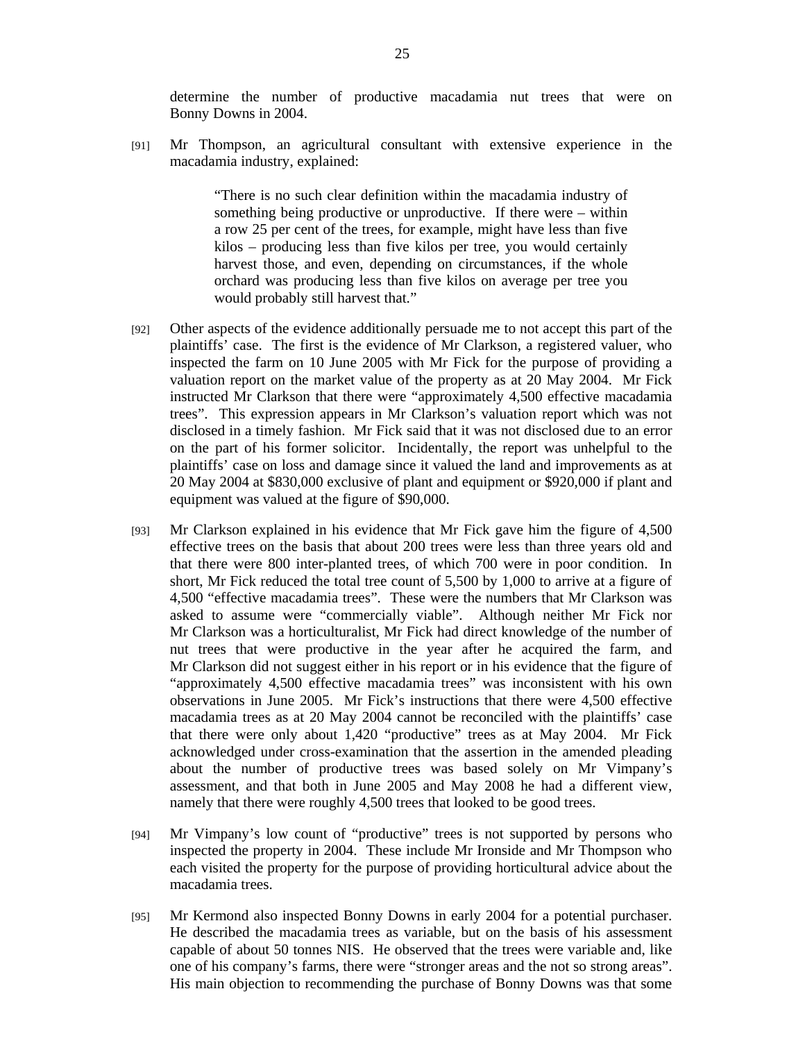determine the number of productive macadamia nut trees that were on Bonny Downs in 2004.

[91] Mr Thompson, an agricultural consultant with extensive experience in the macadamia industry, explained:

> "There is no such clear definition within the macadamia industry of something being productive or unproductive. If there were – within a row 25 per cent of the trees, for example, might have less than five kilos – producing less than five kilos per tree, you would certainly harvest those, and even, depending on circumstances, if the whole orchard was producing less than five kilos on average per tree you would probably still harvest that."

[92] Other aspects of the evidence additionally persuade me to not accept this part of the plaintiffs' case. The first is the evidence of Mr Clarkson, a registered valuer, who inspected the farm on 10 June 2005 with Mr Fick for the purpose of providing a valuation report on the market value of the property as at 20 May 2004. Mr Fick instructed Mr Clarkson that there were "approximately 4,500 effective macadamia trees". This expression appears in Mr Clarkson's valuation report which was not disclosed in a timely fashion. Mr Fick said that it was not disclosed due to an error on the part of his former solicitor. Incidentally, the report was unhelpful to the plaintiffs' case on loss and damage since it valued the land and improvements as at 20 May 2004 at $830,000 exclusive of plant and equipment or $920,000 if plant and equipment was valued at the figure of $90,000.

[93] Mr Clarkson explained in his evidence that Mr Fick gave him the figure of 4,500 effective trees on the basis that about 200 trees were less than three years old and that there were 800 inter-planted trees, of which 700 were in poor condition. In short, Mr Fick reduced the total tree count of 5,500 by 1,000 to arrive at a figure of 4,500 "effective macadamia trees". These were the numbers that Mr Clarkson was asked to assume were "commercially viable". Although neither Mr Fick nor Mr Clarkson was a horticulturalist, Mr Fick had direct knowledge of the number of nut trees that were productive in the year after he acquired the farm, and Mr Clarkson did not suggest either in his report or in his evidence that the figure of "approximately 4,500 effective macadamia trees" was inconsistent with his own observations in June 2005. Mr Fick's instructions that there were 4,500 effective macadamia trees as at 20 May 2004 cannot be reconciled with the plaintiffs' case that there were only about 1,420 "productive" trees as at May 2004. Mr Fick acknowledged under cross-examination that the assertion in the amended pleading about the number of productive trees was based solely on Mr Vimpany's assessment, and that both in June 2005 and May 2008 he had a different view, namely that there were roughly 4,500 trees that looked to be good trees.

[94] Mr Vimpany's low count of "productive" trees is not supported by persons who inspected the property in 2004. These include Mr Ironside and Mr Thompson who each visited the property for the purpose of providing horticultural advice about the macadamia trees.

[95] Mr Kermond also inspected Bonny Downs in early 2004 for a potential purchaser. He described the macadamia trees as variable, but on the basis of his assessment capable of about 50 tonnes NIS. He observed that the trees were variable and, like one of his company's farms, there were "stronger areas and the not so strong areas". His main objection to recommending the purchase of Bonny Downs was that some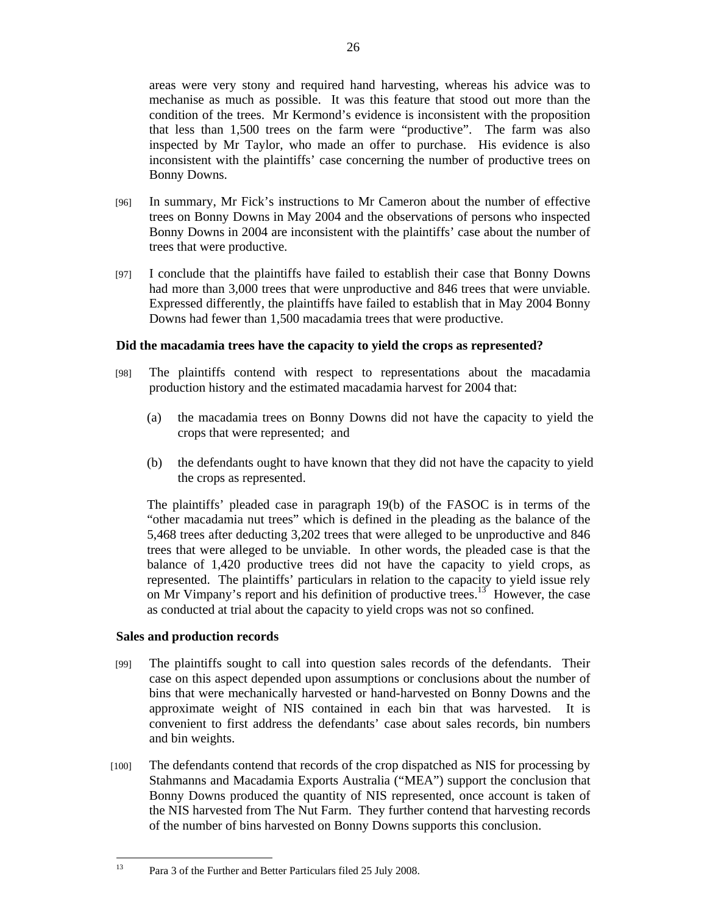areas were very stony and required hand harvesting, whereas his advice was to mechanise as much as possible. It was this feature that stood out more than the condition of the trees. Mr Kermond's evidence is inconsistent with the proposition that less than 1,500 trees on the farm were "productive". The farm was also inspected by Mr Taylor, who made an offer to purchase. His evidence is also inconsistent with the plaintiffs' case concerning the number of productive trees on Bonny Downs.

[96] In summary, Mr Fick's instructions to Mr Cameron about the number of effective trees on Bonny Downs in May 2004 and the observations of persons who inspected Bonny Downs in 2004 are inconsistent with the plaintiffs' case about the number of trees that were productive.

[97] I conclude that the plaintiffs have failed to establish their case that Bonny Downs had more than 3,000 trees that were unproductive and 846 trees that were unviable. Expressed differently, the plaintiffs have failed to establish that in May 2004 Bonny Downs had fewer than 1,500 macadamia trees that were productive.

**Did the macadamia trees have the capacity to yield the crops as represented?**

[98] The plaintiffs contend with respect to representations about the macadamia production history and the estimated macadamia harvest for 2004 that:

(a) the macadamia trees on Bonny Downs did not have the capacity to yield the crops that were represented; and

(b) the defendants ought to have known that they did not have the capacity to yield the crops as represented.

The plaintiffs' pleaded case in paragraph 19(b) of the FASOC is in terms of the "other macadamia nut trees" which is defined in the pleading as the balance of the 5,468 trees after deducting 3,202 trees that were alleged to be unproductive and 846 trees that were alleged to be unviable. In other words, the pleaded case is that the balance of 1,420 productive trees did not have the capacity to yield crops, as represented. The plaintiffs' particulars in relation to the capacity to yield issue rely on Mr Vimpany's report and his definition of productive trees.[13] However, the case as conducted at trial about the capacity to yield crops was not so confined.

**Sales and production records**

[99] The plaintiffs sought to call into question sales records of the defendants. Their case on this aspect depended upon assumptions or conclusions about the number of bins that were mechanically harvested or hand-harvested on Bonny Downs and the approximate weight of NIS contained in each bin that was harvested. It is convenient to first address the defendants' case about sales records, bin numbers and bin weights.

[100] The defendants contend that records of the crop dispatched as NIS for processing by Stahmanns and Macadamia Exports Australia ("MEA") support the conclusion that Bonny Downs produced the quantity of NIS represented, once account is taken of the NIS harvested from The Nut Farm. They further contend that harvesting records of the number of bins harvested on Bonny Downs supports this conclusion.

---

[13] Para 3 of the Further and Better Particulars filed 25 July 2008.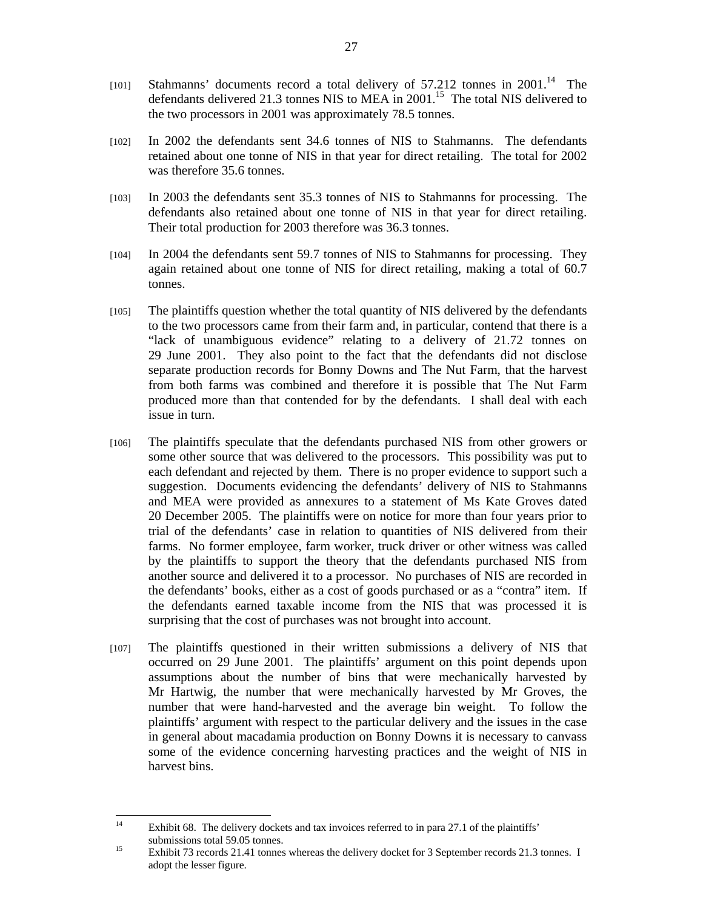[101] Stahmanns' documents record a total delivery of 57.212 tonnes in 2001.[14] The defendants delivered 21.3 tonnes NIS to MEA in 2001.[15] The total NIS delivered to the two processors in 2001 was approximately 78.5 tonnes.

[102] In 2002 the defendants sent 34.6 tonnes of NIS to Stahmanns. The defendants retained about one tonne of NIS in that year for direct retailing. The total for 2002 was therefore 35.6 tonnes.

[103] In 2003 the defendants sent 35.3 tonnes of NIS to Stahmanns for processing. The defendants also retained about one tonne of NIS in that year for direct retailing. Their total production for 2003 therefore was 36.3 tonnes.

[104] In 2004 the defendants sent 59.7 tonnes of NIS to Stahmanns for processing. They again retained about one tonne of NIS for direct retailing, making a total of 60.7 tonnes.

[105] The plaintiffs question whether the total quantity of NIS delivered by the defendants to the two processors came from their farm and, in particular, contend that there is a "lack of unambiguous evidence" relating to a delivery of 21.72 tonnes on 29 June 2001. They also point to the fact that the defendants did not disclose separate production records for Bonny Downs and The Nut Farm, that the harvest from both farms was combined and therefore it is possible that The Nut Farm produced more than that contended for by the defendants. I shall deal with each issue in turn.

[106] The plaintiffs speculate that the defendants purchased NIS from other growers or some other source that was delivered to the processors. This possibility was put to each defendant and rejected by them. There is no proper evidence to support such a suggestion. Documents evidencing the defendants' delivery of NIS to Stahmanns and MEA were provided as annexures to a statement of Ms Kate Groves dated 20 December 2005. The plaintiffs were on notice for more than four years prior to trial of the defendants' case in relation to quantities of NIS delivered from their farms. No former employee, farm worker, truck driver or other witness was called by the plaintiffs to support the theory that the defendants purchased NIS from another source and delivered it to a processor. No purchases of NIS are recorded in the defendants' books, either as a cost of goods purchased or as a "contra" item. If the defendants earned taxable income from the NIS that was processed it is surprising that the cost of purchases was not brought into account.

[107] The plaintiffs questioned in their written submissions a delivery of NIS that occurred on 29 June 2001. The plaintiffs' argument on this point depends upon assumptions about the number of bins that were mechanically harvested by Mr Hartwig, the number that were mechanically harvested by Mr Groves, the number that were hand-harvested and the average bin weight. To follow the plaintiffs' argument with respect to the particular delivery and the issues in the case in general about macadamia production on Bonny Downs it is necessary to canvass some of the evidence concerning harvesting practices and the weight of NIS in harvest bins.

---

[14] Exhibit 68. The delivery dockets and tax invoices referred to in para 27.1 of the plaintiffs' submissions total 59.05 tonnes.

[15] Exhibit 73 records 21.41 tonnes whereas the delivery docket for 3 September records 21.3 tonnes. I adopt the lesser figure.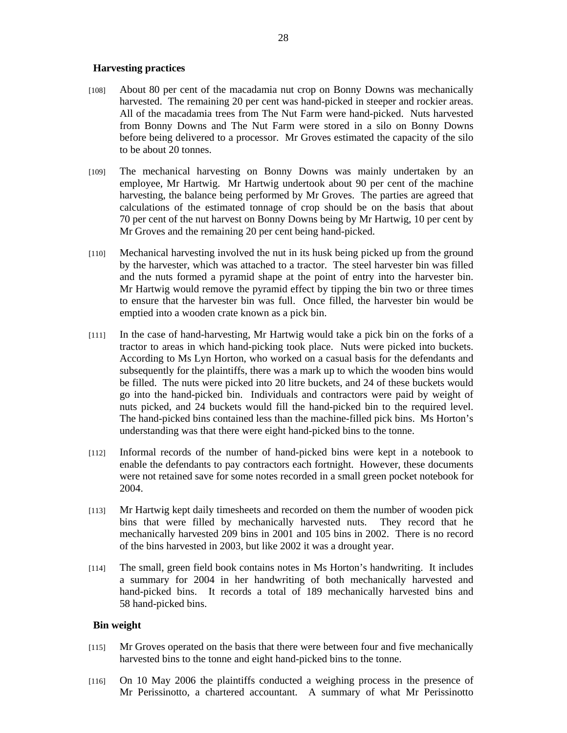### Harvesting practices

[108] About 80 per cent of the macadamia nut crop on Bonny Downs was mechanically harvested. The remaining 20 per cent was hand-picked in steeper and rockier areas. All of the macadamia trees from The Nut Farm were hand-picked. Nuts harvested from Bonny Downs and The Nut Farm were stored in a silo on Bonny Downs before being delivered to a processor. Mr Groves estimated the capacity of the silo to be about 20 tonnes.

[109] The mechanical harvesting on Bonny Downs was mainly undertaken by an employee, Mr Hartwig. Mr Hartwig undertook about 90 per cent of the machine harvesting, the balance being performed by Mr Groves. The parties are agreed that calculations of the estimated tonnage of crop should be on the basis that about 70 per cent of the nut harvest on Bonny Downs being by Mr Hartwig, 10 per cent by Mr Groves and the remaining 20 per cent being hand-picked.

[110] Mechanical harvesting involved the nut in its husk being picked up from the ground by the harvester, which was attached to a tractor. The steel harvester bin was filled and the nuts formed a pyramid shape at the point of entry into the harvester bin. Mr Hartwig would remove the pyramid effect by tipping the bin two or three times to ensure that the harvester bin was full. Once filled, the harvester bin would be emptied into a wooden crate known as a pick bin.

[111] In the case of hand-harvesting, Mr Hartwig would take a pick bin on the forks of a tractor to areas in which hand-picking took place. Nuts were picked into buckets. According to Ms Lyn Horton, who worked on a casual basis for the defendants and subsequently for the plaintiffs, there was a mark up to which the wooden bins would be filled. The nuts were picked into 20 litre buckets, and 24 of these buckets would go into the hand-picked bin. Individuals and contractors were paid by weight of nuts picked, and 24 buckets would fill the hand-picked bin to the required level. The hand-picked bins contained less than the machine-filled pick bins. Ms Horton's understanding was that there were eight hand-picked bins to the tonne.

[112] Informal records of the number of hand-picked bins were kept in a notebook to enable the defendants to pay contractors each fortnight. However, these documents were not retained save for some notes recorded in a small green pocket notebook for 2004.

[113] Mr Hartwig kept daily timesheets and recorded on them the number of wooden pick bins that were filled by mechanically harvested nuts. They record that he mechanically harvested 209 bins in 2001 and 105 bins in 2002. There is no record of the bins harvested in 2003, but like 2002 it was a drought year.

[114] The small, green field book contains notes in Ms Horton's handwriting. It includes a summary for 2004 in her handwriting of both mechanically harvested and hand-picked bins. It records a total of 189 mechanically harvested bins and 58 hand-picked bins.

### Bin weight

[115] Mr Groves operated on the basis that there were between four and five mechanically harvested bins to the tonne and eight hand-picked bins to the tonne.

[116] On 10 May 2006 the plaintiffs conducted a weighing process in the presence of Mr Perissinotto, a chartered accountant. A summary of what Mr Perissinotto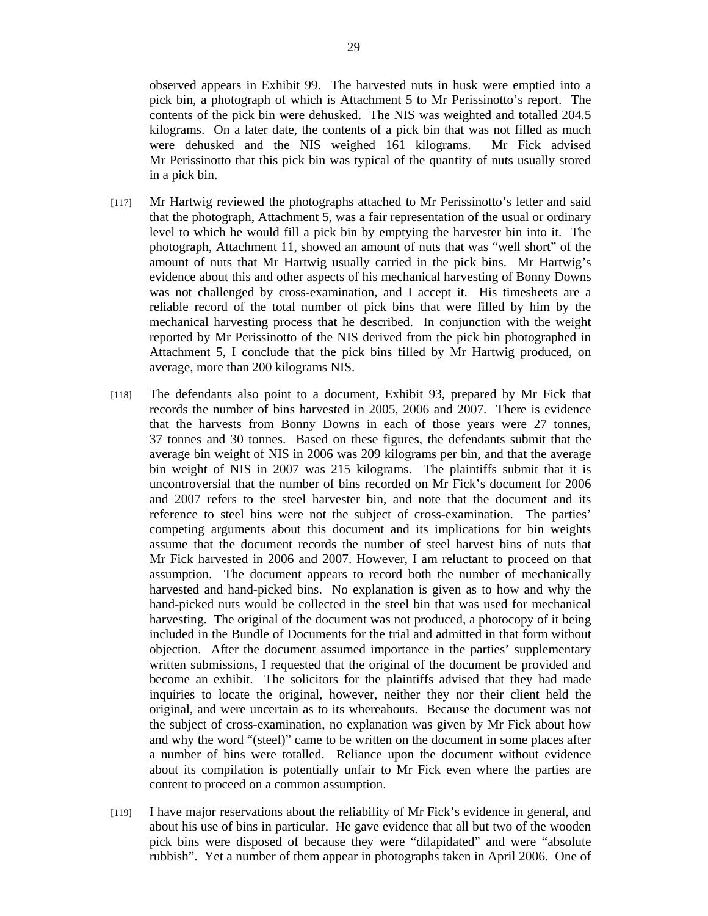observed appears in Exhibit 99. The harvested nuts in husk were emptied into a pick bin, a photograph of which is Attachment 5 to Mr Perissinotto's report. The contents of the pick bin were dehusked. The NIS was weighted and totalled 204.5 kilograms. On a later date, the contents of a pick bin that was not filled as much were dehusked and the NIS weighed 161 kilograms. Mr Fick advised Mr Perissinotto that this pick bin was typical of the quantity of nuts usually stored in a pick bin.

[117] Mr Hartwig reviewed the photographs attached to Mr Perissinotto's letter and said that the photograph, Attachment 5, was a fair representation of the usual or ordinary level to which he would fill a pick bin by emptying the harvester bin into it. The photograph, Attachment 11, showed an amount of nuts that was "well short" of the amount of nuts that Mr Hartwig usually carried in the pick bins. Mr Hartwig's evidence about this and other aspects of his mechanical harvesting of Bonny Downs was not challenged by cross-examination, and I accept it. His timesheets are a reliable record of the total number of pick bins that were filled by him by the mechanical harvesting process that he described. In conjunction with the weight reported by Mr Perissinotto of the NIS derived from the pick bin photographed in Attachment 5, I conclude that the pick bins filled by Mr Hartwig produced, on average, more than 200 kilograms NIS.

[118] The defendants also point to a document, Exhibit 93, prepared by Mr Fick that records the number of bins harvested in 2005, 2006 and 2007. There is evidence that the harvests from Bonny Downs in each of those years were 27 tonnes, 37 tonnes and 30 tonnes. Based on these figures, the defendants submit that the average bin weight of NIS in 2006 was 209 kilograms per bin, and that the average bin weight of NIS in 2007 was 215 kilograms. The plaintiffs submit that it is uncontroversial that the number of bins recorded on Mr Fick's document for 2006 and 2007 refers to the steel harvester bin, and note that the document and its reference to steel bins were not the subject of cross-examination. The parties' competing arguments about this document and its implications for bin weights assume that the document records the number of steel harvest bins of nuts that Mr Fick harvested in 2006 and 2007. However, I am reluctant to proceed on that assumption. The document appears to record both the number of mechanically harvested and hand-picked bins. No explanation is given as to how and why the hand-picked nuts would be collected in the steel bin that was used for mechanical harvesting. The original of the document was not produced, a photocopy of it being included in the Bundle of Documents for the trial and admitted in that form without objection. After the document assumed importance in the parties' supplementary written submissions, I requested that the original of the document be provided and become an exhibit. The solicitors for the plaintiffs advised that they had made inquiries to locate the original, however, neither they nor their client held the original, and were uncertain as to its whereabouts. Because the document was not the subject of cross-examination, no explanation was given by Mr Fick about how and why the word "(steel)" came to be written on the document in some places after a number of bins were totalled. Reliance upon the document without evidence about its compilation is potentially unfair to Mr Fick even where the parties are content to proceed on a common assumption.

[119] I have major reservations about the reliability of Mr Fick's evidence in general, and about his use of bins in particular. He gave evidence that all but two of the wooden pick bins were disposed of because they were "dilapidated" and were "absolute rubbish". Yet a number of them appear in photographs taken in April 2006. One of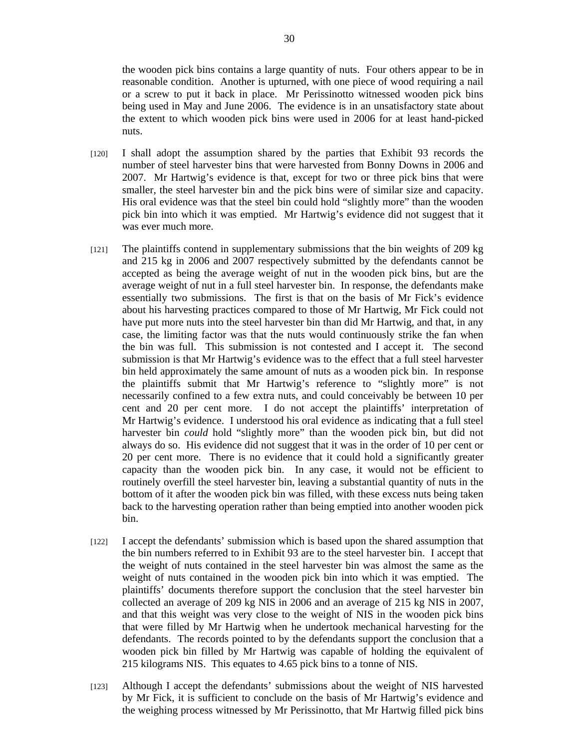the wooden pick bins contains a large quantity of nuts. Four others appear to be in reasonable condition. Another is upturned, with one piece of wood requiring a nail or a screw to put it back in place. Mr Perissinotto witnessed wooden pick bins being used in May and June 2006. The evidence is in an unsatisfactory state about the extent to which wooden pick bins were used in 2006 for at least hand-picked nuts.

[120] I shall adopt the assumption shared by the parties that Exhibit 93 records the number of steel harvester bins that were harvested from Bonny Downs in 2006 and 2007. Mr Hartwig's evidence is that, except for two or three pick bins that were smaller, the steel harvester bin and the pick bins were of similar size and capacity. His oral evidence was that the steel bin could hold "slightly more" than the wooden pick bin into which it was emptied. Mr Hartwig's evidence did not suggest that it was ever much more.

[121] The plaintiffs contend in supplementary submissions that the bin weights of 209 kg and 215 kg in 2006 and 2007 respectively submitted by the defendants cannot be accepted as being the average weight of nut in the wooden pick bins, but are the average weight of nut in a full steel harvester bin. In response, the defendants make essentially two submissions. The first is that on the basis of Mr Fick's evidence about his harvesting practices compared to those of Mr Hartwig, Mr Fick could not have put more nuts into the steel harvester bin than did Mr Hartwig, and that, in any case, the limiting factor was that the nuts would continuously strike the fan when the bin was full. This submission is not contested and I accept it. The second submission is that Mr Hartwig's evidence was to the effect that a full steel harvester bin held approximately the same amount of nuts as a wooden pick bin. In response the plaintiffs submit that Mr Hartwig's reference to "slightly more" is not necessarily confined to a few extra nuts, and could conceivably be between 10 per cent and 20 per cent more. I do not accept the plaintiffs' interpretation of Mr Hartwig's evidence. I understood his oral evidence as indicating that a full steel harvester bin *could* hold "slightly more" than the wooden pick bin, but did not always do so. His evidence did not suggest that it was in the order of 10 per cent or 20 per cent more. There is no evidence that it could hold a significantly greater capacity than the wooden pick bin. In any case, it would not be efficient to routinely overfill the steel harvester bin, leaving a substantial quantity of nuts in the bottom of it after the wooden pick bin was filled, with these excess nuts being taken back to the harvesting operation rather than being emptied into another wooden pick bin.

[122] I accept the defendants' submission which is based upon the shared assumption that the bin numbers referred to in Exhibit 93 are to the steel harvester bin. I accept that the weight of nuts contained in the steel harvester bin was almost the same as the weight of nuts contained in the wooden pick bin into which it was emptied. The plaintiffs' documents therefore support the conclusion that the steel harvester bin collected an average of 209 kg NIS in 2006 and an average of 215 kg NIS in 2007, and that this weight was very close to the weight of NIS in the wooden pick bins that were filled by Mr Hartwig when he undertook mechanical harvesting for the defendants. The records pointed to by the defendants support the conclusion that a wooden pick bin filled by Mr Hartwig was capable of holding the equivalent of 215 kilograms NIS. This equates to 4.65 pick bins to a tonne of NIS.

[123] Although I accept the defendants' submissions about the weight of NIS harvested by Mr Fick, it is sufficient to conclude on the basis of Mr Hartwig's evidence and the weighing process witnessed by Mr Perissinotto, that Mr Hartwig filled pick bins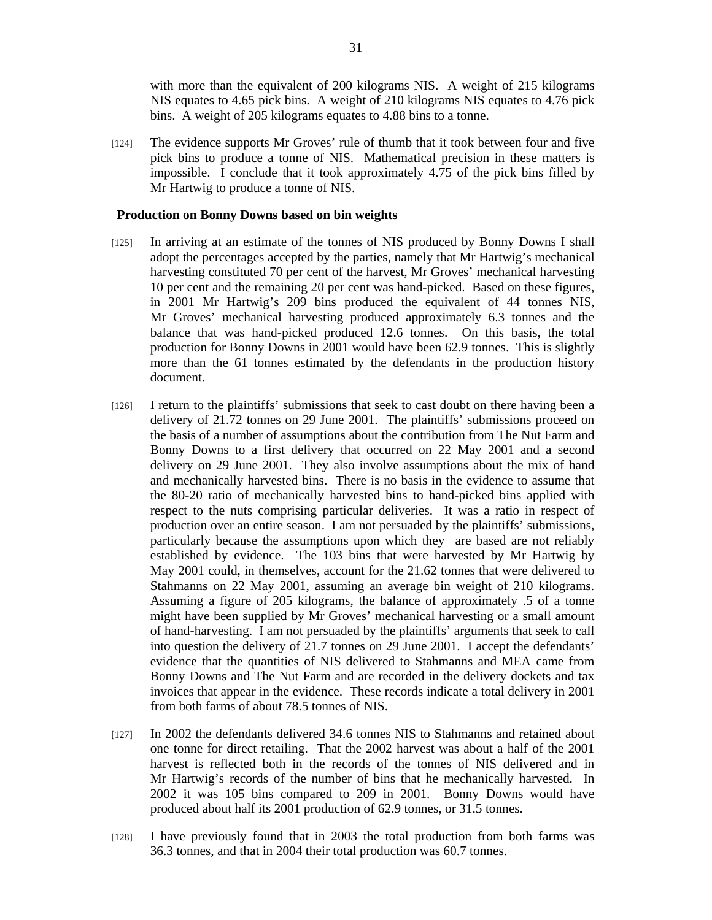with more than the equivalent of 200 kilograms NIS. A weight of 215 kilograms NIS equates to 4.65 pick bins. A weight of 210 kilograms NIS equates to 4.76 pick bins. A weight of 205 kilograms equates to 4.88 bins to a tonne.

[124] The evidence supports Mr Groves' rule of thumb that it took between four and five pick bins to produce a tonne of NIS. Mathematical precision in these matters is impossible. I conclude that it took approximately 4.75 of the pick bins filled by Mr Hartwig to produce a tonne of NIS.

**Production on Bonny Downs based on bin weights**

[125] In arriving at an estimate of the tonnes of NIS produced by Bonny Downs I shall adopt the percentages accepted by the parties, namely that Mr Hartwig's mechanical harvesting constituted 70 per cent of the harvest, Mr Groves' mechanical harvesting 10 per cent and the remaining 20 per cent was hand-picked. Based on these figures, in 2001 Mr Hartwig's 209 bins produced the equivalent of 44 tonnes NIS, Mr Groves' mechanical harvesting produced approximately 6.3 tonnes and the balance that was hand-picked produced 12.6 tonnes. On this basis, the total production for Bonny Downs in 2001 would have been 62.9 tonnes. This is slightly more than the 61 tonnes estimated by the defendants in the production history document.

[126] I return to the plaintiffs' submissions that seek to cast doubt on there having been a delivery of 21.72 tonnes on 29 June 2001. The plaintiffs' submissions proceed on the basis of a number of assumptions about the contribution from The Nut Farm and Bonny Downs to a first delivery that occurred on 22 May 2001 and a second delivery on 29 June 2001. They also involve assumptions about the mix of hand and mechanically harvested bins. There is no basis in the evidence to assume that the 80-20 ratio of mechanically harvested bins to hand-picked bins applied with respect to the nuts comprising particular deliveries. It was a ratio in respect of production over an entire season. I am not persuaded by the plaintiffs' submissions, particularly because the assumptions upon which they are based are not reliably established by evidence. The 103 bins that were harvested by Mr Hartwig by May 2001 could, in themselves, account for the 21.62 tonnes that were delivered to Stahmanns on 22 May 2001, assuming an average bin weight of 210 kilograms. Assuming a figure of 205 kilograms, the balance of approximately .5 of a tonne might have been supplied by Mr Groves' mechanical harvesting or a small amount of hand-harvesting. I am not persuaded by the plaintiffs' arguments that seek to call into question the delivery of 21.7 tonnes on 29 June 2001. I accept the defendants' evidence that the quantities of NIS delivered to Stahmanns and MEA came from Bonny Downs and The Nut Farm and are recorded in the delivery dockets and tax invoices that appear in the evidence. These records indicate a total delivery in 2001 from both farms of about 78.5 tonnes of NIS.

[127] In 2002 the defendants delivered 34.6 tonnes NIS to Stahmanns and retained about one tonne for direct retailing. That the 2002 harvest was about a half of the 2001 harvest is reflected both in the records of the tonnes of NIS delivered and in Mr Hartwig's records of the number of bins that he mechanically harvested. In 2002 it was 105 bins compared to 209 in 2001. Bonny Downs would have produced about half its 2001 production of 62.9 tonnes, or 31.5 tonnes.

[128] I have previously found that in 2003 the total production from both farms was 36.3 tonnes, and that in 2004 their total production was 60.7 tonnes.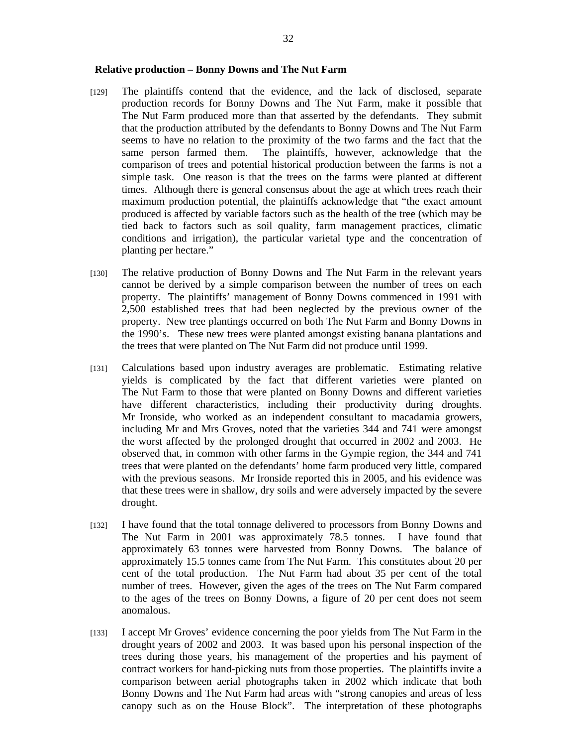**Relative production – Bonny Downs and The Nut Farm**

[129] The plaintiffs contend that the evidence, and the lack of disclosed, separate production records for Bonny Downs and The Nut Farm, make it possible that The Nut Farm produced more than that asserted by the defendants. They submit that the production attributed by the defendants to Bonny Downs and The Nut Farm seems to have no relation to the proximity of the two farms and the fact that the same person farmed them. The plaintiffs, however, acknowledge that the comparison of trees and potential historical production between the farms is not a simple task. One reason is that the trees on the farms were planted at different times. Although there is general consensus about the age at which trees reach their maximum production potential, the plaintiffs acknowledge that "the exact amount produced is affected by variable factors such as the health of the tree (which may be tied back to factors such as soil quality, farm management practices, climatic conditions and irrigation), the particular varietal type and the concentration of planting per hectare."

[130] The relative production of Bonny Downs and The Nut Farm in the relevant years cannot be derived by a simple comparison between the number of trees on each property. The plaintiffs' management of Bonny Downs commenced in 1991 with 2,500 established trees that had been neglected by the previous owner of the property. New tree plantings occurred on both The Nut Farm and Bonny Downs in the 1990's. These new trees were planted amongst existing banana plantations and the trees that were planted on The Nut Farm did not produce until 1999.

[131] Calculations based upon industry averages are problematic. Estimating relative yields is complicated by the fact that different varieties were planted on The Nut Farm to those that were planted on Bonny Downs and different varieties have different characteristics, including their productivity during droughts. Mr Ironside, who worked as an independent consultant to macadamia growers, including Mr and Mrs Groves, noted that the varieties 344 and 741 were amongst the worst affected by the prolonged drought that occurred in 2002 and 2003. He observed that, in common with other farms in the Gympie region, the 344 and 741 trees that were planted on the defendants' home farm produced very little, compared with the previous seasons. Mr Ironside reported this in 2005, and his evidence was that these trees were in shallow, dry soils and were adversely impacted by the severe drought.

[132] I have found that the total tonnage delivered to processors from Bonny Downs and The Nut Farm in 2001 was approximately 78.5 tonnes. I have found that approximately 63 tonnes were harvested from Bonny Downs. The balance of approximately 15.5 tonnes came from The Nut Farm. This constitutes about 20 per cent of the total production. The Nut Farm had about 35 per cent of the total number of trees. However, given the ages of the trees on The Nut Farm compared to the ages of the trees on Bonny Downs, a figure of 20 per cent does not seem anomalous.

[133] I accept Mr Groves' evidence concerning the poor yields from The Nut Farm in the drought years of 2002 and 2003. It was based upon his personal inspection of the trees during those years, his management of the properties and his payment of contract workers for hand-picking nuts from those properties. The plaintiffs invite a comparison between aerial photographs taken in 2002 which indicate that both Bonny Downs and The Nut Farm had areas with "strong canopies and areas of less canopy such as on the House Block". The interpretation of these photographs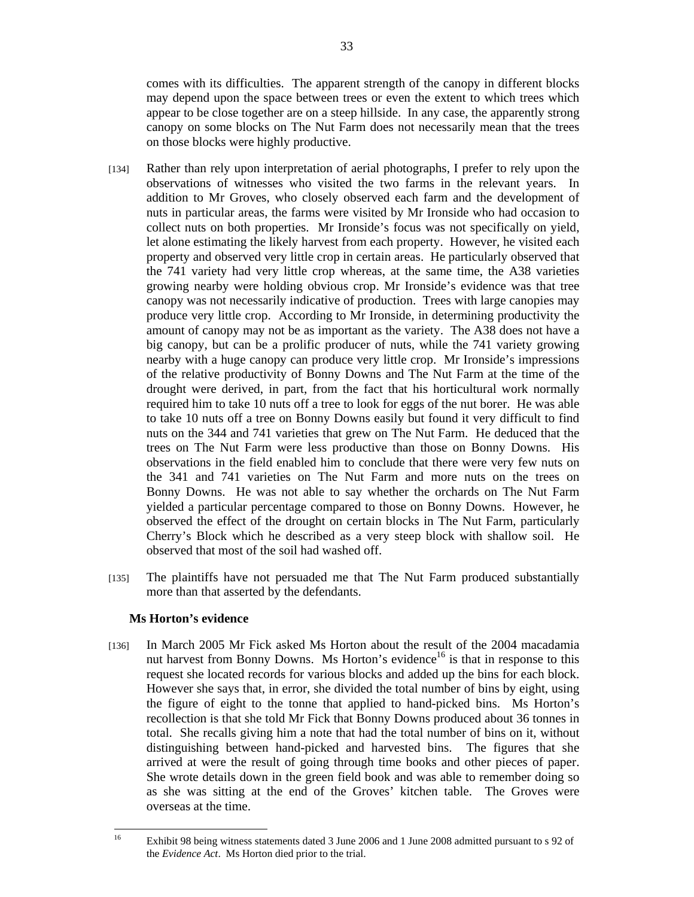comes with its difficulties. The apparent strength of the canopy in different blocks may depend upon the space between trees or even the extent to which trees which appear to be close together are on a steep hillside. In any case, the apparently strong canopy on some blocks on The Nut Farm does not necessarily mean that the trees on those blocks were highly productive.

[134] Rather than rely upon interpretation of aerial photographs, I prefer to rely upon the observations of witnesses who visited the two farms in the relevant years. In addition to Mr Groves, who closely observed each farm and the development of nuts in particular areas, the farms were visited by Mr Ironside who had occasion to collect nuts on both properties. Mr Ironside's focus was not specifically on yield, let alone estimating the likely harvest from each property. However, he visited each property and observed very little crop in certain areas. He particularly observed that the 741 variety had very little crop whereas, at the same time, the A38 varieties growing nearby were holding obvious crop. Mr Ironside's evidence was that tree canopy was not necessarily indicative of production. Trees with large canopies may produce very little crop. According to Mr Ironside, in determining productivity the amount of canopy may not be as important as the variety. The A38 does not have a big canopy, but can be a prolific producer of nuts, while the 741 variety growing nearby with a huge canopy can produce very little crop. Mr Ironside's impressions of the relative productivity of Bonny Downs and The Nut Farm at the time of the drought were derived, in part, from the fact that his horticultural work normally required him to take 10 nuts off a tree to look for eggs of the nut borer. He was able to take 10 nuts off a tree on Bonny Downs easily but found it very difficult to find nuts on the 344 and 741 varieties that grew on The Nut Farm. He deduced that the trees on The Nut Farm were less productive than those on Bonny Downs. His observations in the field enabled him to conclude that there were very few nuts on the 341 and 741 varieties on The Nut Farm and more nuts on the trees on Bonny Downs. He was not able to say whether the orchards on The Nut Farm yielded a particular percentage compared to those on Bonny Downs. However, he observed the effect of the drought on certain blocks in The Nut Farm, particularly Cherry's Block which he described as a very steep block with shallow soil. He observed that most of the soil had washed off.

[135] The plaintiffs have not persuaded me that The Nut Farm produced substantially more than that asserted by the defendants.

### Ms Horton's evidence

[136] In March 2005 Mr Fick asked Ms Horton about the result of the 2004 macadamia nut harvest from Bonny Downs. Ms Horton's evidence[16] is that in response to this request she located records for various blocks and added up the bins for each block. However she says that, in error, she divided the total number of bins by eight, using the figure of eight to the tonne that applied to hand-picked bins. Ms Horton's recollection is that she told Mr Fick that Bonny Downs produced about 36 tonnes in total. She recalls giving him a note that had the total number of bins on it, without distinguishing between hand-picked and harvested bins. The figures that she arrived at were the result of going through time books and other pieces of paper. She wrote details down in the green field book and was able to remember doing so as she was sitting at the end of the Groves' kitchen table. The Groves were overseas at the time.

[16] Exhibit 98 being witness statements dated 3 June 2006 and 1 June 2008 admitted pursuant to s 92 of the *Evidence Act*. Ms Horton died prior to the trial.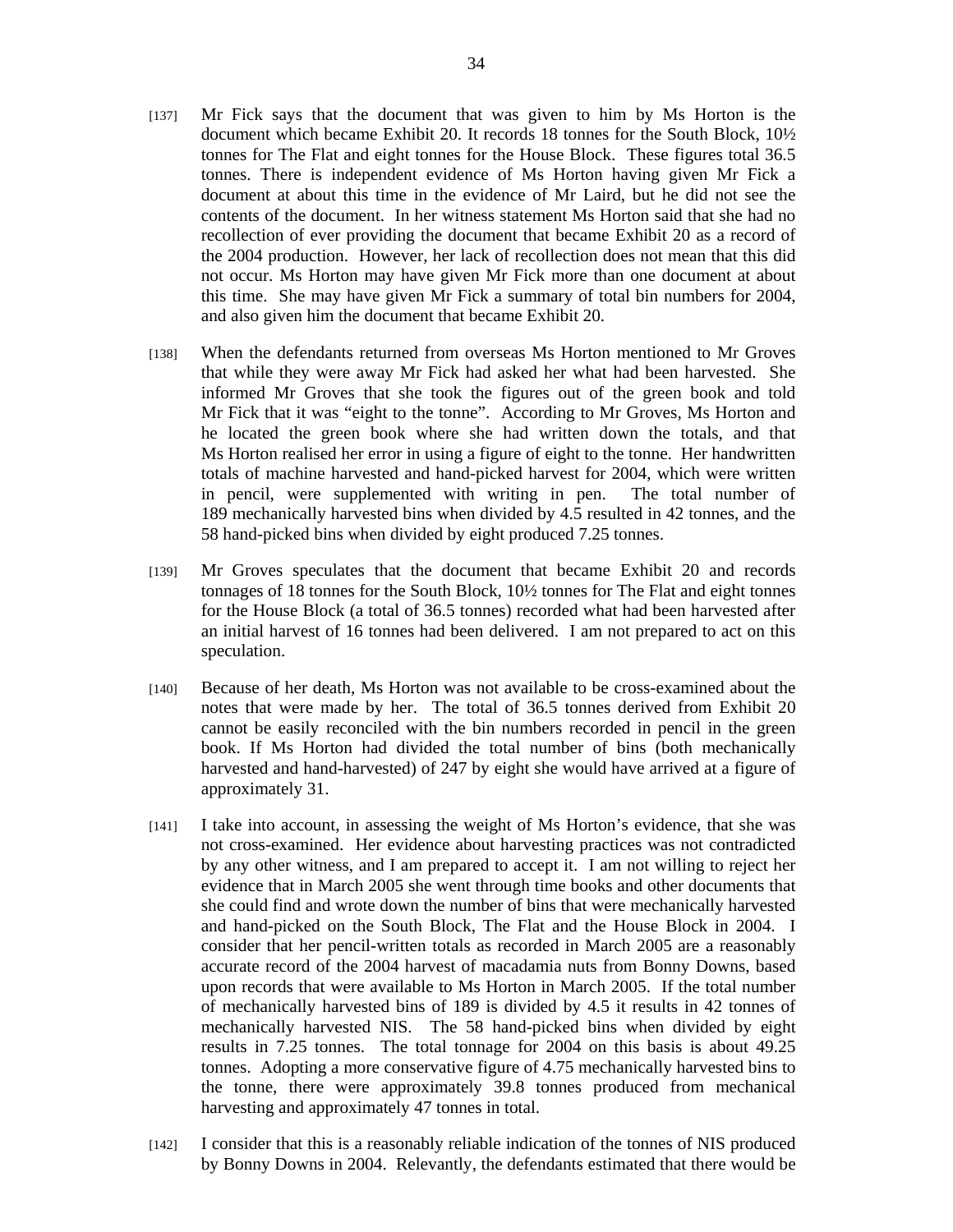[137] Mr Fick says that the document that was given to him by Ms Horton is the document which became Exhibit 20. It records 18 tonnes for the South Block, 10½ tonnes for The Flat and eight tonnes for the House Block. These figures total 36.5 tonnes. There is independent evidence of Ms Horton having given Mr Fick a document at about this time in the evidence of Mr Laird, but he did not see the contents of the document. In her witness statement Ms Horton said that she had no recollection of ever providing the document that became Exhibit 20 as a record of the 2004 production. However, her lack of recollection does not mean that this did not occur. Ms Horton may have given Mr Fick more than one document at about this time. She may have given Mr Fick a summary of total bin numbers for 2004, and also given him the document that became Exhibit 20.

[138] When the defendants returned from overseas Ms Horton mentioned to Mr Groves that while they were away Mr Fick had asked her what had been harvested. She informed Mr Groves that she took the figures out of the green book and told Mr Fick that it was "eight to the tonne". According to Mr Groves, Ms Horton and he located the green book where she had written down the totals, and that Ms Horton realised her error in using a figure of eight to the tonne. Her handwritten totals of machine harvested and hand-picked harvest for 2004, which were written in pencil, were supplemented with writing in pen. The total number of 189 mechanically harvested bins when divided by 4.5 resulted in 42 tonnes, and the 58 hand-picked bins when divided by eight produced 7.25 tonnes.

[139] Mr Groves speculates that the document that became Exhibit 20 and records tonnages of 18 tonnes for the South Block, 10½ tonnes for The Flat and eight tonnes for the House Block (a total of 36.5 tonnes) recorded what had been harvested after an initial harvest of 16 tonnes had been delivered. I am not prepared to act on this speculation.

[140] Because of her death, Ms Horton was not available to be cross-examined about the notes that were made by her. The total of 36.5 tonnes derived from Exhibit 20 cannot be easily reconciled with the bin numbers recorded in pencil in the green book. If Ms Horton had divided the total number of bins (both mechanically harvested and hand-harvested) of 247 by eight she would have arrived at a figure of approximately 31.

[141] I take into account, in assessing the weight of Ms Horton's evidence, that she was not cross-examined. Her evidence about harvesting practices was not contradicted by any other witness, and I am prepared to accept it. I am not willing to reject her evidence that in March 2005 she went through time books and other documents that she could find and wrote down the number of bins that were mechanically harvested and hand-picked on the South Block, The Flat and the House Block in 2004. I consider that her pencil-written totals as recorded in March 2005 are a reasonably accurate record of the 2004 harvest of macadamia nuts from Bonny Downs, based upon records that were available to Ms Horton in March 2005. If the total number of mechanically harvested bins of 189 is divided by 4.5 it results in 42 tonnes of mechanically harvested NIS. The 58 hand-picked bins when divided by eight results in 7.25 tonnes. The total tonnage for 2004 on this basis is about 49.25 tonnes. Adopting a more conservative figure of 4.75 mechanically harvested bins to the tonne, there were approximately 39.8 tonnes produced from mechanical harvesting and approximately 47 tonnes in total.

[142] I consider that this is a reasonably reliable indication of the tonnes of NIS produced by Bonny Downs in 2004. Relevantly, the defendants estimated that there would be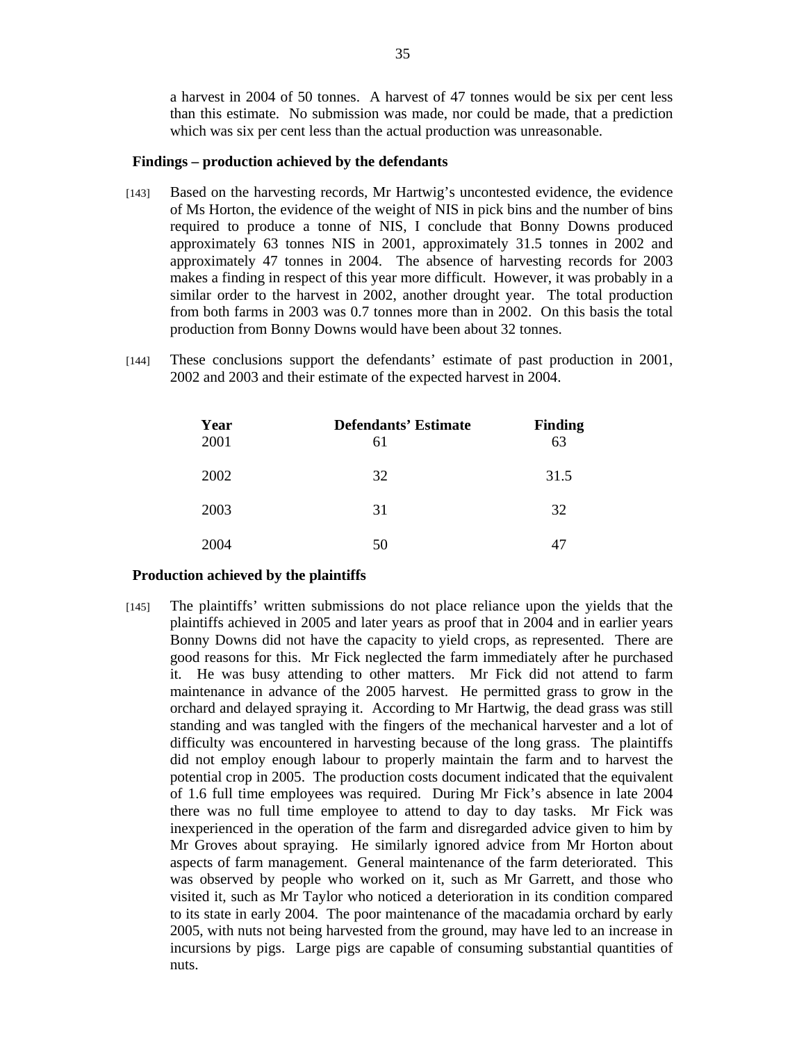a harvest in 2004 of 50 tonnes. A harvest of 47 tonnes would be six per cent less than this estimate. No submission was made, nor could be made, that a prediction which was six per cent less than the actual production was unreasonable.

**Findings – production achieved by the defendants**

[143] Based on the harvesting records, Mr Hartwig's uncontested evidence, the evidence of Ms Horton, the evidence of the weight of NIS in pick bins and the number of bins required to produce a tonne of NIS, I conclude that Bonny Downs produced approximately 63 tonnes NIS in 2001, approximately 31.5 tonnes in 2002 and approximately 47 tonnes in 2004. The absence of harvesting records for 2003 makes a finding in respect of this year more difficult. However, it was probably in a similar order to the harvest in 2002, another drought year. The total production from both farms in 2003 was 0.7 tonnes more than in 2002. On this basis the total production from Bonny Downs would have been about 32 tonnes.

[144] These conclusions support the defendants' estimate of past production in 2001, 2002 and 2003 and their estimate of the expected harvest in 2004.

| Year | Defendants' Estimate | Finding |
|---|---|---|
| 2001 | 61 | 63 |
| 2002 | 32 | 31.5 |
| 2003 | 31 | 32 |
| 2004 | 50 | 47 |

**Production achieved by the plaintiffs**

[145] The plaintiffs' written submissions do not place reliance upon the yields that the plaintiffs achieved in 2005 and later years as proof that in 2004 and in earlier years Bonny Downs did not have the capacity to yield crops, as represented. There are good reasons for this. Mr Fick neglected the farm immediately after he purchased it. He was busy attending to other matters. Mr Fick did not attend to farm maintenance in advance of the 2005 harvest. He permitted grass to grow in the orchard and delayed spraying it. According to Mr Hartwig, the dead grass was still standing and was tangled with the fingers of the mechanical harvester and a lot of difficulty was encountered in harvesting because of the long grass. The plaintiffs did not employ enough labour to properly maintain the farm and to harvest the potential crop in 2005. The production costs document indicated that the equivalent of 1.6 full time employees was required. During Mr Fick's absence in late 2004 there was no full time employee to attend to day to day tasks. Mr Fick was inexperienced in the operation of the farm and disregarded advice given to him by Mr Groves about spraying. He similarly ignored advice from Mr Horton about aspects of farm management. General maintenance of the farm deteriorated. This was observed by people who worked on it, such as Mr Garrett, and those who visited it, such as Mr Taylor who noticed a deterioration in its condition compared to its state in early 2004. The poor maintenance of the macadamia orchard by early 2005, with nuts not being harvested from the ground, may have led to an increase in incursions by pigs. Large pigs are capable of consuming substantial quantities of nuts.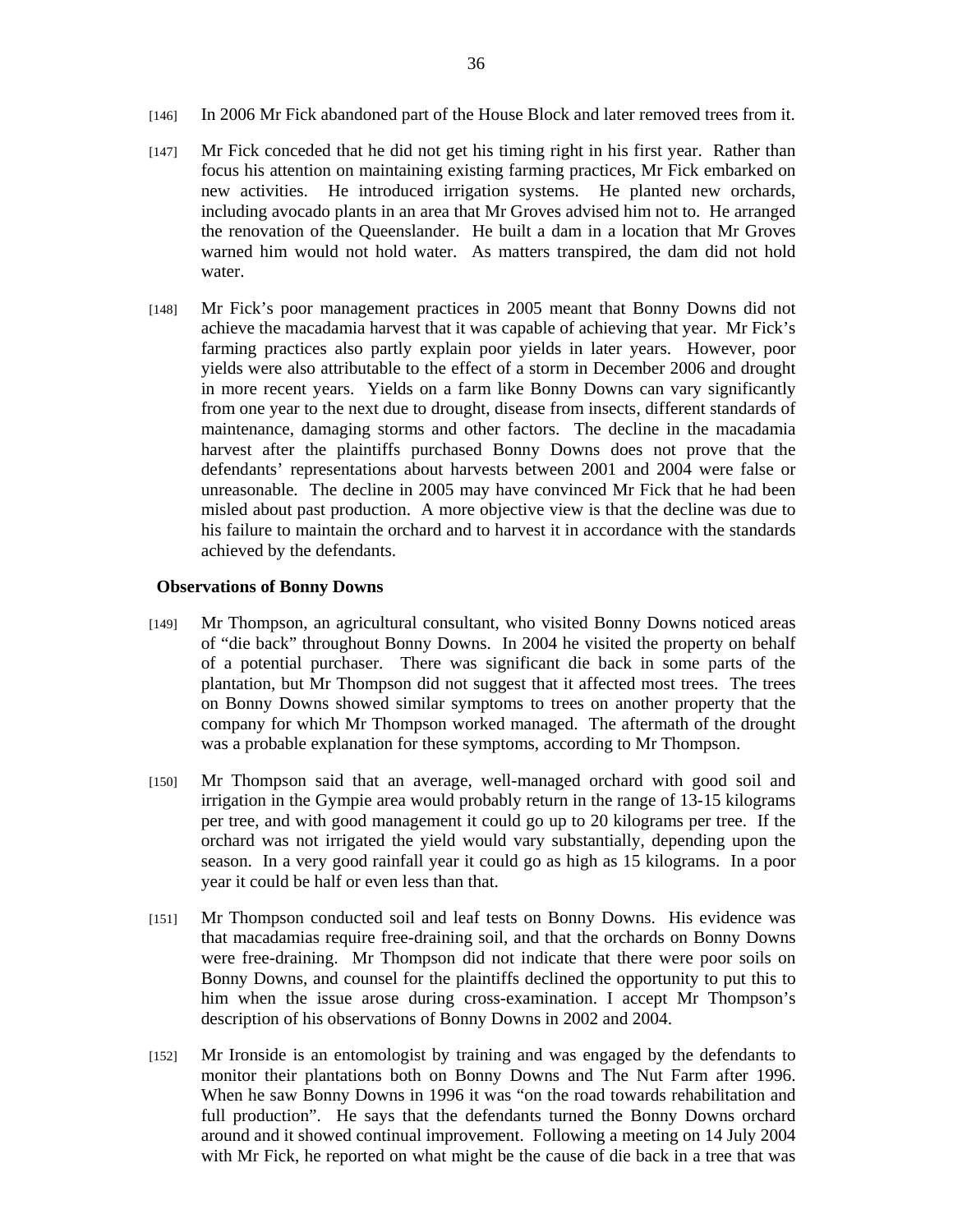[146] In 2006 Mr Fick abandoned part of the House Block and later removed trees from it.

[147] Mr Fick conceded that he did not get his timing right in his first year. Rather than focus his attention on maintaining existing farming practices, Mr Fick embarked on new activities. He introduced irrigation systems. He planted new orchards, including avocado plants in an area that Mr Groves advised him not to. He arranged the renovation of the Queenslander. He built a dam in a location that Mr Groves warned him would not hold water. As matters transpired, the dam did not hold water.

[148] Mr Fick's poor management practices in 2005 meant that Bonny Downs did not achieve the macadamia harvest that it was capable of achieving that year. Mr Fick's farming practices also partly explain poor yields in later years. However, poor yields were also attributable to the effect of a storm in December 2006 and drought in more recent years. Yields on a farm like Bonny Downs can vary significantly from one year to the next due to drought, disease from insects, different standards of maintenance, damaging storms and other factors. The decline in the macadamia harvest after the plaintiffs purchased Bonny Downs does not prove that the defendants' representations about harvests between 2001 and 2004 were false or unreasonable. The decline in 2005 may have convinced Mr Fick that he had been misled about past production. A more objective view is that the decline was due to his failure to maintain the orchard and to harvest it in accordance with the standards achieved by the defendants.

**Observations of Bonny Downs**

[149] Mr Thompson, an agricultural consultant, who visited Bonny Downs noticed areas of "die back" throughout Bonny Downs. In 2004 he visited the property on behalf of a potential purchaser. There was significant die back in some parts of the plantation, but Mr Thompson did not suggest that it affected most trees. The trees on Bonny Downs showed similar symptoms to trees on another property that the company for which Mr Thompson worked managed. The aftermath of the drought was a probable explanation for these symptoms, according to Mr Thompson.

[150] Mr Thompson said that an average, well-managed orchard with good soil and irrigation in the Gympie area would probably return in the range of 13-15 kilograms per tree, and with good management it could go up to 20 kilograms per tree. If the orchard was not irrigated the yield would vary substantially, depending upon the season. In a very good rainfall year it could go as high as 15 kilograms. In a poor year it could be half or even less than that.

[151] Mr Thompson conducted soil and leaf tests on Bonny Downs. His evidence was that macadamias require free-draining soil, and that the orchards on Bonny Downs were free-draining. Mr Thompson did not indicate that there were poor soils on Bonny Downs, and counsel for the plaintiffs declined the opportunity to put this to him when the issue arose during cross-examination. I accept Mr Thompson's description of his observations of Bonny Downs in 2002 and 2004.

[152] Mr Ironside is an entomologist by training and was engaged by the defendants to monitor their plantations both on Bonny Downs and The Nut Farm after 1996. When he saw Bonny Downs in 1996 it was "on the road towards rehabilitation and full production". He says that the defendants turned the Bonny Downs orchard around and it showed continual improvement. Following a meeting on 14 July 2004 with Mr Fick, he reported on what might be the cause of die back in a tree that was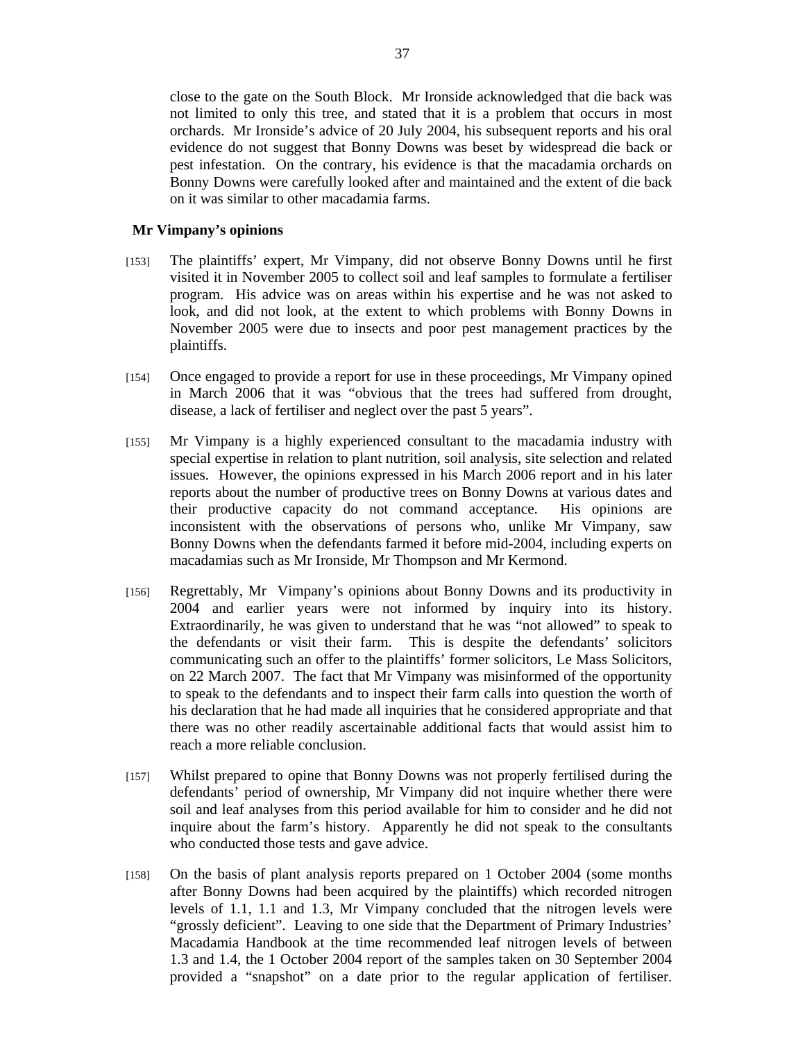close to the gate on the South Block. Mr Ironside acknowledged that die back was not limited to only this tree, and stated that it is a problem that occurs in most orchards. Mr Ironside's advice of 20 July 2004, his subsequent reports and his oral evidence do not suggest that Bonny Downs was beset by widespread die back or pest infestation. On the contrary, his evidence is that the macadamia orchards on Bonny Downs were carefully looked after and maintained and the extent of die back on it was similar to other macadamia farms.

## Mr Vimpany's opinions

[153] The plaintiffs' expert, Mr Vimpany, did not observe Bonny Downs until he first visited it in November 2005 to collect soil and leaf samples to formulate a fertiliser program. His advice was on areas within his expertise and he was not asked to look, and did not look, at the extent to which problems with Bonny Downs in November 2005 were due to insects and poor pest management practices by the plaintiffs.

[154] Once engaged to provide a report for use in these proceedings, Mr Vimpany opined in March 2006 that it was "obvious that the trees had suffered from drought, disease, a lack of fertiliser and neglect over the past 5 years".

[155] Mr Vimpany is a highly experienced consultant to the macadamia industry with special expertise in relation to plant nutrition, soil analysis, site selection and related issues. However, the opinions expressed in his March 2006 report and in his later reports about the number of productive trees on Bonny Downs at various dates and their productive capacity do not command acceptance. His opinions are inconsistent with the observations of persons who, unlike Mr Vimpany, saw Bonny Downs when the defendants farmed it before mid-2004, including experts on macadamias such as Mr Ironside, Mr Thompson and Mr Kermond.

[156] Regrettably, Mr Vimpany's opinions about Bonny Downs and its productivity in 2004 and earlier years were not informed by inquiry into its history. Extraordinarily, he was given to understand that he was "not allowed" to speak to the defendants or visit their farm. This is despite the defendants' solicitors communicating such an offer to the plaintiffs' former solicitors, Le Mass Solicitors, on 22 March 2007. The fact that Mr Vimpany was misinformed of the opportunity to speak to the defendants and to inspect their farm calls into question the worth of his declaration that he had made all inquiries that he considered appropriate and that there was no other readily ascertainable additional facts that would assist him to reach a more reliable conclusion.

[157] Whilst prepared to opine that Bonny Downs was not properly fertilised during the defendants' period of ownership, Mr Vimpany did not inquire whether there were soil and leaf analyses from this period available for him to consider and he did not inquire about the farm's history. Apparently he did not speak to the consultants who conducted those tests and gave advice.

[158] On the basis of plant analysis reports prepared on 1 October 2004 (some months after Bonny Downs had been acquired by the plaintiffs) which recorded nitrogen levels of 1.1, 1.1 and 1.3, Mr Vimpany concluded that the nitrogen levels were "grossly deficient". Leaving to one side that the Department of Primary Industries' Macadamia Handbook at the time recommended leaf nitrogen levels of between 1.3 and 1.4, the 1 October 2004 report of the samples taken on 30 September 2004 provided a "snapshot" on a date prior to the regular application of fertiliser.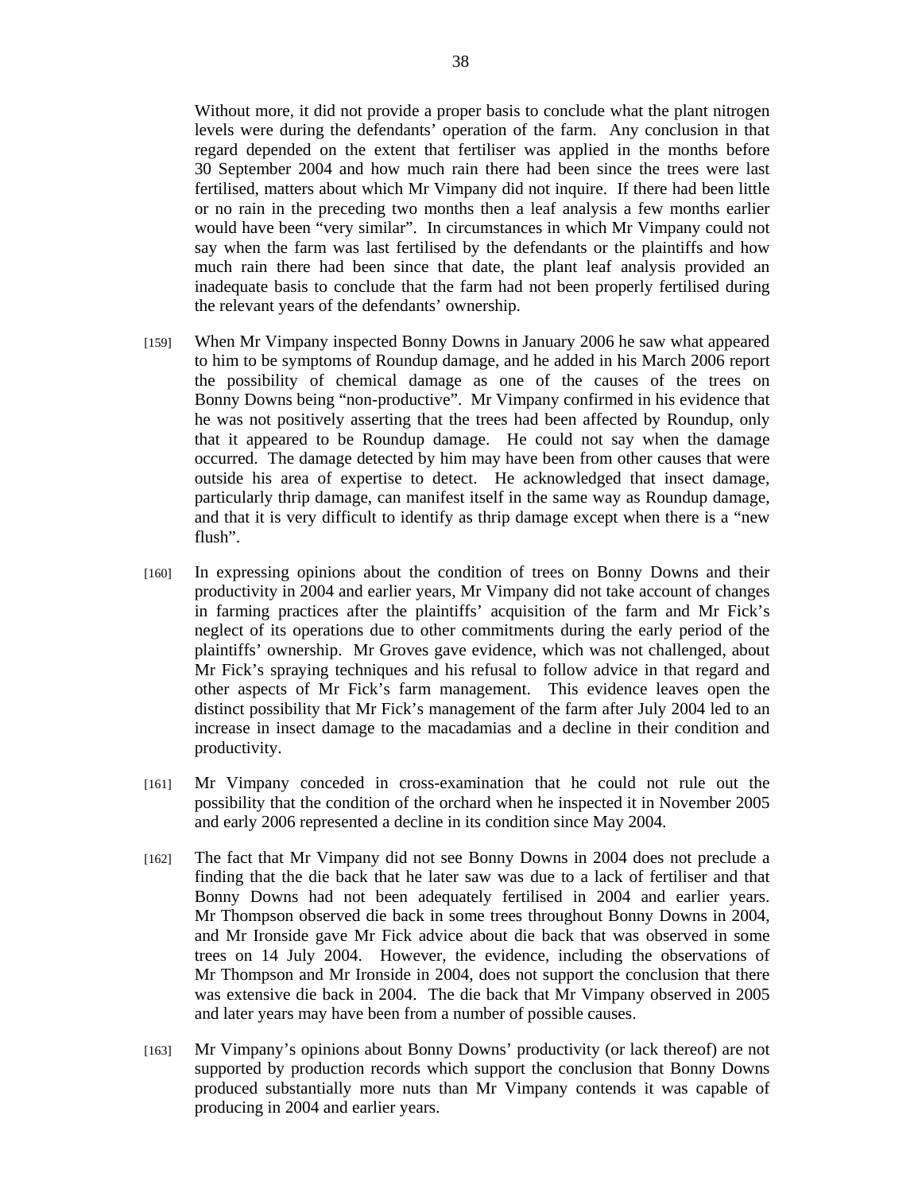Without more, it did not provide a proper basis to conclude what the plant nitrogen levels were during the defendants' operation of the farm. Any conclusion in that regard depended on the extent that fertiliser was applied in the months before 30 September 2004 and how much rain there had been since the trees were last fertilised, matters about which Mr Vimpany did not inquire. If there had been little or no rain in the preceding two months then a leaf analysis a few months earlier would have been "very similar". In circumstances in which Mr Vimpany could not say when the farm was last fertilised by the defendants or the plaintiffs and how much rain there had been since that date, the plant leaf analysis provided an inadequate basis to conclude that the farm had not been properly fertilised during the relevant years of the defendants' ownership.

[159] When Mr Vimpany inspected Bonny Downs in January 2006 he saw what appeared to him to be symptoms of Roundup damage, and he added in his March 2006 report the possibility of chemical damage as one of the causes of the trees on Bonny Downs being "non-productive". Mr Vimpany confirmed in his evidence that he was not positively asserting that the trees had been affected by Roundup, only that it appeared to be Roundup damage. He could not say when the damage occurred. The damage detected by him may have been from other causes that were outside his area of expertise to detect. He acknowledged that insect damage, particularly thrip damage, can manifest itself in the same way as Roundup damage, and that it is very difficult to identify as thrip damage except when there is a "new flush".

[160] In expressing opinions about the condition of trees on Bonny Downs and their productivity in 2004 and earlier years, Mr Vimpany did not take account of changes in farming practices after the plaintiffs' acquisition of the farm and Mr Fick's neglect of its operations due to other commitments during the early period of the plaintiffs' ownership. Mr Groves gave evidence, which was not challenged, about Mr Fick's spraying techniques and his refusal to follow advice in that regard and other aspects of Mr Fick's farm management. This evidence leaves open the distinct possibility that Mr Fick's management of the farm after July 2004 led to an increase in insect damage to the macadamias and a decline in their condition and productivity.

[161] Mr Vimpany conceded in cross-examination that he could not rule out the possibility that the condition of the orchard when he inspected it in November 2005 and early 2006 represented a decline in its condition since May 2004.

[162] The fact that Mr Vimpany did not see Bonny Downs in 2004 does not preclude a finding that the die back that he later saw was due to a lack of fertiliser and that Bonny Downs had not been adequately fertilised in 2004 and earlier years. Mr Thompson observed die back in some trees throughout Bonny Downs in 2004, and Mr Ironside gave Mr Fick advice about die back that was observed in some trees on 14 July 2004. However, the evidence, including the observations of Mr Thompson and Mr Ironside in 2004, does not support the conclusion that there was extensive die back in 2004. The die back that Mr Vimpany observed in 2005 and later years may have been from a number of possible causes.

[163] Mr Vimpany's opinions about Bonny Downs' productivity (or lack thereof) are not supported by production records which support the conclusion that Bonny Downs produced substantially more nuts than Mr Vimpany contends it was capable of producing in 2004 and earlier years.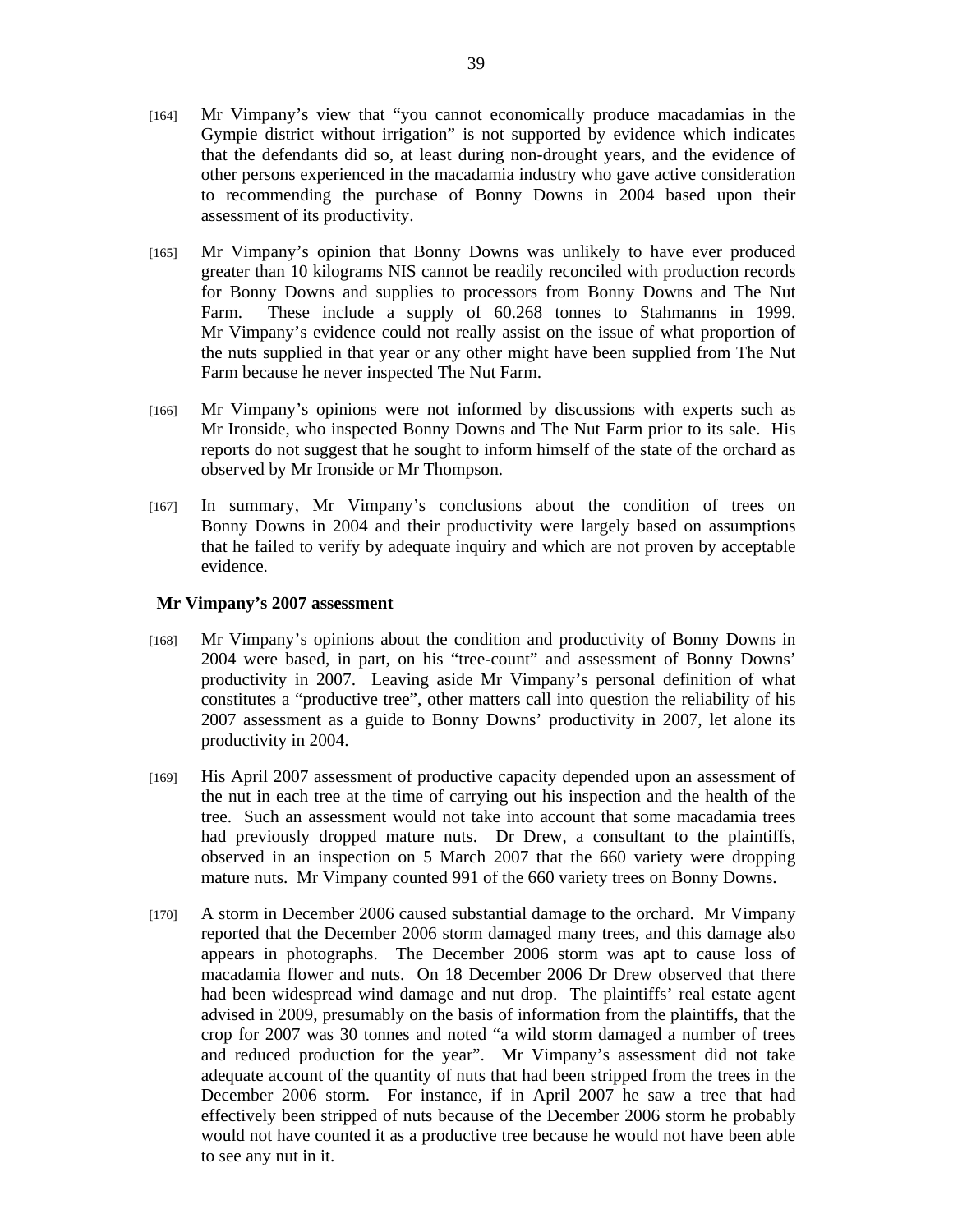[164] Mr Vimpany's view that "you cannot economically produce macadamias in the Gympie district without irrigation" is not supported by evidence which indicates that the defendants did so, at least during non-drought years, and the evidence of other persons experienced in the macadamia industry who gave active consideration to recommending the purchase of Bonny Downs in 2004 based upon their assessment of its productivity.

[165] Mr Vimpany's opinion that Bonny Downs was unlikely to have ever produced greater than 10 kilograms NIS cannot be readily reconciled with production records for Bonny Downs and supplies to processors from Bonny Downs and The Nut Farm. These include a supply of 60.268 tonnes to Stahmanns in 1999. Mr Vimpany's evidence could not really assist on the issue of what proportion of the nuts supplied in that year or any other might have been supplied from The Nut Farm because he never inspected The Nut Farm.

[166] Mr Vimpany's opinions were not informed by discussions with experts such as Mr Ironside, who inspected Bonny Downs and The Nut Farm prior to its sale. His reports do not suggest that he sought to inform himself of the state of the orchard as observed by Mr Ironside or Mr Thompson.

[167] In summary, Mr Vimpany's conclusions about the condition of trees on Bonny Downs in 2004 and their productivity were largely based on assumptions that he failed to verify by adequate inquiry and which are not proven by acceptable evidence.

**Mr Vimpany's 2007 assessment**

[168] Mr Vimpany's opinions about the condition and productivity of Bonny Downs in 2004 were based, in part, on his "tree-count" and assessment of Bonny Downs' productivity in 2007. Leaving aside Mr Vimpany's personal definition of what constitutes a "productive tree", other matters call into question the reliability of his 2007 assessment as a guide to Bonny Downs' productivity in 2007, let alone its productivity in 2004.

[169] His April 2007 assessment of productive capacity depended upon an assessment of the nut in each tree at the time of carrying out his inspection and the health of the tree. Such an assessment would not take into account that some macadamia trees had previously dropped mature nuts. Dr Drew, a consultant to the plaintiffs, observed in an inspection on 5 March 2007 that the 660 variety were dropping mature nuts. Mr Vimpany counted 991 of the 660 variety trees on Bonny Downs.

[170] A storm in December 2006 caused substantial damage to the orchard. Mr Vimpany reported that the December 2006 storm damaged many trees, and this damage also appears in photographs. The December 2006 storm was apt to cause loss of macadamia flower and nuts. On 18 December 2006 Dr Drew observed that there had been widespread wind damage and nut drop. The plaintiffs' real estate agent advised in 2009, presumably on the basis of information from the plaintiffs, that the crop for 2007 was 30 tonnes and noted "a wild storm damaged a number of trees and reduced production for the year". Mr Vimpany's assessment did not take adequate account of the quantity of nuts that had been stripped from the trees in the December 2006 storm. For instance, if in April 2007 he saw a tree that had effectively been stripped of nuts because of the December 2006 storm he probably would not have counted it as a productive tree because he would not have been able to see any nut in it.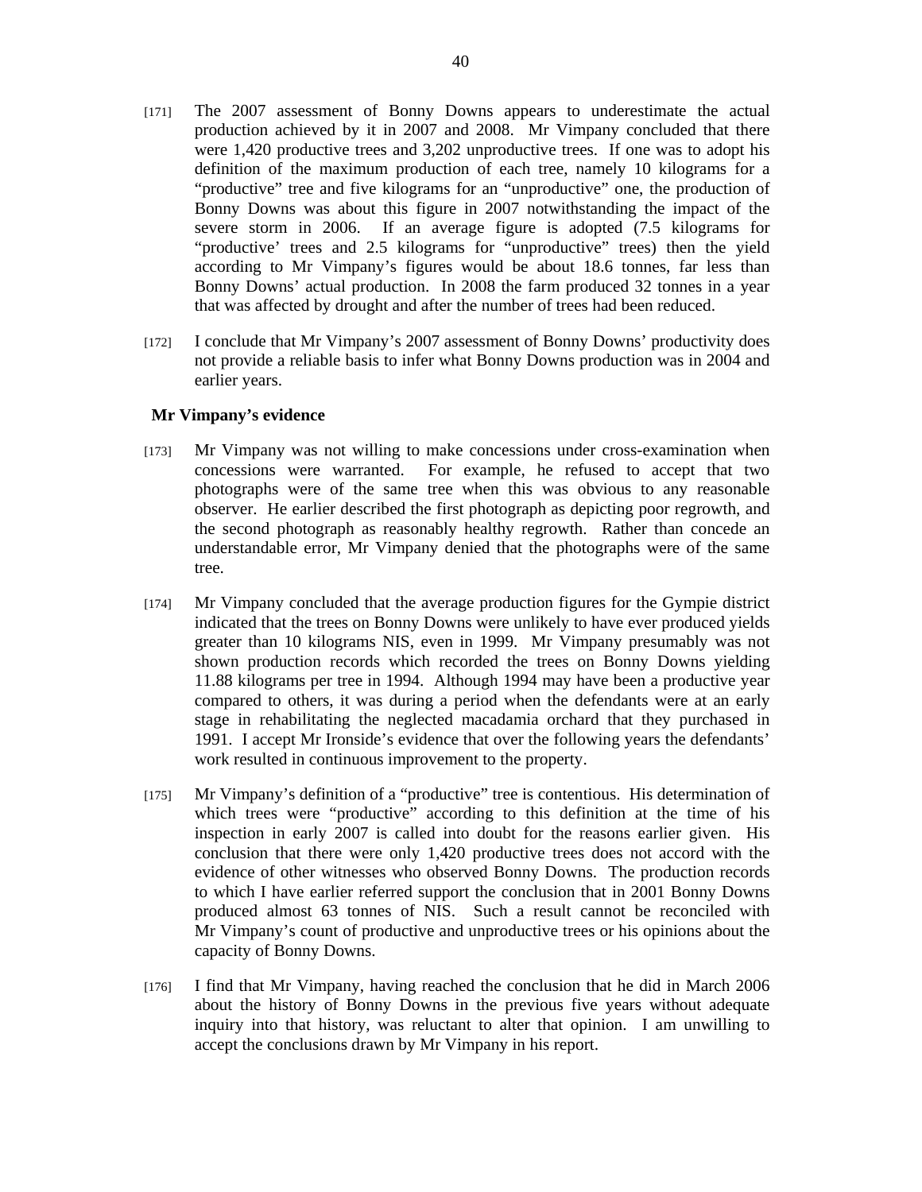[171] The 2007 assessment of Bonny Downs appears to underestimate the actual production achieved by it in 2007 and 2008. Mr Vimpany concluded that there were 1,420 productive trees and 3,202 unproductive trees. If one was to adopt his definition of the maximum production of each tree, namely 10 kilograms for a "productive" tree and five kilograms for an "unproductive" one, the production of Bonny Downs was about this figure in 2007 notwithstanding the impact of the severe storm in 2006. If an average figure is adopted (7.5 kilograms for "productive' trees and 2.5 kilograms for "unproductive" trees) then the yield according to Mr Vimpany's figures would be about 18.6 tonnes, far less than Bonny Downs' actual production. In 2008 the farm produced 32 tonnes in a year that was affected by drought and after the number of trees had been reduced.

[172] I conclude that Mr Vimpany's 2007 assessment of Bonny Downs' productivity does not provide a reliable basis to infer what Bonny Downs production was in 2004 and earlier years.

### Mr Vimpany's evidence

[173] Mr Vimpany was not willing to make concessions under cross-examination when concessions were warranted. For example, he refused to accept that two photographs were of the same tree when this was obvious to any reasonable observer. He earlier described the first photograph as depicting poor regrowth, and the second photograph as reasonably healthy regrowth. Rather than concede an understandable error, Mr Vimpany denied that the photographs were of the same tree.

[174] Mr Vimpany concluded that the average production figures for the Gympie district indicated that the trees on Bonny Downs were unlikely to have ever produced yields greater than 10 kilograms NIS, even in 1999. Mr Vimpany presumably was not shown production records which recorded the trees on Bonny Downs yielding 11.88 kilograms per tree in 1994. Although 1994 may have been a productive year compared to others, it was during a period when the defendants were at an early stage in rehabilitating the neglected macadamia orchard that they purchased in 1991. I accept Mr Ironside's evidence that over the following years the defendants' work resulted in continuous improvement to the property.

[175] Mr Vimpany's definition of a "productive" tree is contentious. His determination of which trees were "productive" according to this definition at the time of his inspection in early 2007 is called into doubt for the reasons earlier given. His conclusion that there were only 1,420 productive trees does not accord with the evidence of other witnesses who observed Bonny Downs. The production records to which I have earlier referred support the conclusion that in 2001 Bonny Downs produced almost 63 tonnes of NIS. Such a result cannot be reconciled with Mr Vimpany's count of productive and unproductive trees or his opinions about the capacity of Bonny Downs.

[176] I find that Mr Vimpany, having reached the conclusion that he did in March 2006 about the history of Bonny Downs in the previous five years without adequate inquiry into that history, was reluctant to alter that opinion. I am unwilling to accept the conclusions drawn by Mr Vimpany in his report.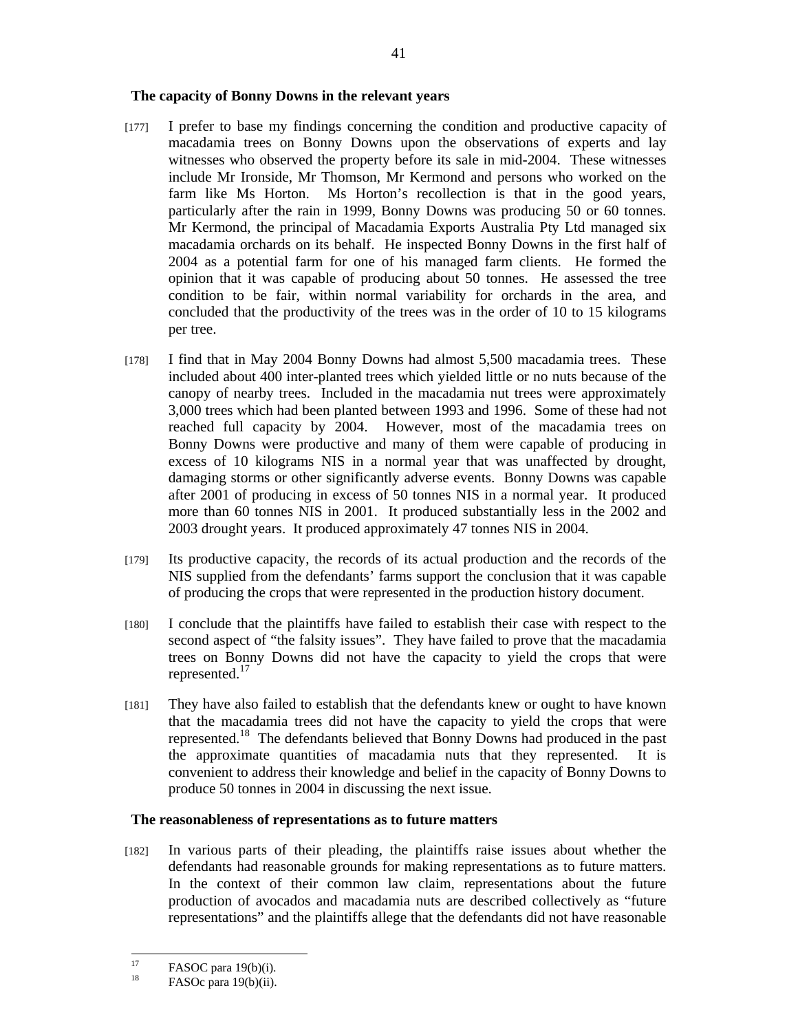### The capacity of Bonny Downs in the relevant years

[177] I prefer to base my findings concerning the condition and productive capacity of macadamia trees on Bonny Downs upon the observations of experts and lay witnesses who observed the property before its sale in mid-2004. These witnesses include Mr Ironside, Mr Thomson, Mr Kermond and persons who worked on the farm like Ms Horton. Ms Horton's recollection is that in the good years, particularly after the rain in 1999, Bonny Downs was producing 50 or 60 tonnes. Mr Kermond, the principal of Macadamia Exports Australia Pty Ltd managed six macadamia orchards on its behalf. He inspected Bonny Downs in the first half of 2004 as a potential farm for one of his managed farm clients. He formed the opinion that it was capable of producing about 50 tonnes. He assessed the tree condition to be fair, within normal variability for orchards in the area, and concluded that the productivity of the trees was in the order of 10 to 15 kilograms per tree.

[178] I find that in May 2004 Bonny Downs had almost 5,500 macadamia trees. These included about 400 inter-planted trees which yielded little or no nuts because of the canopy of nearby trees. Included in the macadamia nut trees were approximately 3,000 trees which had been planted between 1993 and 1996. Some of these had not reached full capacity by 2004. However, most of the macadamia trees on Bonny Downs were productive and many of them were capable of producing in excess of 10 kilograms NIS in a normal year that was unaffected by drought, damaging storms or other significantly adverse events. Bonny Downs was capable after 2001 of producing in excess of 50 tonnes NIS in a normal year. It produced more than 60 tonnes NIS in 2001. It produced substantially less in the 2002 and 2003 drought years. It produced approximately 47 tonnes NIS in 2004.

[179] Its productive capacity, the records of its actual production and the records of the NIS supplied from the defendants' farms support the conclusion that it was capable of producing the crops that were represented in the production history document.

[180] I conclude that the plaintiffs have failed to establish their case with respect to the second aspect of "the falsity issues". They have failed to prove that the macadamia trees on Bonny Downs did not have the capacity to yield the crops that were represented.[17]

[181] They have also failed to establish that the defendants knew or ought to have known that the macadamia trees did not have the capacity to yield the crops that were represented.[18] The defendants believed that Bonny Downs had produced in the past the approximate quantities of macadamia nuts that they represented. It is convenient to address their knowledge and belief in the capacity of Bonny Downs to produce 50 tonnes in 2004 in discussing the next issue.

### The reasonableness of representations as to future matters

[182] In various parts of their pleading, the plaintiffs raise issues about whether the defendants had reasonable grounds for making representations as to future matters. In the context of their common law claim, representations about the future production of avocados and macadamia nuts are described collectively as "future representations" and the plaintiffs allege that the defendants did not have reasonable

---

[17] FASOC para 19(b)(i).

[18] FASOc para 19(b)(ii).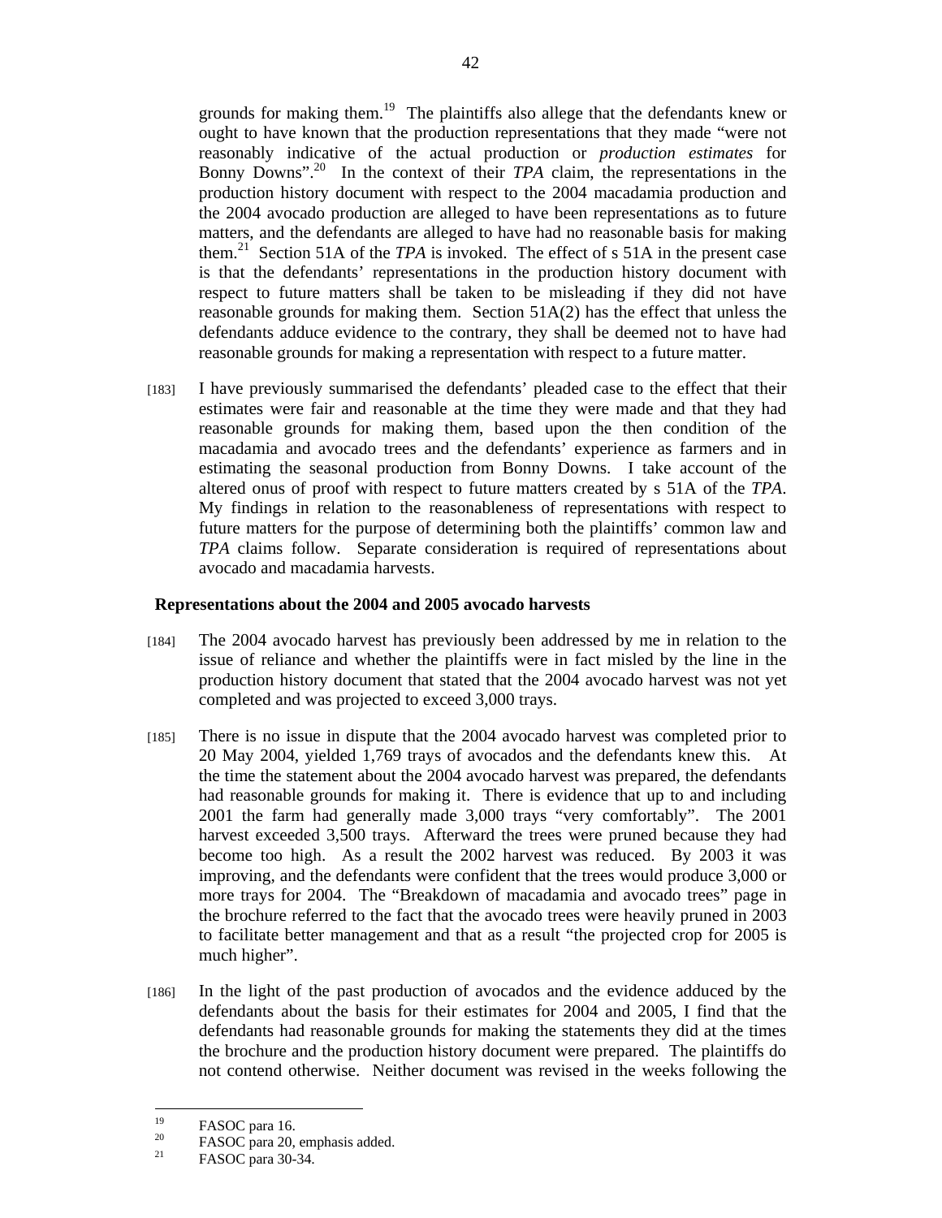grounds for making them.[19] The plaintiffs also allege that the defendants knew or ought to have known that the production representations that they made "were not reasonably indicative of the actual production or *production estimates* for Bonny Downs".[20] In the context of their *TPA* claim, the representations in the production history document with respect to the 2004 macadamia production and the 2004 avocado production are alleged to have been representations as to future matters, and the defendants are alleged to have had no reasonable basis for making them.[21] Section 51A of the *TPA* is invoked. The effect of s 51A in the present case is that the defendants' representations in the production history document with respect to future matters shall be taken to be misleading if they did not have reasonable grounds for making them. Section 51A(2) has the effect that unless the defendants adduce evidence to the contrary, they shall be deemed not to have had reasonable grounds for making a representation with respect to a future matter.

[183] I have previously summarised the defendants' pleaded case to the effect that their estimates were fair and reasonable at the time they were made and that they had reasonable grounds for making them, based upon the then condition of the macadamia and avocado trees and the defendants' experience as farmers and in estimating the seasonal production from Bonny Downs. I take account of the altered onus of proof with respect to future matters created by s 51A of the *TPA*. My findings in relation to the reasonableness of representations with respect to future matters for the purpose of determining both the plaintiffs' common law and *TPA* claims follow. Separate consideration is required of representations about avocado and macadamia harvests.

**Representations about the 2004 and 2005 avocado harvests**

[184] The 2004 avocado harvest has previously been addressed by me in relation to the issue of reliance and whether the plaintiffs were in fact misled by the line in the production history document that stated that the 2004 avocado harvest was not yet completed and was projected to exceed 3,000 trays.

[185] There is no issue in dispute that the 2004 avocado harvest was completed prior to 20 May 2004, yielded 1,769 trays of avocados and the defendants knew this. At the time the statement about the 2004 avocado harvest was prepared, the defendants had reasonable grounds for making it. There is evidence that up to and including 2001 the farm had generally made 3,000 trays "very comfortably". The 2001 harvest exceeded 3,500 trays. Afterward the trees were pruned because they had become too high. As a result the 2002 harvest was reduced. By 2003 it was improving, and the defendants were confident that the trees would produce 3,000 or more trays for 2004. The "Breakdown of macadamia and avocado trees" page in the brochure referred to the fact that the avocado trees were heavily pruned in 2003 to facilitate better management and that as a result "the projected crop for 2005 is much higher".

[186] In the light of the past production of avocados and the evidence adduced by the defendants about the basis for their estimates for 2004 and 2005, I find that the defendants had reasonable grounds for making the statements they did at the times the brochure and the production history document were prepared. The plaintiffs do not contend otherwise. Neither document was revised in the weeks following the

---

[19] FASOC para 16.

[20] FASOC para 20, emphasis added.

[21] FASOC para 30-34.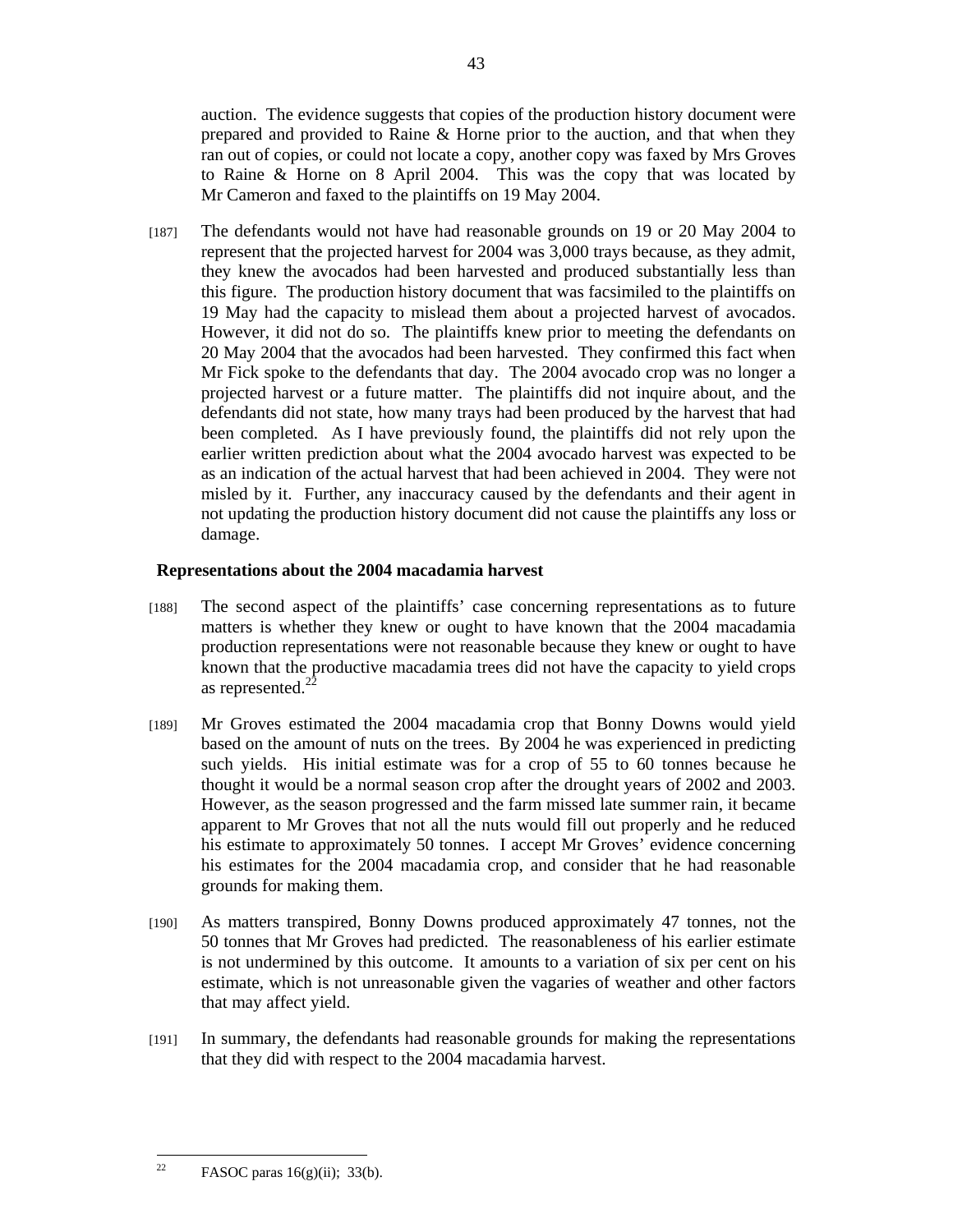auction. The evidence suggests that copies of the production history document were prepared and provided to Raine & Horne prior to the auction, and that when they ran out of copies, or could not locate a copy, another copy was faxed by Mrs Groves to Raine & Horne on 8 April 2004. This was the copy that was located by Mr Cameron and faxed to the plaintiffs on 19 May 2004.

[187] The defendants would not have had reasonable grounds on 19 or 20 May 2004 to represent that the projected harvest for 2004 was 3,000 trays because, as they admit, they knew the avocados had been harvested and produced substantially less than this figure. The production history document that was facsimiled to the plaintiffs on 19 May had the capacity to mislead them about a projected harvest of avocados. However, it did not do so. The plaintiffs knew prior to meeting the defendants on 20 May 2004 that the avocados had been harvested. They confirmed this fact when Mr Fick spoke to the defendants that day. The 2004 avocado crop was no longer a projected harvest or a future matter. The plaintiffs did not inquire about, and the defendants did not state, how many trays had been produced by the harvest that had been completed. As I have previously found, the plaintiffs did not rely upon the earlier written prediction about what the 2004 avocado harvest was expected to be as an indication of the actual harvest that had been achieved in 2004. They were not misled by it. Further, any inaccuracy caused by the defendants and their agent in not updating the production history document did not cause the plaintiffs any loss or damage.

## Representations about the 2004 macadamia harvest

[188] The second aspect of the plaintiffs' case concerning representations as to future matters is whether they knew or ought to have known that the 2004 macadamia production representations were not reasonable because they knew or ought to have known that the productive macadamia trees did not have the capacity to yield crops as represented.[22]

[189] Mr Groves estimated the 2004 macadamia crop that Bonny Downs would yield based on the amount of nuts on the trees. By 2004 he was experienced in predicting such yields. His initial estimate was for a crop of 55 to 60 tonnes because he thought it would be a normal season crop after the drought years of 2002 and 2003. However, as the season progressed and the farm missed late summer rain, it became apparent to Mr Groves that not all the nuts would fill out properly and he reduced his estimate to approximately 50 tonnes. I accept Mr Groves' evidence concerning his estimates for the 2004 macadamia crop, and consider that he had reasonable grounds for making them.

[190] As matters transpired, Bonny Downs produced approximately 47 tonnes, not the 50 tonnes that Mr Groves had predicted. The reasonableness of his earlier estimate is not undermined by this outcome. It amounts to a variation of six per cent on his estimate, which is not unreasonable given the vagaries of weather and other factors that may affect yield.

[191] In summary, the defendants had reasonable grounds for making the representations that they did with respect to the 2004 macadamia harvest.

---

[22] FASOC paras 16(g)(ii); 33(b).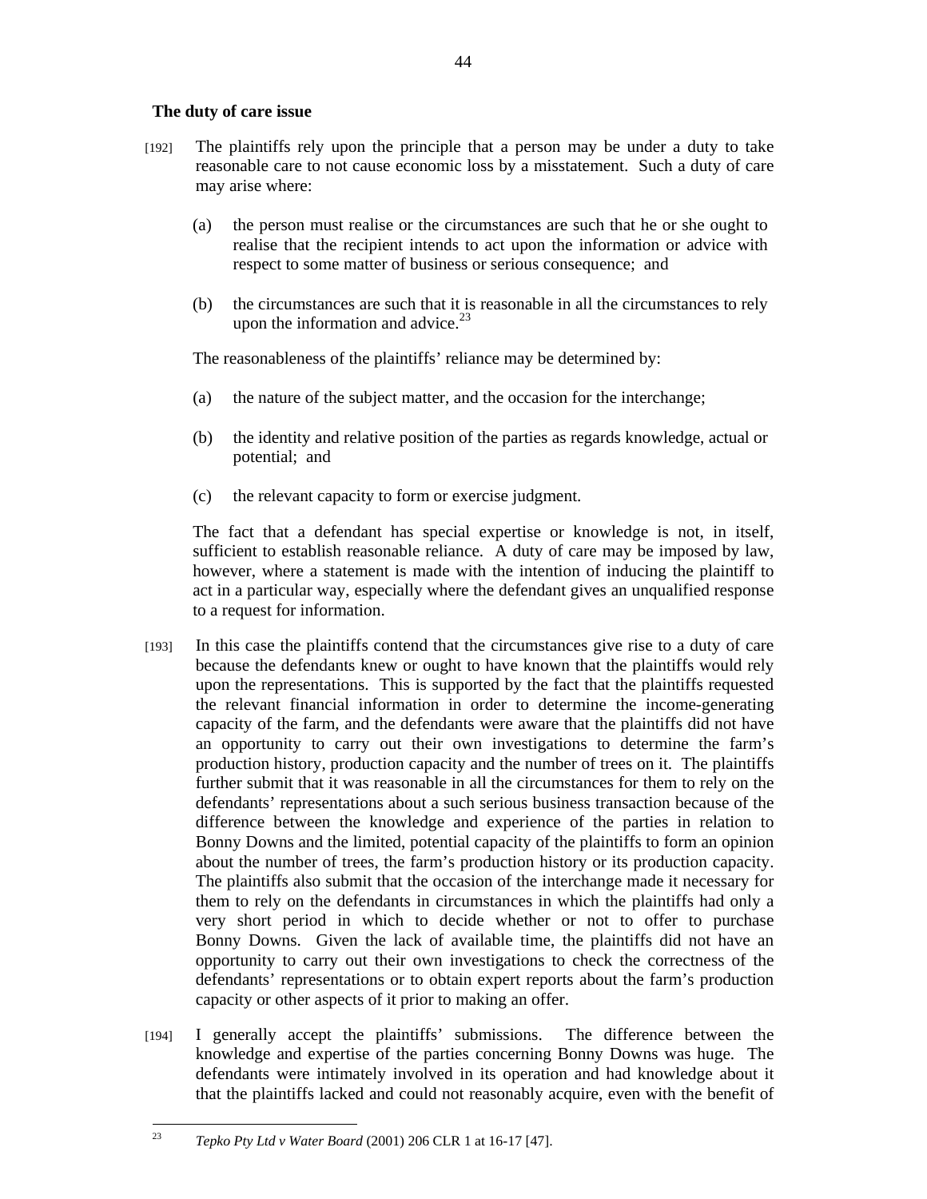**The duty of care issue**

[192] The plaintiffs rely upon the principle that a person may be under a duty to take reasonable care to not cause economic loss by a misstatement. Such a duty of care may arise where:

(a) the person must realise or the circumstances are such that he or she ought to realise that the recipient intends to act upon the information or advice with respect to some matter of business or serious consequence; and

(b) the circumstances are such that it is reasonable in all the circumstances to rely upon the information and advice.[23]

The reasonableness of the plaintiffs' reliance may be determined by:

(a) the nature of the subject matter, and the occasion for the interchange;

(b) the identity and relative position of the parties as regards knowledge, actual or potential; and

(c) the relevant capacity to form or exercise judgment.

The fact that a defendant has special expertise or knowledge is not, in itself, sufficient to establish reasonable reliance. A duty of care may be imposed by law, however, where a statement is made with the intention of inducing the plaintiff to act in a particular way, especially where the defendant gives an unqualified response to a request for information.

[193] In this case the plaintiffs contend that the circumstances give rise to a duty of care because the defendants knew or ought to have known that the plaintiffs would rely upon the representations. This is supported by the fact that the plaintiffs requested the relevant financial information in order to determine the income-generating capacity of the farm, and the defendants were aware that the plaintiffs did not have an opportunity to carry out their own investigations to determine the farm's production history, production capacity and the number of trees on it. The plaintiffs further submit that it was reasonable in all the circumstances for them to rely on the defendants' representations about a such serious business transaction because of the difference between the knowledge and experience of the parties in relation to Bonny Downs and the limited, potential capacity of the plaintiffs to form an opinion about the number of trees, the farm's production history or its production capacity. The plaintiffs also submit that the occasion of the interchange made it necessary for them to rely on the defendants in circumstances in which the plaintiffs had only a very short period in which to decide whether or not to offer to purchase Bonny Downs. Given the lack of available time, the plaintiffs did not have an opportunity to carry out their own investigations to check the correctness of the defendants' representations or to obtain expert reports about the farm's production capacity or other aspects of it prior to making an offer.

[194] I generally accept the plaintiffs' submissions. The difference between the knowledge and expertise of the parties concerning Bonny Downs was huge. The defendants were intimately involved in its operation and had knowledge about it that the plaintiffs lacked and could not reasonably acquire, even with the benefit of

---

[23] *Tepko Pty Ltd v Water Board* (2001) 206 CLR 1 at 16-17 [47].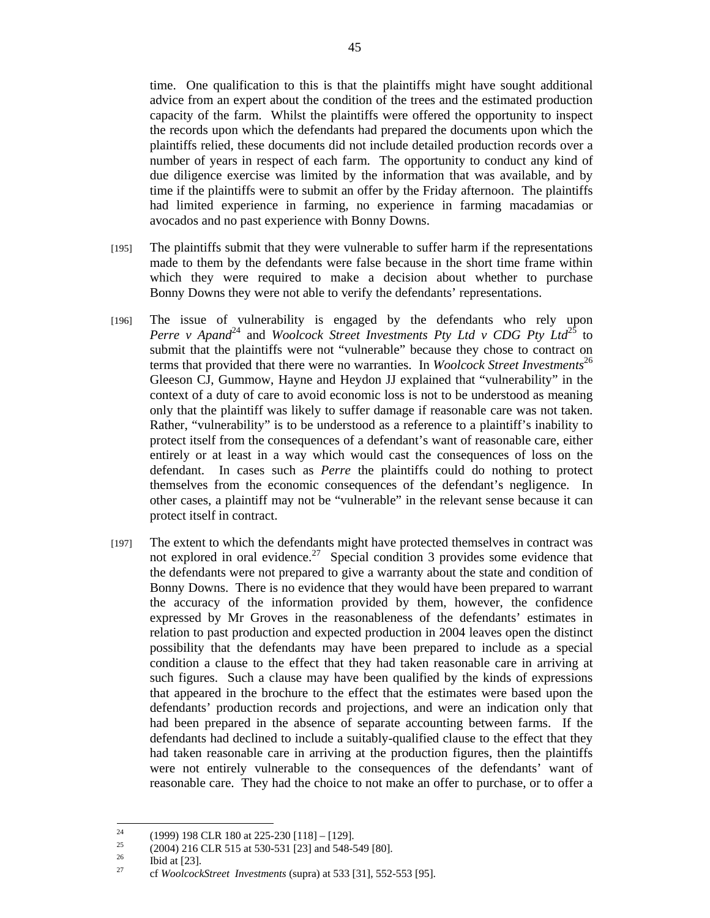time. One qualification to this is that the plaintiffs might have sought additional advice from an expert about the condition of the trees and the estimated production capacity of the farm. Whilst the plaintiffs were offered the opportunity to inspect the records upon which the defendants had prepared the documents upon which the plaintiffs relied, these documents did not include detailed production records over a number of years in respect of each farm. The opportunity to conduct any kind of due diligence exercise was limited by the information that was available, and by time if the plaintiffs were to submit an offer by the Friday afternoon. The plaintiffs had limited experience in farming, no experience in farming macadamias or avocados and no past experience with Bonny Downs.

[195] The plaintiffs submit that they were vulnerable to suffer harm if the representations made to them by the defendants were false because in the short time frame within which they were required to make a decision about whether to purchase Bonny Downs they were not able to verify the defendants' representations.

[196] The issue of vulnerability is engaged by the defendants who rely upon *Perre v Apand*[24] and *Woolcock Street Investments Pty Ltd v CDG Pty Ltd*[25] to submit that the plaintiffs were not "vulnerable" because they chose to contract on terms that provided that there were no warranties. In *Woolcock Street Investments*[26] Gleeson CJ, Gummow, Hayne and Heydon JJ explained that "vulnerability" in the context of a duty of care to avoid economic loss is not to be understood as meaning only that the plaintiff was likely to suffer damage if reasonable care was not taken. Rather, "vulnerability" is to be understood as a reference to a plaintiff's inability to protect itself from the consequences of a defendant's want of reasonable care, either entirely or at least in a way which would cast the consequences of loss on the defendant. In cases such as *Perre* the plaintiffs could do nothing to protect themselves from the economic consequences of the defendant's negligence. In other cases, a plaintiff may not be "vulnerable" in the relevant sense because it can protect itself in contract.

[197] The extent to which the defendants might have protected themselves in contract was not explored in oral evidence.[27] Special condition 3 provides some evidence that the defendants were not prepared to give a warranty about the state and condition of Bonny Downs. There is no evidence that they would have been prepared to warrant the accuracy of the information provided by them, however, the confidence expressed by Mr Groves in the reasonableness of the defendants' estimates in relation to past production and expected production in 2004 leaves open the distinct possibility that the defendants may have been prepared to include as a special condition a clause to the effect that they had taken reasonable care in arriving at such figures. Such a clause may have been qualified by the kinds of expressions that appeared in the brochure to the effect that the estimates were based upon the defendants' production records and projections, and were an indication only that had been prepared in the absence of separate accounting between farms. If the defendants had declined to include a suitably-qualified clause to the effect that they had taken reasonable care in arriving at the production figures, then the plaintiffs were not entirely vulnerable to the consequences of the defendants' want of reasonable care. They had the choice to not make an offer to purchase, or to offer a

---

[24] (1999) 198 CLR 180 at 225-230 [118] – [129].

[25] (2004) 216 CLR 515 at 530-531 [23] and 548-549 [80].

[26] Ibid at [23].

[27] cf *WoolcockStreet Investments* (supra) at 533 [31], 552-553 [95].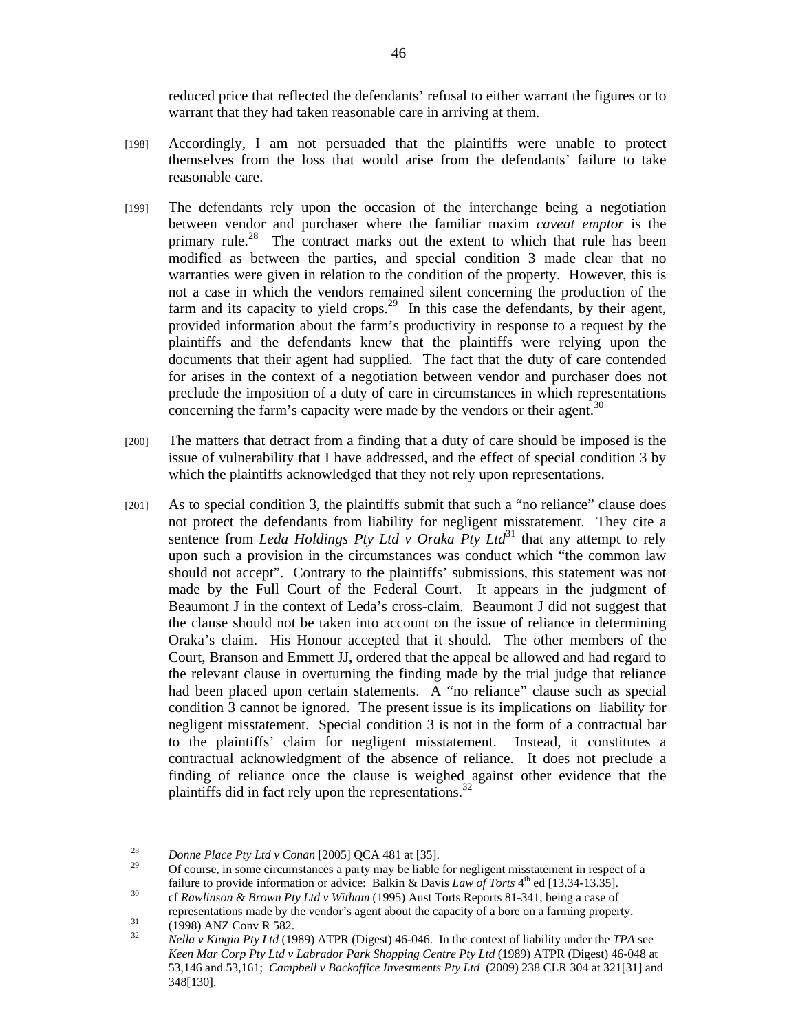reduced price that reflected the defendants' refusal to either warrant the figures or to warrant that they had taken reasonable care in arriving at them.

[198] Accordingly, I am not persuaded that the plaintiffs were unable to protect themselves from the loss that would arise from the defendants' failure to take reasonable care.

[199] The defendants rely upon the occasion of the interchange being a negotiation between vendor and purchaser where the familiar maxim *caveat emptor* is the primary rule.[28] The contract marks out the extent to which that rule has been modified as between the parties, and special condition 3 made clear that no warranties were given in relation to the condition of the property. However, this is not a case in which the vendors remained silent concerning the production of the farm and its capacity to yield crops.[29] In this case the defendants, by their agent, provided information about the farm's productivity in response to a request by the plaintiffs and the defendants knew that the plaintiffs were relying upon the documents that their agent had supplied. The fact that the duty of care contended for arises in the context of a negotiation between vendor and purchaser does not preclude the imposition of a duty of care in circumstances in which representations concerning the farm's capacity were made by the vendors or their agent.[30]

[200] The matters that detract from a finding that a duty of care should be imposed is the issue of vulnerability that I have addressed, and the effect of special condition 3 by which the plaintiffs acknowledged that they not rely upon representations.

[201] As to special condition 3, the plaintiffs submit that such a "no reliance" clause does not protect the defendants from liability for negligent misstatement. They cite a sentence from *Leda Holdings Pty Ltd v Oraka Pty Ltd*[31] that any attempt to rely upon such a provision in the circumstances was conduct which "the common law should not accept". Contrary to the plaintiffs' submissions, this statement was not made by the Full Court of the Federal Court. It appears in the judgment of Beaumont J in the context of Leda's cross-claim. Beaumont J did not suggest that the clause should not be taken into account on the issue of reliance in determining Oraka's claim. His Honour accepted that it should. The other members of the Court, Branson and Emmett JJ, ordered that the appeal be allowed and had regard to the relevant clause in overturning the finding made by the trial judge that reliance had been placed upon certain statements. A "no reliance" clause such as special condition 3 cannot be ignored. The present issue is its implications on liability for negligent misstatement. Special condition 3 is not in the form of a contractual bar to the plaintiffs' claim for negligent misstatement. Instead, it constitutes a contractual acknowledgment of the absence of reliance. It does not preclude a finding of reliance once the clause is weighed against other evidence that the plaintiffs did in fact rely upon the representations.[32]

---

[28] *Donne Place Pty Ltd v Conan* [2005] QCA 481 at [35].

[29] Of course, in some circumstances a party may be liable for negligent misstatement in respect of a failure to provide information or advice: Balkin & Davis *Law of Torts* 4th ed [13.34-13.35].

[30] cf *Rawlinson & Brown Pty Ltd v Witham* (1995) Aust Torts Reports 81-341, being a case of representations made by the vendor's agent about the capacity of a bore on a farming property.

[31] (1998) ANZ Conv R 582.

[32] *Nella v Kingia Pty Ltd* (1989) ATPR (Digest) 46-046. In the context of liability under the *TPA* see *Keen Mar Corp Pty Ltd v Labrador Park Shopping Centre Pty Ltd* (1989) ATPR (Digest) 46-048 at 53,146 and 53,161; *Campbell v Backoffice Investments Pty Ltd* (2009) 238 CLR 304 at 321[31] and 348[130].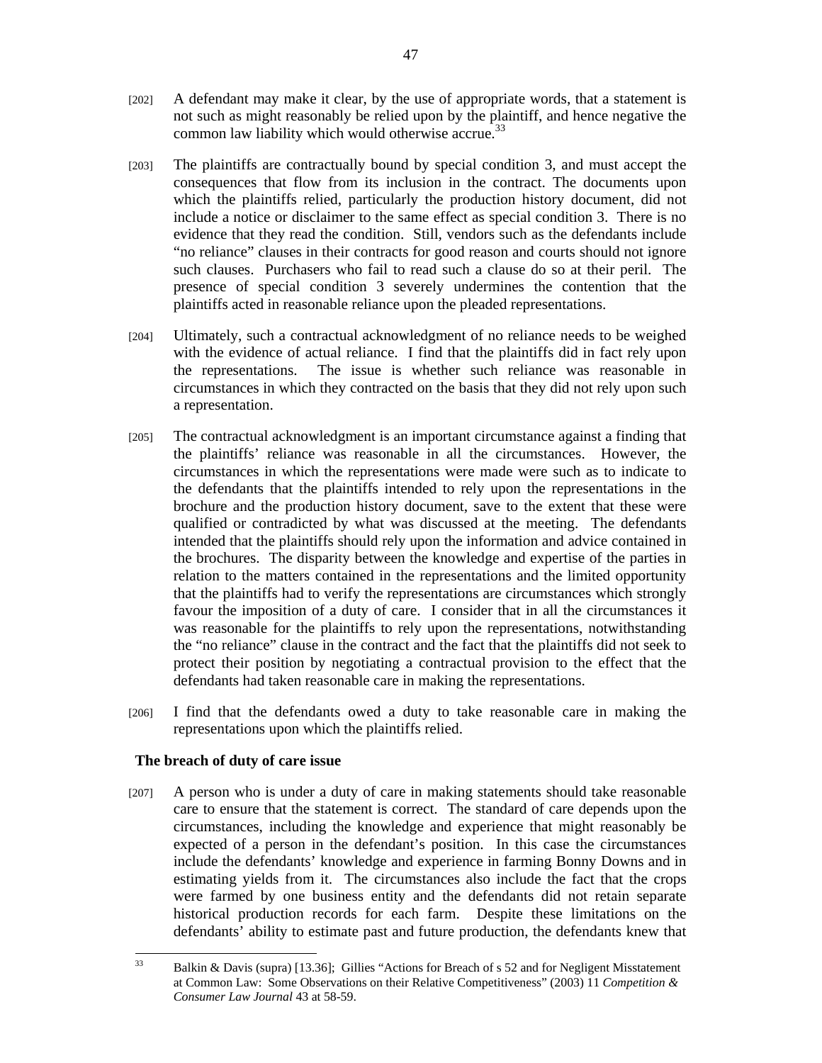[202] A defendant may make it clear, by the use of appropriate words, that a statement is not such as might reasonably be relied upon by the plaintiff, and hence negative the common law liability which would otherwise accrue.[33]

[203] The plaintiffs are contractually bound by special condition 3, and must accept the consequences that flow from its inclusion in the contract. The documents upon which the plaintiffs relied, particularly the production history document, did not include a notice or disclaimer to the same effect as special condition 3. There is no evidence that they read the condition. Still, vendors such as the defendants include "no reliance" clauses in their contracts for good reason and courts should not ignore such clauses. Purchasers who fail to read such a clause do so at their peril. The presence of special condition 3 severely undermines the contention that the plaintiffs acted in reasonable reliance upon the pleaded representations.

[204] Ultimately, such a contractual acknowledgment of no reliance needs to be weighed with the evidence of actual reliance. I find that the plaintiffs did in fact rely upon the representations. The issue is whether such reliance was reasonable in circumstances in which they contracted on the basis that they did not rely upon such a representation.

[205] The contractual acknowledgment is an important circumstance against a finding that the plaintiffs' reliance was reasonable in all the circumstances. However, the circumstances in which the representations were made were such as to indicate to the defendants that the plaintiffs intended to rely upon the representations in the brochure and the production history document, save to the extent that these were qualified or contradicted by what was discussed at the meeting. The defendants intended that the plaintiffs should rely upon the information and advice contained in the brochures. The disparity between the knowledge and expertise of the parties in relation to the matters contained in the representations and the limited opportunity that the plaintiffs had to verify the representations are circumstances which strongly favour the imposition of a duty of care. I consider that in all the circumstances it was reasonable for the plaintiffs to rely upon the representations, notwithstanding the "no reliance" clause in the contract and the fact that the plaintiffs did not seek to protect their position by negotiating a contractual provision to the effect that the defendants had taken reasonable care in making the representations.

[206] I find that the defendants owed a duty to take reasonable care in making the representations upon which the plaintiffs relied.

### The breach of duty of care issue

[207] A person who is under a duty of care in making statements should take reasonable care to ensure that the statement is correct. The standard of care depends upon the circumstances, including the knowledge and experience that might reasonably be expected of a person in the defendant's position. In this case the circumstances include the defendants' knowledge and experience in farming Bonny Downs and in estimating yields from it. The circumstances also include the fact that the crops were farmed by one business entity and the defendants did not retain separate historical production records for each farm. Despite these limitations on the defendants' ability to estimate past and future production, the defendants knew that

---

[33] Balkin & Davis (supra) [13.36]; Gillies "Actions for Breach of s 52 and for Negligent Misstatement at Common Law: Some Observations on their Relative Competitiveness" (2003) 11 *Competition & Consumer Law Journal* 43 at 58-59.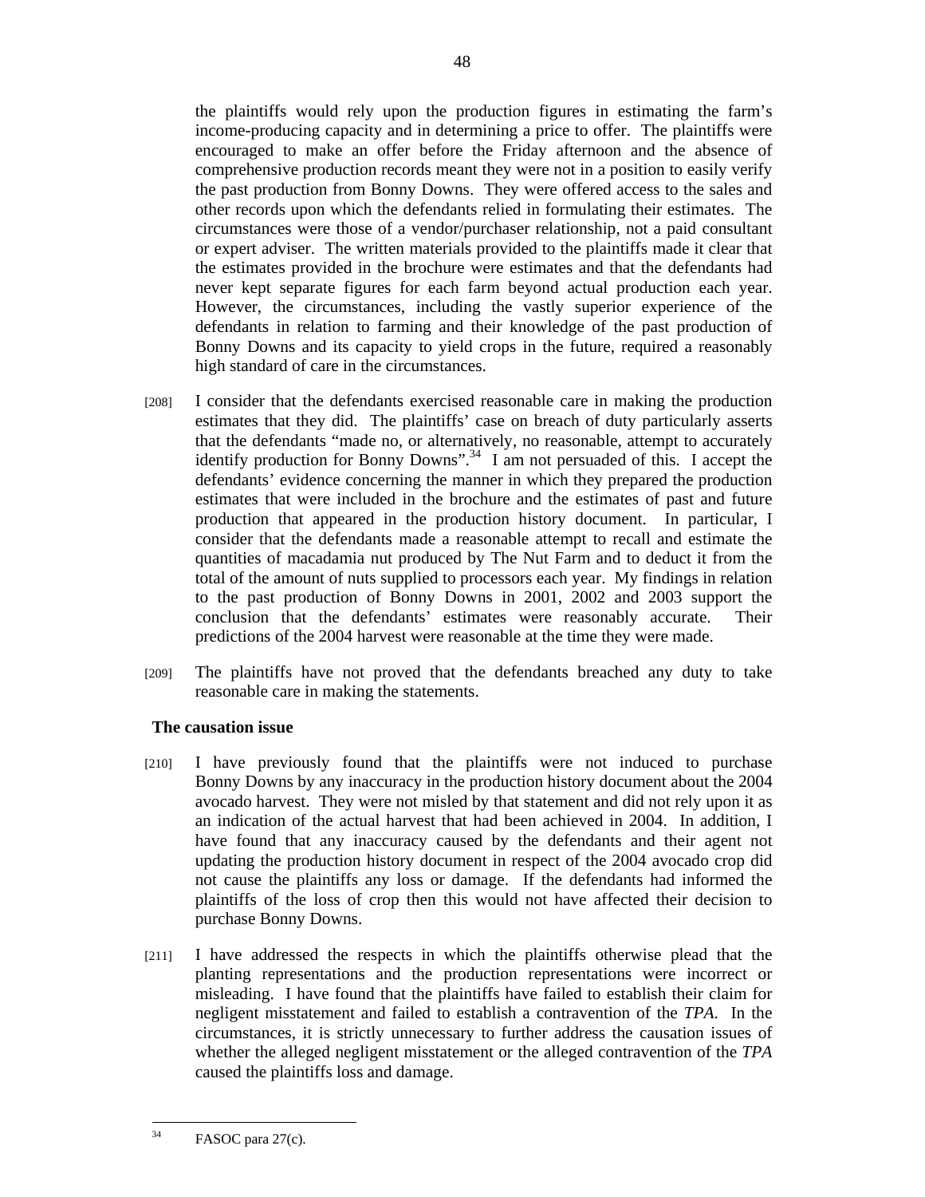the plaintiffs would rely upon the production figures in estimating the farm's income-producing capacity and in determining a price to offer. The plaintiffs were encouraged to make an offer before the Friday afternoon and the absence of comprehensive production records meant they were not in a position to easily verify the past production from Bonny Downs. They were offered access to the sales and other records upon which the defendants relied in formulating their estimates. The circumstances were those of a vendor/purchaser relationship, not a paid consultant or expert adviser. The written materials provided to the plaintiffs made it clear that the estimates provided in the brochure were estimates and that the defendants had never kept separate figures for each farm beyond actual production each year. However, the circumstances, including the vastly superior experience of the defendants in relation to farming and their knowledge of the past production of Bonny Downs and its capacity to yield crops in the future, required a reasonably high standard of care in the circumstances.

[208] I consider that the defendants exercised reasonable care in making the production estimates that they did. The plaintiffs' case on breach of duty particularly asserts that the defendants "made no, or alternatively, no reasonable, attempt to accurately identify production for Bonny Downs".[34] I am not persuaded of this. I accept the defendants' evidence concerning the manner in which they prepared the production estimates that were included in the brochure and the estimates of past and future production that appeared in the production history document. In particular, I consider that the defendants made a reasonable attempt to recall and estimate the quantities of macadamia nut produced by The Nut Farm and to deduct it from the total of the amount of nuts supplied to processors each year. My findings in relation to the past production of Bonny Downs in 2001, 2002 and 2003 support the conclusion that the defendants' estimates were reasonably accurate. Their predictions of the 2004 harvest were reasonable at the time they were made.

[209] The plaintiffs have not proved that the defendants breached any duty to take reasonable care in making the statements.

**The causation issue**

[210] I have previously found that the plaintiffs were not induced to purchase Bonny Downs by any inaccuracy in the production history document about the 2004 avocado harvest. They were not misled by that statement and did not rely upon it as an indication of the actual harvest that had been achieved in 2004. In addition, I have found that any inaccuracy caused by the defendants and their agent not updating the production history document in respect of the 2004 avocado crop did not cause the plaintiffs any loss or damage. If the defendants had informed the plaintiffs of the loss of crop then this would not have affected their decision to purchase Bonny Downs.

[211] I have addressed the respects in which the plaintiffs otherwise plead that the planting representations and the production representations were incorrect or misleading. I have found that the plaintiffs have failed to establish their claim for negligent misstatement and failed to establish a contravention of the *TPA*. In the circumstances, it is strictly unnecessary to further address the causation issues of whether the alleged negligent misstatement or the alleged contravention of the *TPA* caused the plaintiffs loss and damage.

---

[34] FASOC para 27(c).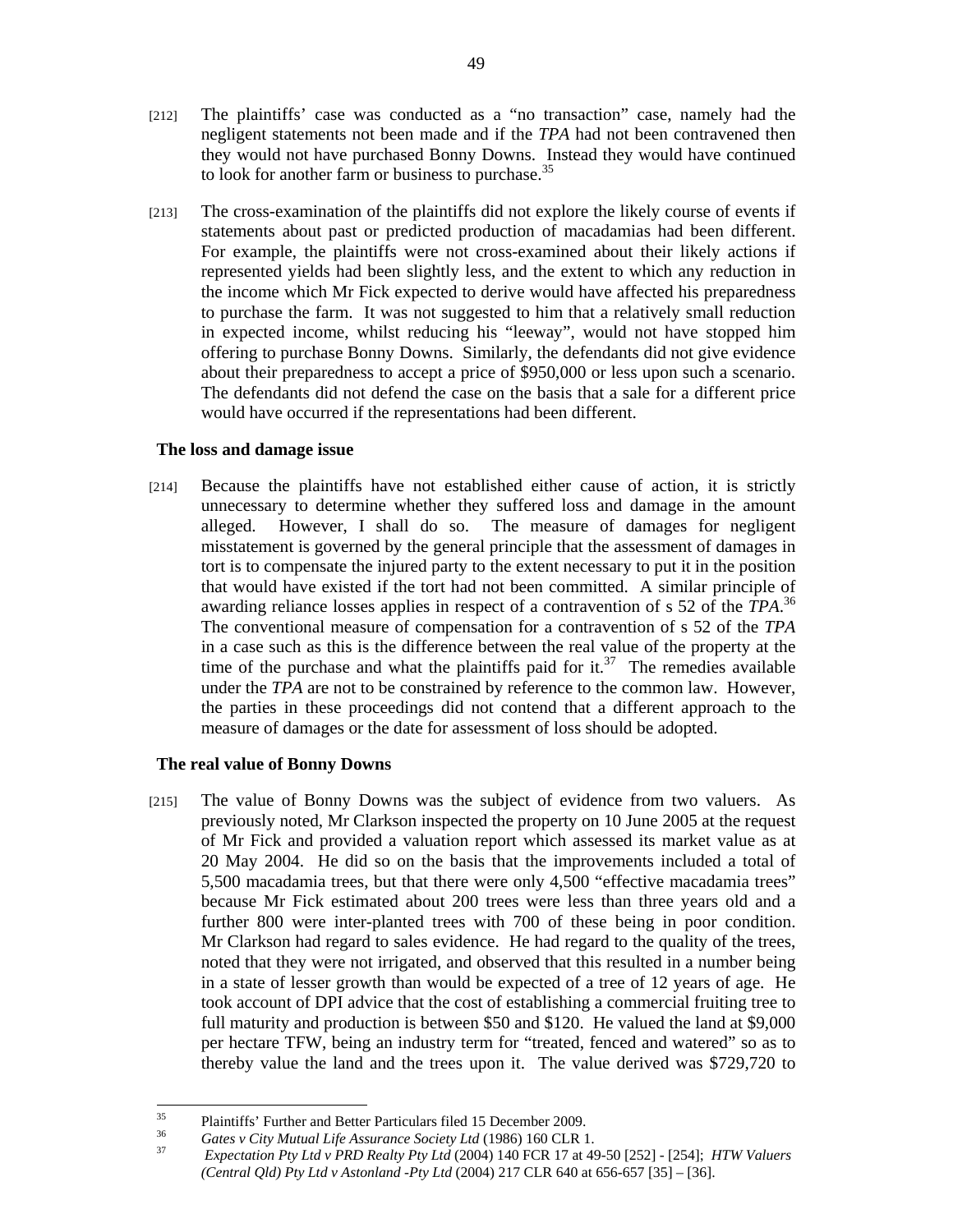[212] The plaintiffs' case was conducted as a "no transaction" case, namely had the negligent statements not been made and if the *TPA* had not been contravened then they would not have purchased Bonny Downs. Instead they would have continued to look for another farm or business to purchase.[35]

[213] The cross-examination of the plaintiffs did not explore the likely course of events if statements about past or predicted production of macadamias had been different. For example, the plaintiffs were not cross-examined about their likely actions if represented yields had been slightly less, and the extent to which any reduction in the income which Mr Fick expected to derive would have affected his preparedness to purchase the farm. It was not suggested to him that a relatively small reduction in expected income, whilst reducing his "leeway", would not have stopped him offering to purchase Bonny Downs. Similarly, the defendants did not give evidence about their preparedness to accept a price of $950,000 or less upon such a scenario. The defendants did not defend the case on the basis that a sale for a different price would have occurred if the representations had been different.

### The loss and damage issue

[214] Because the plaintiffs have not established either cause of action, it is strictly unnecessary to determine whether they suffered loss and damage in the amount alleged. However, I shall do so. The measure of damages for negligent misstatement is governed by the general principle that the assessment of damages in tort is to compensate the injured party to the extent necessary to put it in the position that would have existed if the tort had not been committed. A similar principle of awarding reliance losses applies in respect of a contravention of s 52 of the *TPA*.[36] The conventional measure of compensation for a contravention of s 52 of the *TPA* in a case such as this is the difference between the real value of the property at the time of the purchase and what the plaintiffs paid for it.[37] The remedies available under the *TPA* are not to be constrained by reference to the common law. However, the parties in these proceedings did not contend that a different approach to the measure of damages or the date for assessment of loss should be adopted.

### The real value of Bonny Downs

[215] The value of Bonny Downs was the subject of evidence from two valuers. As previously noted, Mr Clarkson inspected the property on 10 June 2005 at the request of Mr Fick and provided a valuation report which assessed its market value as at 20 May 2004. He did so on the basis that the improvements included a total of 5,500 macadamia trees, but that there were only 4,500 "effective macadamia trees" because Mr Fick estimated about 200 trees were less than three years old and a further 800 were inter-planted trees with 700 of these being in poor condition. Mr Clarkson had regard to sales evidence. He had regard to the quality of the trees, noted that they were not irrigated, and observed that this resulted in a number being in a state of lesser growth than would be expected of a tree of 12 years of age. He took account of DPI advice that the cost of establishing a commercial fruiting tree to full maturity and production is between $50 and $120. He valued the land at $9,000 per hectare TFW, being an industry term for "treated, fenced and watered" so as to thereby value the land and the trees upon it. The value derived was $729,720 to

---

[35] Plaintiffs' Further and Better Particulars filed 15 December 2009.

[36] *Gates v City Mutual Life Assurance Society Ltd* (1986) 160 CLR 1.

[37] *Expectation Pty Ltd v PRD Realty Pty Ltd* (2004) 140 FCR 17 at 49-50 [252] - [254]; *HTW Valuers (Central Qld) Pty Ltd v Astonland -Pty Ltd* (2004) 217 CLR 640 at 656-657 [35] – [36].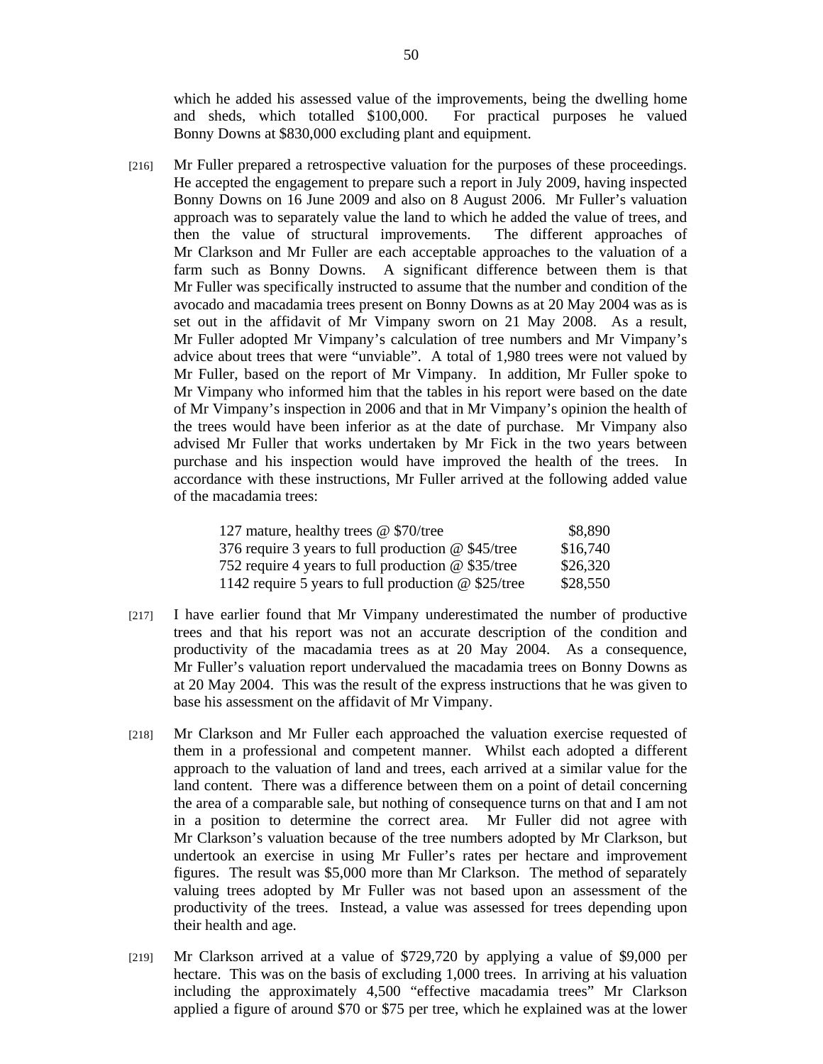which he added his assessed value of the improvements, being the dwelling home and sheds, which totalled $100,000. For practical purposes he valued Bonny Downs at $830,000 excluding plant and equipment.

[216] Mr Fuller prepared a retrospective valuation for the purposes of these proceedings. He accepted the engagement to prepare such a report in July 2009, having inspected Bonny Downs on 16 June 2009 and also on 8 August 2006. Mr Fuller's valuation approach was to separately value the land to which he added the value of trees, and then the value of structural improvements. The different approaches of Mr Clarkson and Mr Fuller are each acceptable approaches to the valuation of a farm such as Bonny Downs. A significant difference between them is that Mr Fuller was specifically instructed to assume that the number and condition of the avocado and macadamia trees present on Bonny Downs as at 20 May 2004 was as is set out in the affidavit of Mr Vimpany sworn on 21 May 2008. As a result, Mr Fuller adopted Mr Vimpany's calculation of tree numbers and Mr Vimpany's advice about trees that were "unviable". A total of 1,980 trees were not valued by Mr Fuller, based on the report of Mr Vimpany. In addition, Mr Fuller spoke to Mr Vimpany who informed him that the tables in his report were based on the date of Mr Vimpany's inspection in 2006 and that in Mr Vimpany's opinion the health of the trees would have been inferior as at the date of purchase. Mr Vimpany also advised Mr Fuller that works undertaken by Mr Fick in the two years between purchase and his inspection would have improved the health of the trees. In accordance with these instructions, Mr Fuller arrived at the following added value of the macadamia trees:

| | |
|---|---|
| 127 mature, healthy trees @ $70/tree | $8,890 |
| 376 require 3 years to full production @ $45/tree | $16,740 |
| 752 require 4 years to full production @ $35/tree | $26,320 |
| 1142 require 5 years to full production @ $25/tree | $28,550 |

[217] I have earlier found that Mr Vimpany underestimated the number of productive trees and that his report was not an accurate description of the condition and productivity of the macadamia trees as at 20 May 2004. As a consequence, Mr Fuller's valuation report undervalued the macadamia trees on Bonny Downs as at 20 May 2004. This was the result of the express instructions that he was given to base his assessment on the affidavit of Mr Vimpany.

[218] Mr Clarkson and Mr Fuller each approached the valuation exercise requested of them in a professional and competent manner. Whilst each adopted a different approach to the valuation of land and trees, each arrived at a similar value for the land content. There was a difference between them on a point of detail concerning the area of a comparable sale, but nothing of consequence turns on that and I am not in a position to determine the correct area. Mr Fuller did not agree with Mr Clarkson's valuation because of the tree numbers adopted by Mr Clarkson, but undertook an exercise in using Mr Fuller's rates per hectare and improvement figures. The result was $5,000 more than Mr Clarkson. The method of separately valuing trees adopted by Mr Fuller was not based upon an assessment of the productivity of the trees. Instead, a value was assessed for trees depending upon their health and age.

[219] Mr Clarkson arrived at a value of $729,720 by applying a value of $9,000 per hectare. This was on the basis of excluding 1,000 trees. In arriving at his valuation including the approximately 4,500 "effective macadamia trees" Mr Clarkson applied a figure of around $70 or $75 per tree, which he explained was at the lower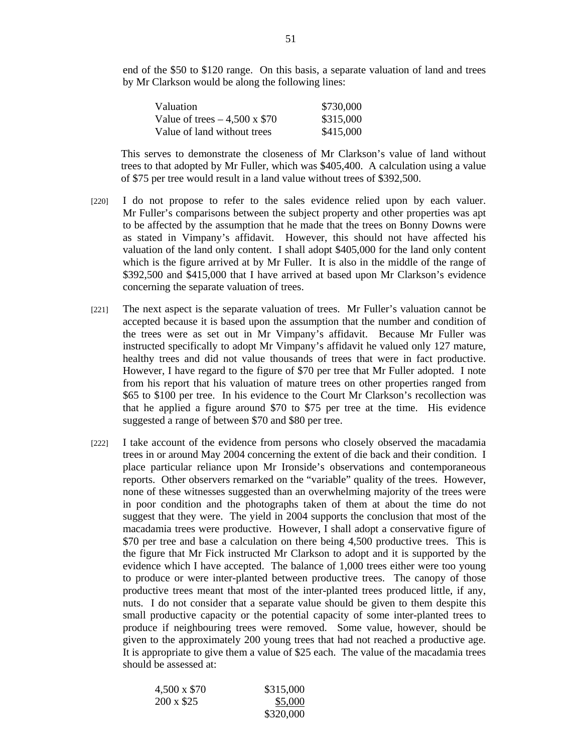end of the $50 to $120 range. On this basis, a separate valuation of land and trees by Mr Clarkson would be along the following lines:

| | |
|---|---|
| Valuation | $730,000 |
| Value of trees – 4,500 x $70 | $315,000 |
| Value of land without trees | $415,000 |

This serves to demonstrate the closeness of Mr Clarkson's value of land without trees to that adopted by Mr Fuller, which was $405,400. A calculation using a value of $75 per tree would result in a land value without trees of $392,500.

[220] I do not propose to refer to the sales evidence relied upon by each valuer. Mr Fuller's comparisons between the subject property and other properties was apt to be affected by the assumption that he made that the trees on Bonny Downs were as stated in Vimpany's affidavit. However, this should not have affected his valuation of the land only content. I shall adopt $405,000 for the land only content which is the figure arrived at by Mr Fuller. It is also in the middle of the range of $392,500 and $415,000 that I have arrived at based upon Mr Clarkson's evidence concerning the separate valuation of trees.

[221] The next aspect is the separate valuation of trees. Mr Fuller's valuation cannot be accepted because it is based upon the assumption that the number and condition of the trees were as set out in Mr Vimpany's affidavit. Because Mr Fuller was instructed specifically to adopt Mr Vimpany's affidavit he valued only 127 mature, healthy trees and did not value thousands of trees that were in fact productive. However, I have regard to the figure of $70 per tree that Mr Fuller adopted. I note from his report that his valuation of mature trees on other properties ranged from $65 to $100 per tree. In his evidence to the Court Mr Clarkson's recollection was that he applied a figure around $70 to $75 per tree at the time. His evidence suggested a range of between $70 and $80 per tree.

[222] I take account of the evidence from persons who closely observed the macadamia trees in or around May 2004 concerning the extent of die back and their condition. I place particular reliance upon Mr Ironside's observations and contemporaneous reports. Other observers remarked on the "variable" quality of the trees. However, none of these witnesses suggested than an overwhelming majority of the trees were in poor condition and the photographs taken of them at about the time do not suggest that they were. The yield in 2004 supports the conclusion that most of the macadamia trees were productive. However, I shall adopt a conservative figure of $70 per tree and base a calculation on there being 4,500 productive trees. This is the figure that Mr Fick instructed Mr Clarkson to adopt and it is supported by the evidence which I have accepted. The balance of 1,000 trees either were too young to produce or were inter-planted between productive trees. The canopy of those productive trees meant that most of the inter-planted trees produced little, if any, nuts. I do not consider that a separate value should be given to them despite this small productive capacity or the potential capacity of some inter-planted trees to produce if neighbouring trees were removed. Some value, however, should be given to the approximately 200 young trees that had not reached a productive age. It is appropriate to give them a value of $25 each. The value of the macadamia trees should be assessed at:

| | |
|---|---|
| 4,500 x $70 | $315,000 |
| 200 x $25 | $5,000 |
| | $320,000 |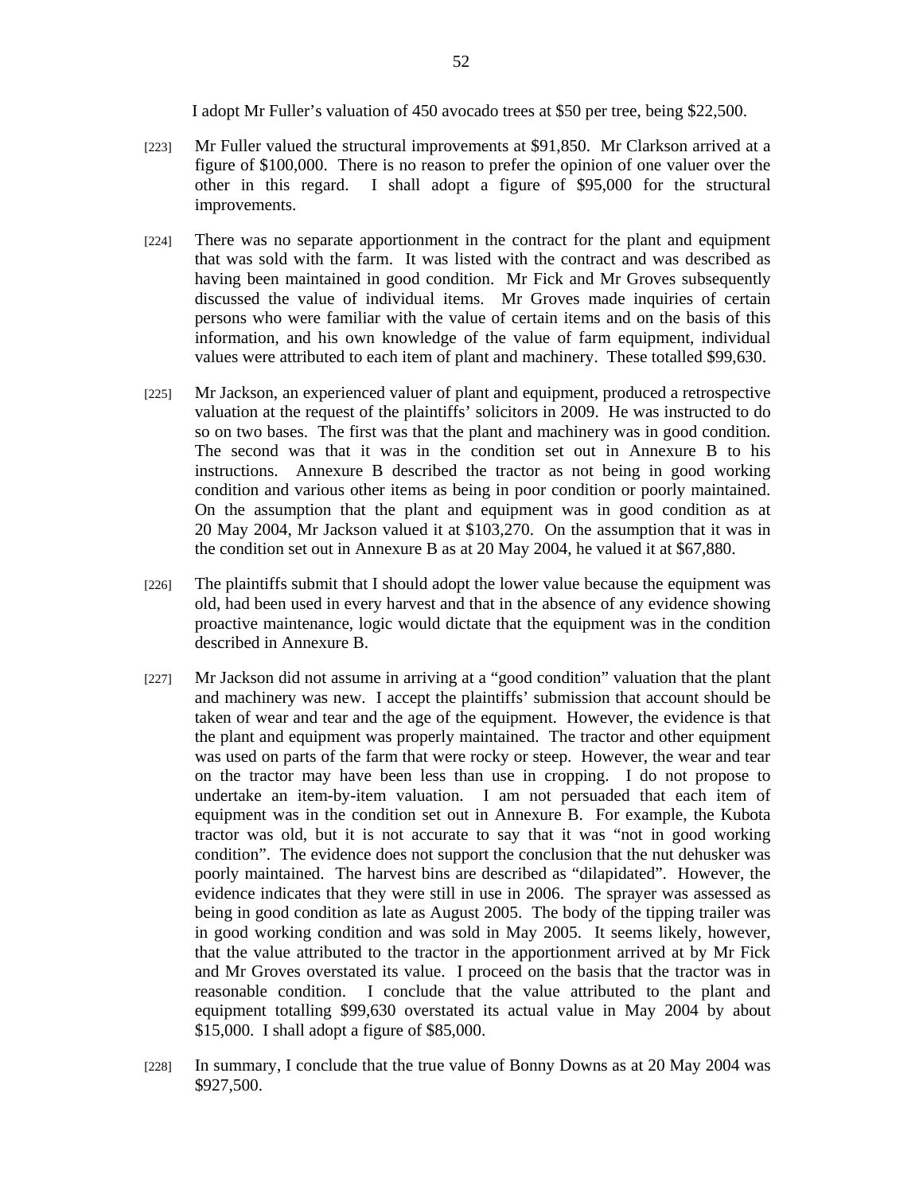I adopt Mr Fuller's valuation of 450 avocado trees at $50 per tree, being $22,500.

[223] Mr Fuller valued the structural improvements at $91,850. Mr Clarkson arrived at a figure of $100,000. There is no reason to prefer the opinion of one valuer over the other in this regard. I shall adopt a figure of $95,000 for the structural improvements.

[224] There was no separate apportionment in the contract for the plant and equipment that was sold with the farm. It was listed with the contract and was described as having been maintained in good condition. Mr Fick and Mr Groves subsequently discussed the value of individual items. Mr Groves made inquiries of certain persons who were familiar with the value of certain items and on the basis of this information, and his own knowledge of the value of farm equipment, individual values were attributed to each item of plant and machinery. These totalled $99,630.

[225] Mr Jackson, an experienced valuer of plant and equipment, produced a retrospective valuation at the request of the plaintiffs' solicitors in 2009. He was instructed to do so on two bases. The first was that the plant and machinery was in good condition. The second was that it was in the condition set out in Annexure B to his instructions. Annexure B described the tractor as not being in good working condition and various other items as being in poor condition or poorly maintained. On the assumption that the plant and equipment was in good condition as at 20 May 2004, Mr Jackson valued it at $103,270. On the assumption that it was in the condition set out in Annexure B as at 20 May 2004, he valued it at $67,880.

[226] The plaintiffs submit that I should adopt the lower value because the equipment was old, had been used in every harvest and that in the absence of any evidence showing proactive maintenance, logic would dictate that the equipment was in the condition described in Annexure B.

[227] Mr Jackson did not assume in arriving at a "good condition" valuation that the plant and machinery was new. I accept the plaintiffs' submission that account should be taken of wear and tear and the age of the equipment. However, the evidence is that the plant and equipment was properly maintained. The tractor and other equipment was used on parts of the farm that were rocky or steep. However, the wear and tear on the tractor may have been less than use in cropping. I do not propose to undertake an item-by-item valuation. I am not persuaded that each item of equipment was in the condition set out in Annexure B. For example, the Kubota tractor was old, but it is not accurate to say that it was "not in good working condition". The evidence does not support the conclusion that the nut dehusker was poorly maintained. The harvest bins are described as "dilapidated". However, the evidence indicates that they were still in use in 2006. The sprayer was assessed as being in good condition as late as August 2005. The body of the tipping trailer was in good working condition and was sold in May 2005. It seems likely, however, that the value attributed to the tractor in the apportionment arrived at by Mr Fick and Mr Groves overstated its value. I proceed on the basis that the tractor was in reasonable condition. I conclude that the value attributed to the plant and equipment totalling $99,630 overstated its actual value in May 2004 by about $15,000. I shall adopt a figure of $85,000.

[228] In summary, I conclude that the true value of Bonny Downs as at 20 May 2004 was $927,500.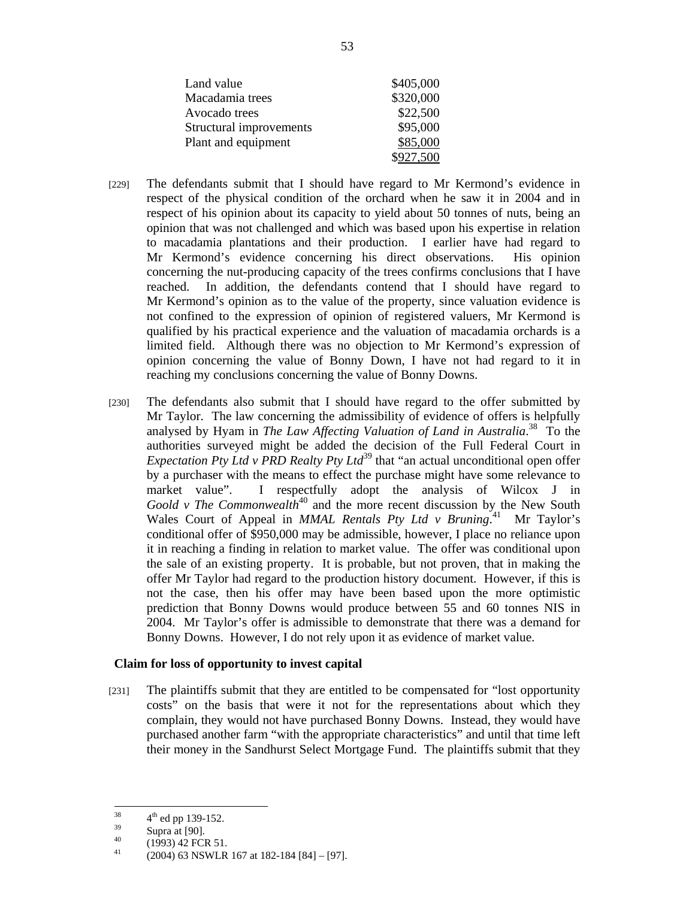| | |
|---|---|
| Land value | \$405,000 |
| Macadamia trees | \$320,000 |
| Avocado trees | \$22,500 |
| Structural improvements | \$95,000 |
| Plant and equipment | \$85,000 |
| | \$927,500 |

[229] The defendants submit that I should have regard to Mr Kermond's evidence in respect of the physical condition of the orchard when he saw it in 2004 and in respect of his opinion about its capacity to yield about 50 tonnes of nuts, being an opinion that was not challenged and which was based upon his expertise in relation to macadamia plantations and their production. I earlier have had regard to Mr Kermond's evidence concerning his direct observations. His opinion concerning the nut-producing capacity of the trees confirms conclusions that I have reached. In addition, the defendants contend that I should have regard to Mr Kermond's opinion as to the value of the property, since valuation evidence is not confined to the expression of opinion of registered valuers, Mr Kermond is qualified by his practical experience and the valuation of macadamia orchards is a limited field. Although there was no objection to Mr Kermond's expression of opinion concerning the value of Bonny Down, I have not had regard to it in reaching my conclusions concerning the value of Bonny Downs.

[230] The defendants also submit that I should have regard to the offer submitted by Mr Taylor. The law concerning the admissibility of evidence of offers is helpfully analysed by Hyam in *The Law Affecting Valuation of Land in Australia*.[38] To the authorities surveyed might be added the decision of the Full Federal Court in *Expectation Pty Ltd v PRD Realty Pty Ltd*[39] that "an actual unconditional open offer by a purchaser with the means to effect the purchase might have some relevance to market value". I respectfully adopt the analysis of Wilcox J in *Goold v The Commonwealth*[40] and the more recent discussion by the New South Wales Court of Appeal in *MMAL Rentals Pty Ltd v Bruning*.[41] Mr Taylor's conditional offer of \$950,000 may be admissible, however, I place no reliance upon it in reaching a finding in relation to market value. The offer was conditional upon the sale of an existing property. It is probable, but not proven, that in making the offer Mr Taylor had regard to the production history document. However, if this is not the case, then his offer may have been based upon the more optimistic prediction that Bonny Downs would produce between 55 and 60 tonnes NIS in 2004. Mr Taylor's offer is admissible to demonstrate that there was a demand for Bonny Downs. However, I do not rely upon it as evidence of market value.

**Claim for loss of opportunity to invest capital**

[231] The plaintiffs submit that they are entitled to be compensated for "lost opportunity costs" on the basis that were it not for the representations about which they complain, they would not have purchased Bonny Downs. Instead, they would have purchased another farm "with the appropriate characteristics" and until that time left their money in the Sandhurst Select Mortgage Fund. The plaintiffs submit that they

---

[38] 4th ed pp 139-152.

[39] Supra at [90].

[40] (1993) 42 FCR 51.

[41] (2004) 63 NSWLR 167 at 182-184 [84] – [97].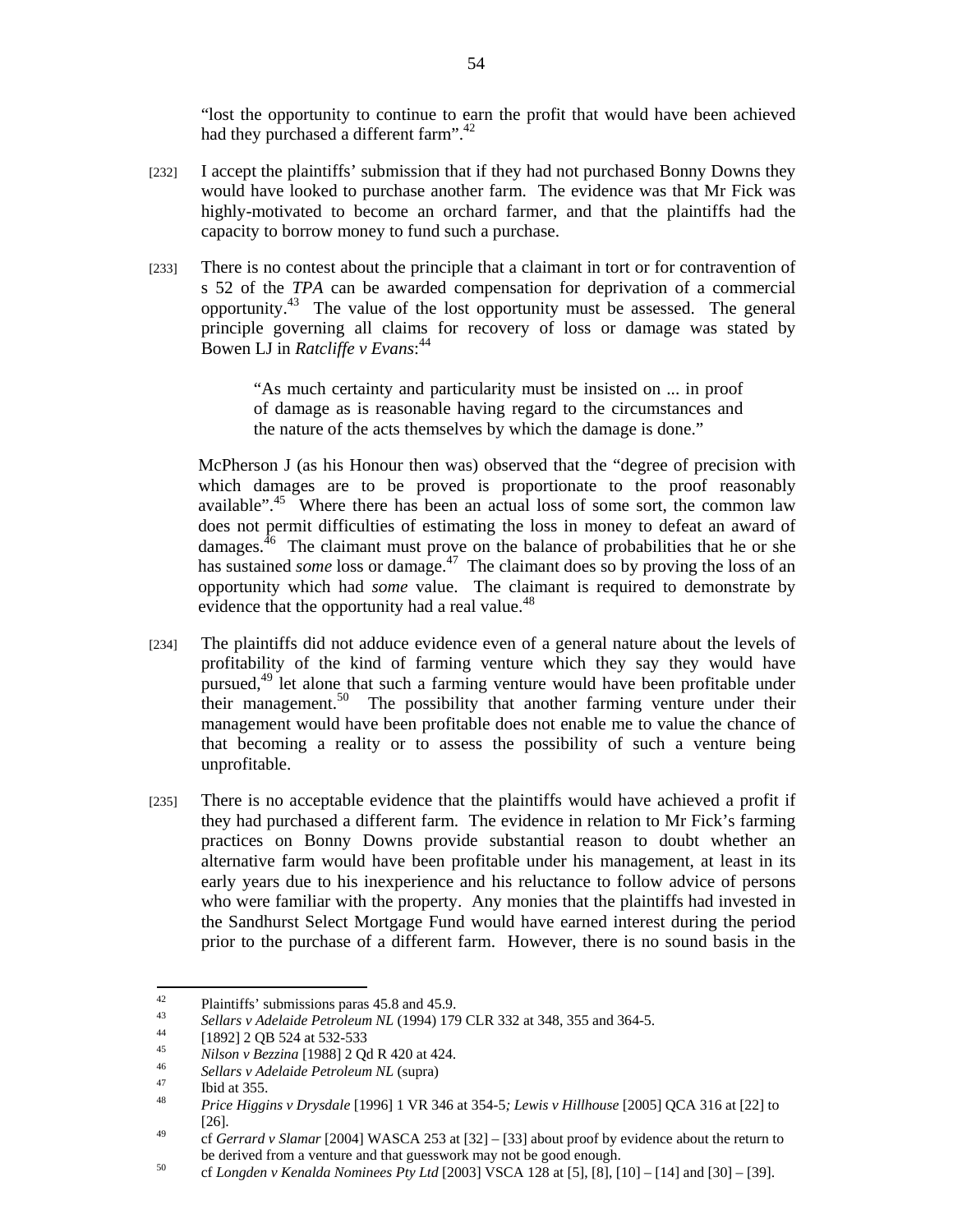"lost the opportunity to continue to earn the profit that would have been achieved had they purchased a different farm".[42]

[232] I accept the plaintiffs' submission that if they had not purchased Bonny Downs they would have looked to purchase another farm. The evidence was that Mr Fick was highly-motivated to become an orchard farmer, and that the plaintiffs had the capacity to borrow money to fund such a purchase.

[233] There is no contest about the principle that a claimant in tort or for contravention of s 52 of the *TPA* can be awarded compensation for deprivation of a commercial opportunity.[43] The value of the lost opportunity must be assessed. The general principle governing all claims for recovery of loss or damage was stated by Bowen LJ in *Ratcliffe v Evans*:[44]

> "As much certainty and particularity must be insisted on ... in proof of damage as is reasonable having regard to the circumstances and the nature of the acts themselves by which the damage is done."

McPherson J (as his Honour then was) observed that the "degree of precision with which damages are to be proved is proportionate to the proof reasonably available".[45] Where there has been an actual loss of some sort, the common law does not permit difficulties of estimating the loss in money to defeat an award of damages.[46] The claimant must prove on the balance of probabilities that he or she has sustained *some* loss or damage.[47] The claimant does so by proving the loss of an opportunity which had *some* value. The claimant is required to demonstrate by evidence that the opportunity had a real value.[48]

[234] The plaintiffs did not adduce evidence even of a general nature about the levels of profitability of the kind of farming venture which they say they would have pursued,[49] let alone that such a farming venture would have been profitable under their management.[50] The possibility that another farming venture under their management would have been profitable does not enable me to value the chance of that becoming a reality or to assess the possibility of such a venture being unprofitable.

[235] There is no acceptable evidence that the plaintiffs would have achieved a profit if they had purchased a different farm. The evidence in relation to Mr Fick's farming practices on Bonny Downs provide substantial reason to doubt whether an alternative farm would have been profitable under his management, at least in its early years due to his inexperience and his reluctance to follow advice of persons who were familiar with the property. Any monies that the plaintiffs had invested in the Sandhurst Select Mortgage Fund would have earned interest during the period prior to the purchase of a different farm. However, there is no sound basis in the

---

[42] Plaintiffs' submissions paras 45.8 and 45.9.

[43] *Sellars v Adelaide Petroleum NL* (1994) 179 CLR 332 at 348, 355 and 364-5.

[44] [1892] 2 QB 524 at 532-533

[45] *Nilson v Bezzina* [1988] 2 Qd R 420 at 424.

[46] *Sellars v Adelaide Petroleum NL* (supra)

[47] Ibid at 355.

[48] *Price Higgins v Drysdale* [1996] 1 VR 346 at 354-5*; Lewis v Hillhouse* [2005] QCA 316 at [22] to [26].

[49] cf *Gerrard v Slamar* [2004] WASCA 253 at [32] – [33] about proof by evidence about the return to be derived from a venture and that guesswork may not be good enough.

[50] cf *Longden v Kenalda Nominees Pty Ltd* [2003] VSCA 128 at [5], [8], [10] – [14] and [30] – [39].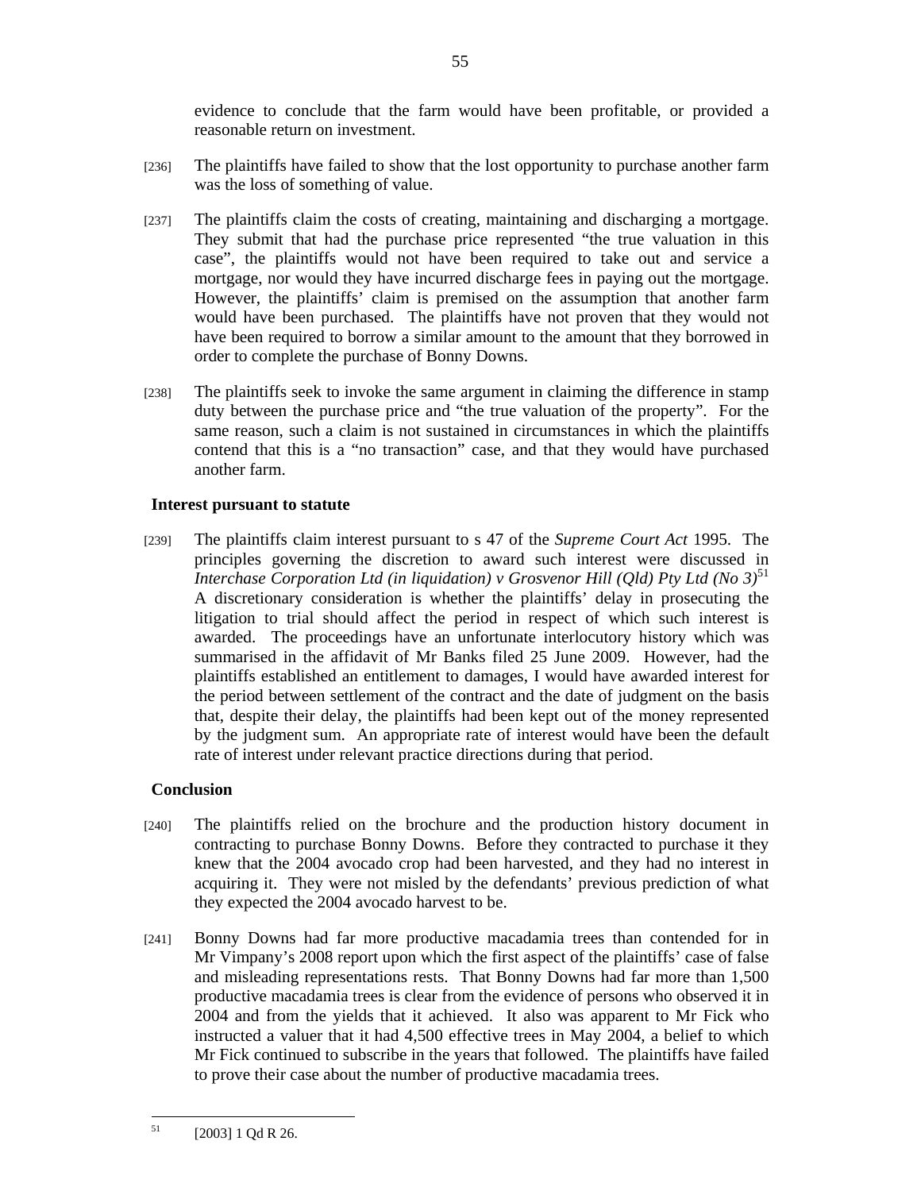evidence to conclude that the farm would have been profitable, or provided a reasonable return on investment.

[236] The plaintiffs have failed to show that the lost opportunity to purchase another farm was the loss of something of value.

[237] The plaintiffs claim the costs of creating, maintaining and discharging a mortgage. They submit that had the purchase price represented "the true valuation in this case", the plaintiffs would not have been required to take out and service a mortgage, nor would they have incurred discharge fees in paying out the mortgage. However, the plaintiffs' claim is premised on the assumption that another farm would have been purchased. The plaintiffs have not proven that they would not have been required to borrow a similar amount to the amount that they borrowed in order to complete the purchase of Bonny Downs.

[238] The plaintiffs seek to invoke the same argument in claiming the difference in stamp duty between the purchase price and "the true valuation of the property". For the same reason, such a claim is not sustained in circumstances in which the plaintiffs contend that this is a "no transaction" case, and that they would have purchased another farm.

## Interest pursuant to statute

[239] The plaintiffs claim interest pursuant to s 47 of the *Supreme Court Act* 1995. The principles governing the discretion to award such interest were discussed in *Interchase Corporation Ltd (in liquidation) v Grosvenor Hill (Qld) Pty Ltd (No 3)*[51] A discretionary consideration is whether the plaintiffs' delay in prosecuting the litigation to trial should affect the period in respect of which such interest is awarded. The proceedings have an unfortunate interlocutory history which was summarised in the affidavit of Mr Banks filed 25 June 2009. However, had the plaintiffs established an entitlement to damages, I would have awarded interest for the period between settlement of the contract and the date of judgment on the basis that, despite their delay, the plaintiffs had been kept out of the money represented by the judgment sum. An appropriate rate of interest would have been the default rate of interest under relevant practice directions during that period.

## Conclusion

[240] The plaintiffs relied on the brochure and the production history document in contracting to purchase Bonny Downs. Before they contracted to purchase it they knew that the 2004 avocado crop had been harvested, and they had no interest in acquiring it. They were not misled by the defendants' previous prediction of what they expected the 2004 avocado harvest to be.

[241] Bonny Downs had far more productive macadamia trees than contended for in Mr Vimpany's 2008 report upon which the first aspect of the plaintiffs' case of false and misleading representations rests. That Bonny Downs had far more than 1,500 productive macadamia trees is clear from the evidence of persons who observed it in 2004 and from the yields that it achieved. It also was apparent to Mr Fick who instructed a valuer that it had 4,500 effective trees in May 2004, a belief to which Mr Fick continued to subscribe in the years that followed. The plaintiffs have failed to prove their case about the number of productive macadamia trees.

---

[51] [2003] 1 Qd R 26.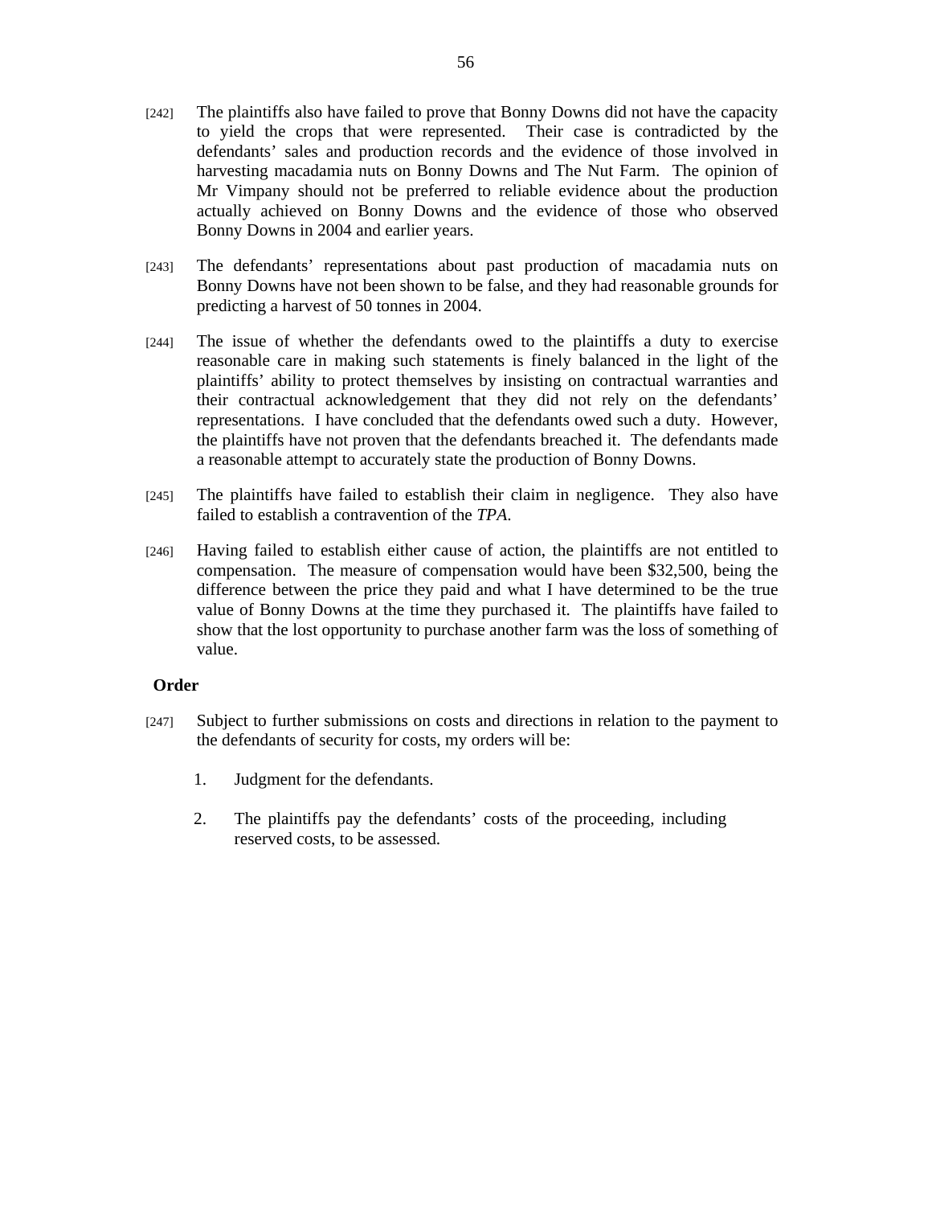[242] The plaintiffs also have failed to prove that Bonny Downs did not have the capacity to yield the crops that were represented. Their case is contradicted by the defendants' sales and production records and the evidence of those involved in harvesting macadamia nuts on Bonny Downs and The Nut Farm. The opinion of Mr Vimpany should not be preferred to reliable evidence about the production actually achieved on Bonny Downs and the evidence of those who observed Bonny Downs in 2004 and earlier years.

[243] The defendants' representations about past production of macadamia nuts on Bonny Downs have not been shown to be false, and they had reasonable grounds for predicting a harvest of 50 tonnes in 2004.

[244] The issue of whether the defendants owed to the plaintiffs a duty to exercise reasonable care in making such statements is finely balanced in the light of the plaintiffs' ability to protect themselves by insisting on contractual warranties and their contractual acknowledgement that they did not rely on the defendants' representations. I have concluded that the defendants owed such a duty. However, the plaintiffs have not proven that the defendants breached it. The defendants made a reasonable attempt to accurately state the production of Bonny Downs.

[245] The plaintiffs have failed to establish their claim in negligence. They also have failed to establish a contravention of the *TPA*.

[246] Having failed to establish either cause of action, the plaintiffs are not entitled to compensation. The measure of compensation would have been $32,500, being the difference between the price they paid and what I have determined to be the true value of Bonny Downs at the time they purchased it. The plaintiffs have failed to show that the lost opportunity to purchase another farm was the loss of something of value.

**Order**

[247] Subject to further submissions on costs and directions in relation to the payment to the defendants of security for costs, my orders will be:

1. Judgment for the defendants.

2. The plaintiffs pay the defendants' costs of the proceeding, including reserved costs, to be assessed.